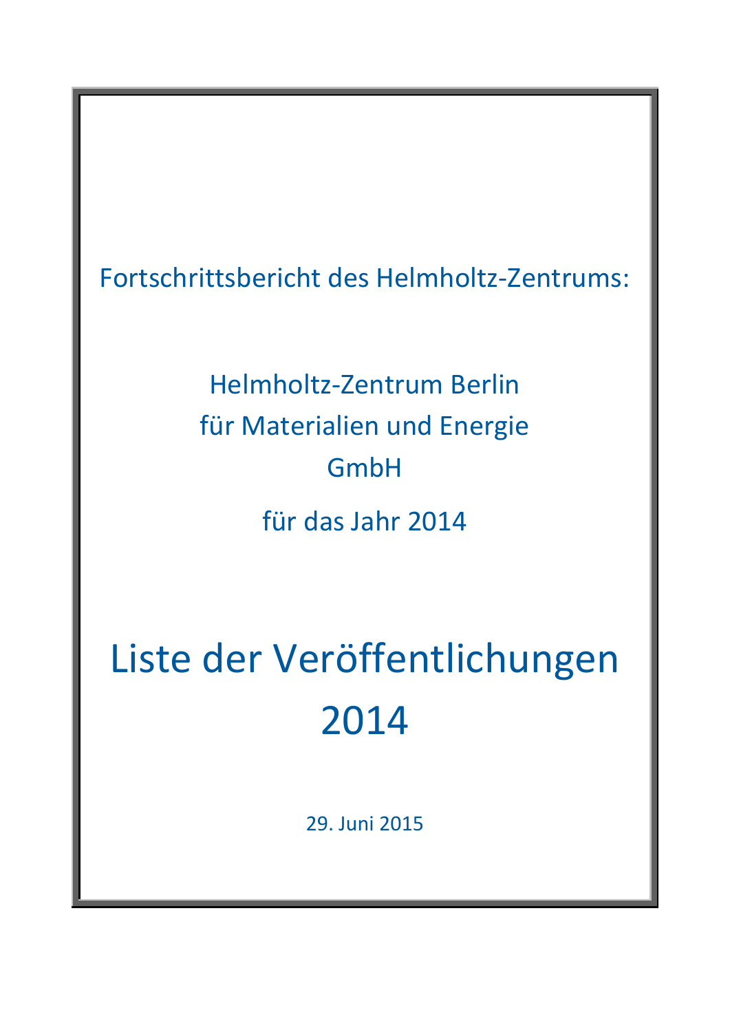Fortschrittsbericht des Helmholtz-Zentrums:

Helmholtz-Zentrum Berlin
für Materialien und Energie
GmbH

für das Jahr 2014

# Liste der Veröffentlichungen 2014

29. Juni 2015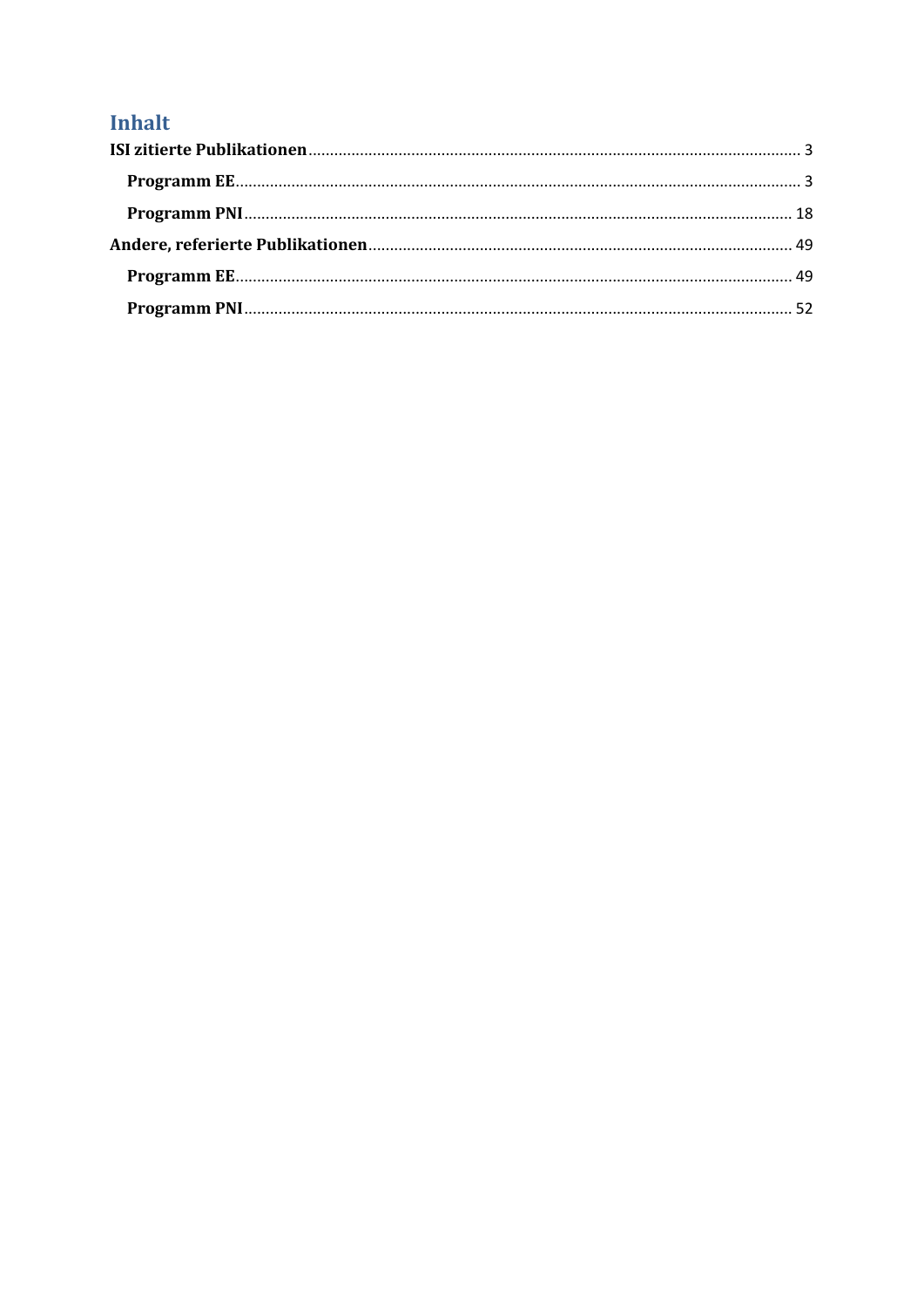# Inhalt

**ISI zitierte Publikationen** ........ 3

- **Programm EE** ........ 3
- **Programm PNI** ........ 18

**Andere, referierte Publikationen** ........ 49

- **Programm EE** ........ 49
- **Programm PNI** ........ 52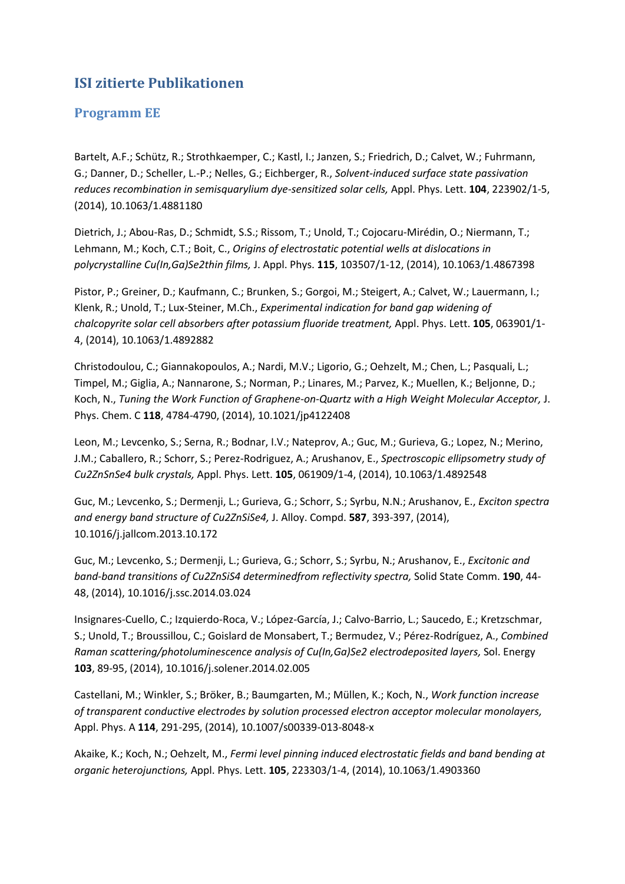# ISI zitierte Publikationen

## Programm EE

Bartelt, A.F.; Schütz, R.; Strothkaemper, C.; Kastl, I.; Janzen, S.; Friedrich, D.; Calvet, W.; Fuhrmann, G.; Danner, D.; Scheller, L.-P.; Nelles, G.; Eichberger, R., *Solvent-induced surface state passivation reduces recombination in semisquarylium dye-sensitized solar cells,* Appl. Phys. Lett. **104**, 223902/1-5, (2014), 10.1063/1.4881180

Dietrich, J.; Abou-Ras, D.; Schmidt, S.S.; Rissom, T.; Unold, T.; Cojocaru-Mirédin, O.; Niermann, T.; Lehmann, M.; Koch, C.T.; Boit, C., *Origins of electrostatic potential wells at dislocations in polycrystalline Cu(In,Ga)Se2thin films,* J. Appl. Phys. **115**, 103507/1-12, (2014), 10.1063/1.4867398

Pistor, P.; Greiner, D.; Kaufmann, C.; Brunken, S.; Gorgoi, M.; Steigert, A.; Calvet, W.; Lauermann, I.; Klenk, R.; Unold, T.; Lux-Steiner, M.Ch., *Experimental indication for band gap widening of chalcopyrite solar cell absorbers after potassium fluoride treatment,* Appl. Phys. Lett. **105**, 063901/1-4, (2014), 10.1063/1.4892882

Christodoulou, C.; Giannakopoulos, A.; Nardi, M.V.; Ligorio, G.; Oehzelt, M.; Chen, L.; Pasquali, L.; Timpel, M.; Giglia, A.; Nannarone, S.; Norman, P.; Linares, M.; Parvez, K.; Muellen, K.; Beljonne, D.; Koch, N., *Tuning the Work Function of Graphene-on-Quartz with a High Weight Molecular Acceptor,* J. Phys. Chem. C **118**, 4784-4790, (2014), 10.1021/jp4122408

Leon, M.; Levcenko, S.; Serna, R.; Bodnar, I.V.; Nateprov, A.; Guc, M.; Gurieva, G.; Lopez, N.; Merino, J.M.; Caballero, R.; Schorr, S.; Perez-Rodriguez, A.; Arushanov, E., *Spectroscopic ellipsometry study of Cu2ZnSnSe4 bulk crystals,* Appl. Phys. Lett. **105**, 061909/1-4, (2014), 10.1063/1.4892548

Guc, M.; Levcenko, S.; Dermenji, L.; Gurieva, G.; Schorr, S.; Syrbu, N.N.; Arushanov, E., *Exciton spectra and energy band structure of Cu2ZnSiSe4,* J. Alloy. Compd. **587**, 393-397, (2014), 10.1016/j.jallcom.2013.10.172

Guc, M.; Levcenko, S.; Dermenji, L.; Gurieva, G.; Schorr, S.; Syrbu, N.; Arushanov, E., *Excitonic and band-band transitions of Cu2ZnSiS4 determinedfrom reflectivity spectra,* Solid State Comm. **190**, 44-48, (2014), 10.1016/j.ssc.2014.03.024

Insignares-Cuello, C.; Izquierdo-Roca, V.; López-García, J.; Calvo-Barrio, L.; Saucedo, E.; Kretzschmar, S.; Unold, T.; Broussillou, C.; Goislard de Monsabert, T.; Bermudez, V.; Pérez-Rodríguez, A., *Combined Raman scattering/photoluminescence analysis of Cu(In,Ga)Se2 electrodeposited layers,* Sol. Energy **103**, 89-95, (2014), 10.1016/j.solener.2014.02.005

Castellani, M.; Winkler, S.; Bröker, B.; Baumgarten, M.; Müllen, K.; Koch, N., *Work function increase of transparent conductive electrodes by solution processed electron acceptor molecular monolayers,* Appl. Phys. A **114**, 291-295, (2014), 10.1007/s00339-013-8048-x

Akaike, K.; Koch, N.; Oehzelt, M., *Fermi level pinning induced electrostatic fields and band bending at organic heterojunctions,* Appl. Phys. Lett. **105**, 223303/1-4, (2014), 10.1063/1.4903360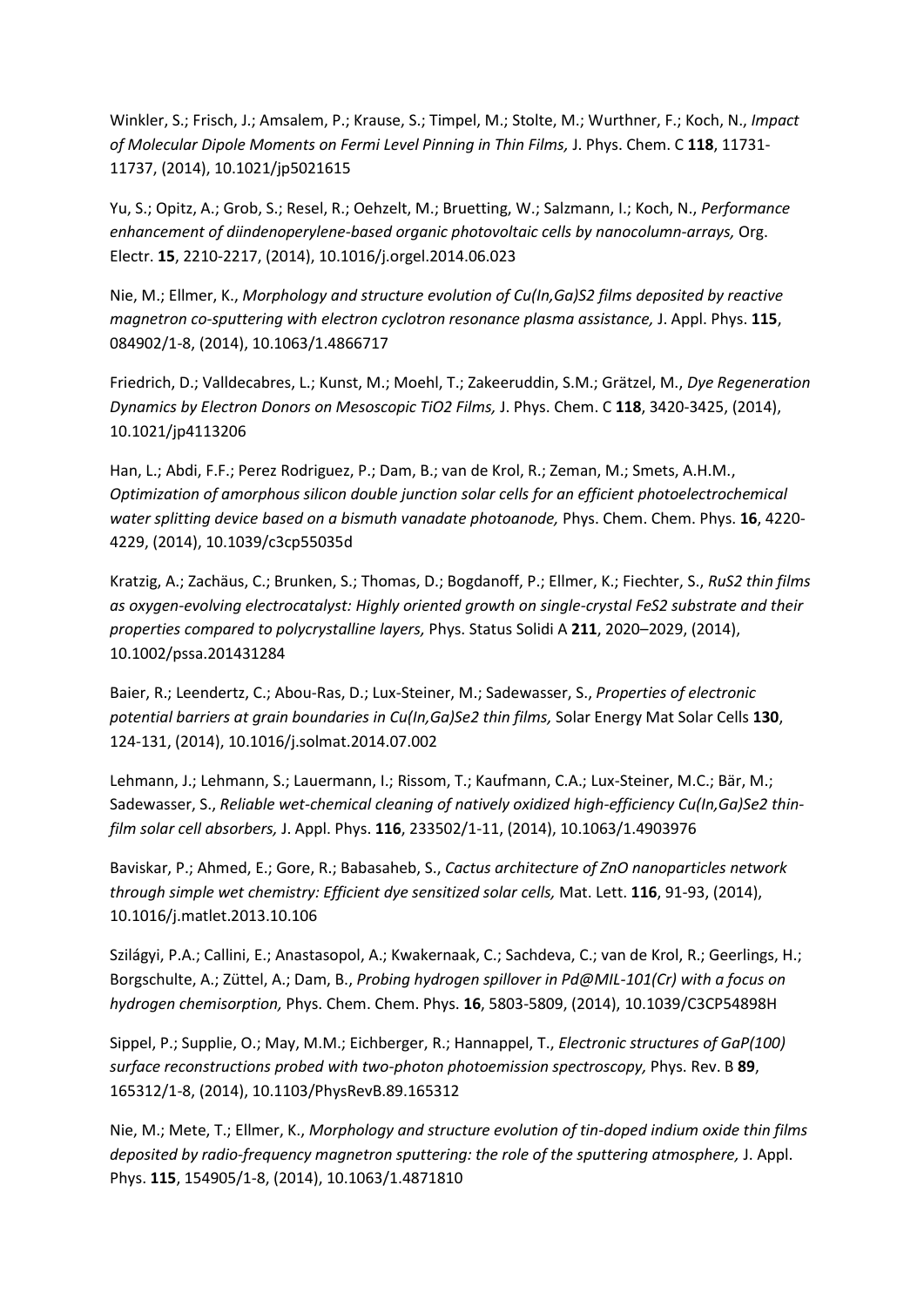Winkler, S.; Frisch, J.; Amsalem, P.; Krause, S.; Timpel, M.; Stolte, M.; Wurthner, F.; Koch, N., *Impact of Molecular Dipole Moments on Fermi Level Pinning in Thin Films,* J. Phys. Chem. C **118**, 11731-11737, (2014), 10.1021/jp5021615

Yu, S.; Opitz, A.; Grob, S.; Resel, R.; Oehzelt, M.; Bruetting, W.; Salzmann, I.; Koch, N., *Performance enhancement of diindenoperylene-based organic photovoltaic cells by nanocolumn-arrays,* Org. Electr. **15**, 2210-2217, (2014), 10.1016/j.orgel.2014.06.023

Nie, M.; Ellmer, K., *Morphology and structure evolution of Cu(In,Ga)S2 films deposited by reactive magnetron co-sputtering with electron cyclotron resonance plasma assistance,* J. Appl. Phys. **115**, 084902/1-8, (2014), 10.1063/1.4866717

Friedrich, D.; Valldecabres, L.; Kunst, M.; Moehl, T.; Zakeeruddin, S.M.; Grätzel, M., *Dye Regeneration Dynamics by Electron Donors on Mesoscopic TiO2 Films,* J. Phys. Chem. C **118**, 3420-3425, (2014), 10.1021/jp4113206

Han, L.; Abdi, F.F.; Perez Rodriguez, P.; Dam, B.; van de Krol, R.; Zeman, M.; Smets, A.H.M., *Optimization of amorphous silicon double junction solar cells for an efficient photoelectrochemical water splitting device based on a bismuth vanadate photoanode,* Phys. Chem. Chem. Phys. **16**, 4220-4229, (2014), 10.1039/c3cp55035d

Kratzig, A.; Zachäus, C.; Brunken, S.; Thomas, D.; Bogdanoff, P.; Ellmer, K.; Fiechter, S., *RuS2 thin films as oxygen-evolving electrocatalyst: Highly oriented growth on single-crystal FeS2 substrate and their properties compared to polycrystalline layers,* Phys. Status Solidi A **211**, 2020–2029, (2014), 10.1002/pssa.201431284

Baier, R.; Leendertz, C.; Abou-Ras, D.; Lux-Steiner, M.; Sadewasser, S., *Properties of electronic potential barriers at grain boundaries in Cu(In,Ga)Se2 thin films,* Solar Energy Mat Solar Cells **130**, 124-131, (2014), 10.1016/j.solmat.2014.07.002

Lehmann, J.; Lehmann, S.; Lauermann, I.; Rissom, T.; Kaufmann, C.A.; Lux-Steiner, M.C.; Bär, M.; Sadewasser, S., *Reliable wet-chemical cleaning of natively oxidized high-efficiency Cu(In,Ga)Se2 thin-film solar cell absorbers,* J. Appl. Phys. **116**, 233502/1-11, (2014), 10.1063/1.4903976

Baviskar, P.; Ahmed, E.; Gore, R.; Babasaheb, S., *Cactus architecture of ZnO nanoparticles network through simple wet chemistry: Efficient dye sensitized solar cells,* Mat. Lett. **116**, 91-93, (2014), 10.1016/j.matlet.2013.10.106

Szilágyi, P.A.; Callini, E.; Anastasopol, A.; Kwakernaak, C.; Sachdeva, C.; van de Krol, R.; Geerlings, H.; Borgschulte, A.; Züttel, A.; Dam, B., *Probing hydrogen spillover in Pd@MIL-101(Cr) with a focus on hydrogen chemisorption,* Phys. Chem. Chem. Phys. **16**, 5803-5809, (2014), 10.1039/C3CP54898H

Sippel, P.; Supplie, O.; May, M.M.; Eichberger, R.; Hannappel, T., *Electronic structures of GaP(100) surface reconstructions probed with two-photon photoemission spectroscopy,* Phys. Rev. B **89**, 165312/1-8, (2014), 10.1103/PhysRevB.89.165312

Nie, M.; Mete, T.; Ellmer, K., *Morphology and structure evolution of tin-doped indium oxide thin films deposited by radio-frequency magnetron sputtering: the role of the sputtering atmosphere,* J. Appl. Phys. **115**, 154905/1-8, (2014), 10.1063/1.4871810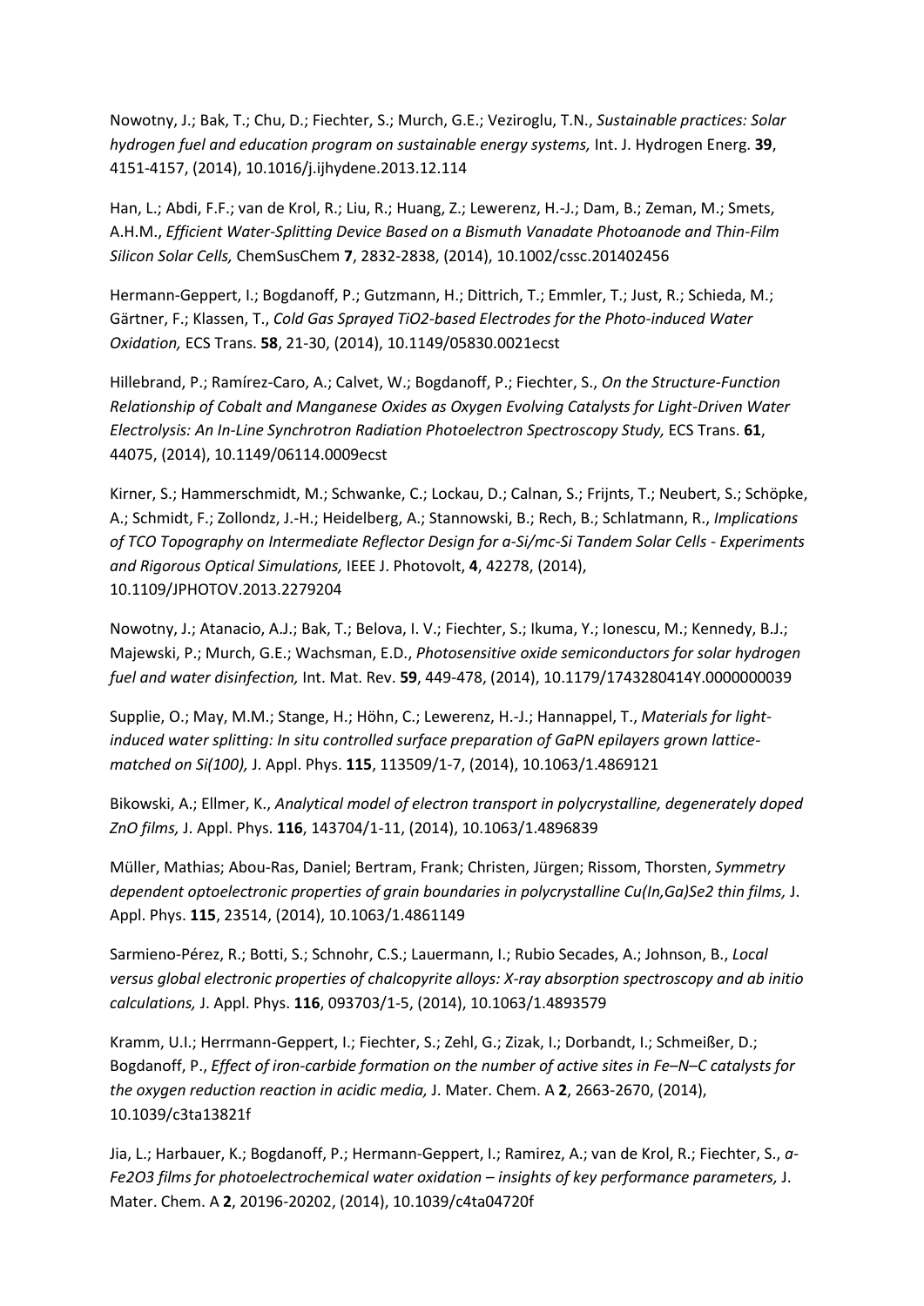Nowotny, J.; Bak, T.; Chu, D.; Fiechter, S.; Murch, G.E.; Veziroglu, T.N., *Sustainable practices: Solar hydrogen fuel and education program on sustainable energy systems,* Int. J. Hydrogen Energ. **39**, 4151-4157, (2014), 10.1016/j.ijhydene.2013.12.114

Han, L.; Abdi, F.F.; van de Krol, R.; Liu, R.; Huang, Z.; Lewerenz, H.-J.; Dam, B.; Zeman, M.; Smets, A.H.M., *Efficient Water-Splitting Device Based on a Bismuth Vanadate Photoanode and Thin-Film Silicon Solar Cells,* ChemSusChem **7**, 2832-2838, (2014), 10.1002/cssc.201402456

Hermann-Geppert, I.; Bogdanoff, P.; Gutzmann, H.; Dittrich, T.; Emmler, T.; Just, R.; Schieda, M.; Gärtner, F.; Klassen, T., *Cold Gas Sprayed TiO2-based Electrodes for the Photo-induced Water Oxidation,* ECS Trans. **58**, 21-30, (2014), 10.1149/05830.0021ecst

Hillebrand, P.; Ramírez-Caro, A.; Calvet, W.; Bogdanoff, P.; Fiechter, S., *On the Structure-Function Relationship of Cobalt and Manganese Oxides as Oxygen Evolving Catalysts for Light-Driven Water Electrolysis: An In-Line Synchrotron Radiation Photoelectron Spectroscopy Study,* ECS Trans. **61**, 44075, (2014), 10.1149/06114.0009ecst

Kirner, S.; Hammerschmidt, M.; Schwanke, C.; Lockau, D.; Calnan, S.; Frijnts, T.; Neubert, S.; Schöpke, A.; Schmidt, F.; Zollondz, J.-H.; Heidelberg, A.; Stannowski, B.; Rech, B.; Schlatmann, R., *Implications of TCO Topography on Intermediate Reflector Design for a-Si/mc-Si Tandem Solar Cells - Experiments and Rigorous Optical Simulations,* IEEE J. Photovolt, **4**, 42278, (2014), 10.1109/JPHOTOV.2013.2279204

Nowotny, J.; Atanacio, A.J.; Bak, T.; Belova, I. V.; Fiechter, S.; Ikuma, Y.; Ionescu, M.; Kennedy, B.J.; Majewski, P.; Murch, G.E.; Wachsman, E.D., *Photosensitive oxide semiconductors for solar hydrogen fuel and water disinfection,* Int. Mat. Rev. **59**, 449-478, (2014), 10.1179/1743280414Y.0000000039

Supplie, O.; May, M.M.; Stange, H.; Höhn, C.; Lewerenz, H.-J.; Hannappel, T., *Materials for light-induced water splitting: In situ controlled surface preparation of GaPN epilayers grown lattice-matched on Si(100),* J. Appl. Phys. **115**, 113509/1-7, (2014), 10.1063/1.4869121

Bikowski, A.; Ellmer, K., *Analytical model of electron transport in polycrystalline, degenerately doped ZnO films,* J. Appl. Phys. **116**, 143704/1-11, (2014), 10.1063/1.4896839

Müller, Mathias; Abou-Ras, Daniel; Bertram, Frank; Christen, Jürgen; Rissom, Thorsten, *Symmetry dependent optoelectronic properties of grain boundaries in polycrystalline Cu(In,Ga)Se2 thin films,* J. Appl. Phys. **115**, 23514, (2014), 10.1063/1.4861149

Sarmieno-Pérez, R.; Botti, S.; Schnohr, C.S.; Lauermann, I.; Rubio Secades, A.; Johnson, B., *Local versus global electronic properties of chalcopyrite alloys: X-ray absorption spectroscopy and ab initio calculations,* J. Appl. Phys. **116**, 093703/1-5, (2014), 10.1063/1.4893579

Kramm, U.I.; Herrmann-Geppert, I.; Fiechter, S.; Zehl, G.; Zizak, I.; Dorbandt, I.; Schmeißer, D.; Bogdanoff, P., *Effect of iron-carbide formation on the number of active sites in Fe–N–C catalysts for the oxygen reduction reaction in acidic media,* J. Mater. Chem. A **2**, 2663-2670, (2014), 10.1039/c3ta13821f

Jia, L.; Harbauer, K.; Bogdanoff, P.; Hermann-Geppert, I.; Ramirez, A.; van de Krol, R.; Fiechter, S., *a-Fe2O3 films for photoelectrochemical water oxidation – insights of key performance parameters,* J. Mater. Chem. A **2**, 20196-20202, (2014), 10.1039/c4ta04720f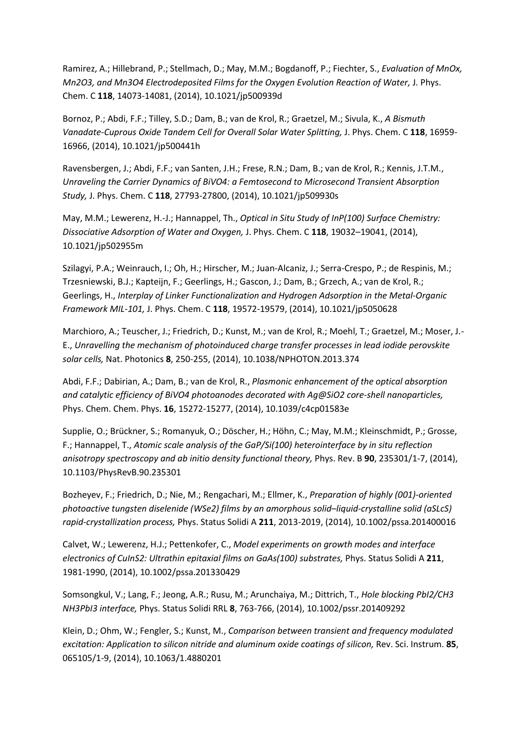Ramirez, A.; Hillebrand, P.; Stellmach, D.; May, M.M.; Bogdanoff, P.; Fiechter, S., *Evaluation of MnOx, Mn2O3, and Mn3O4 Electrodeposited Films for the Oxygen Evolution Reaction of Water,* J. Phys. Chem. C **118**, 14073-14081, (2014), 10.1021/jp500939d

Bornoz, P.; Abdi, F.F.; Tilley, S.D.; Dam, B.; van de Krol, R.; Graetzel, M.; Sivula, K., *A Bismuth Vanadate-Cuprous Oxide Tandem Cell for Overall Solar Water Splitting,* J. Phys. Chem. C **118**, 16959-16966, (2014), 10.1021/jp500441h

Ravensbergen, J.; Abdi, F.F.; van Santen, J.H.; Frese, R.N.; Dam, B.; van de Krol, R.; Kennis, J.T.M., *Unraveling the Carrier Dynamics of BiVO4: a Femtosecond to Microsecond Transient Absorption Study,* J. Phys. Chem. C **118**, 27793-27800, (2014), 10.1021/jp509930s

May, M.M.; Lewerenz, H.-J.; Hannappel, Th., *Optical in Situ Study of InP(100) Surface Chemistry: Dissociative Adsorption of Water and Oxygen,* J. Phys. Chem. C **118**, 19032–19041, (2014), 10.1021/jp502955m

Szilagyi, P.A.; Weinrauch, I.; Oh, H.; Hirscher, M.; Juan-Alcaniz, J.; Serra-Crespo, P.; de Respinis, M.; Trzesniewski, B.J.; Kapteijn, F.; Geerlings, H.; Gascon, J.; Dam, B.; Grzech, A.; van de Krol, R.; Geerlings, H., *Interplay of Linker Functionalization and Hydrogen Adsorption in the Metal-Organic Framework MIL-101,* J. Phys. Chem. C **118**, 19572-19579, (2014), 10.1021/jp5050628

Marchioro, A.; Teuscher, J.; Friedrich, D.; Kunst, M.; van de Krol, R.; Moehl, T.; Graetzel, M.; Moser, J.-E., *Unravelling the mechanism of photoinduced charge transfer processes in lead iodide perovskite solar cells,* Nat. Photonics **8**, 250-255, (2014), 10.1038/NPHOTON.2013.374

Abdi, F.F.; Dabirian, A.; Dam, B.; van de Krol, R., *Plasmonic enhancement of the optical absorption and catalytic efficiency of BiVO4 photoanodes decorated with Ag@SiO2 core-shell nanoparticles,* Phys. Chem. Chem. Phys. **16**, 15272-15277, (2014), 10.1039/c4cp01583e

Supplie, O.; Brückner, S.; Romanyuk, O.; Döscher, H.; Höhn, C.; May, M.M.; Kleinschmidt, P.; Grosse, F.; Hannappel, T., *Atomic scale analysis of the GaP/Si(100) heterointerface by in situ reflection anisotropy spectroscopy and ab initio density functional theory,* Phys. Rev. B **90**, 235301/1-7, (2014), 10.1103/PhysRevB.90.235301

Bozheyev, F.; Friedrich, D.; Nie, M.; Rengachari, M.; Ellmer, K., *Preparation of highly (001)-oriented photoactive tungsten diselenide (WSe2) films by an amorphous solid–liquid-crystalline solid (aSLcS) rapid-crystallization process,* Phys. Status Solidi A **211**, 2013-2019, (2014), 10.1002/pssa.201400016

Calvet, W.; Lewerenz, H.J.; Pettenkofer, C., *Model experiments on growth modes and interface electronics of CuInS2: Ultrathin epitaxial films on GaAs(100) substrates,* Phys. Status Solidi A **211**, 1981-1990, (2014), 10.1002/pssa.201330429

Somsongkul, V.; Lang, F.; Jeong, A.R.; Rusu, M.; Arunchaiya, M.; Dittrich, T., *Hole blocking PbI2/CH3 NH3PbI3 interface,* Phys. Status Solidi RRL **8**, 763-766, (2014), 10.1002/pssr.201409292

Klein, D.; Ohm, W.; Fengler, S.; Kunst, M., *Comparison between transient and frequency modulated excitation: Application to silicon nitride and aluminum oxide coatings of silicon,* Rev. Sci. Instrum. **85**, 065105/1-9, (2014), 10.1063/1.4880201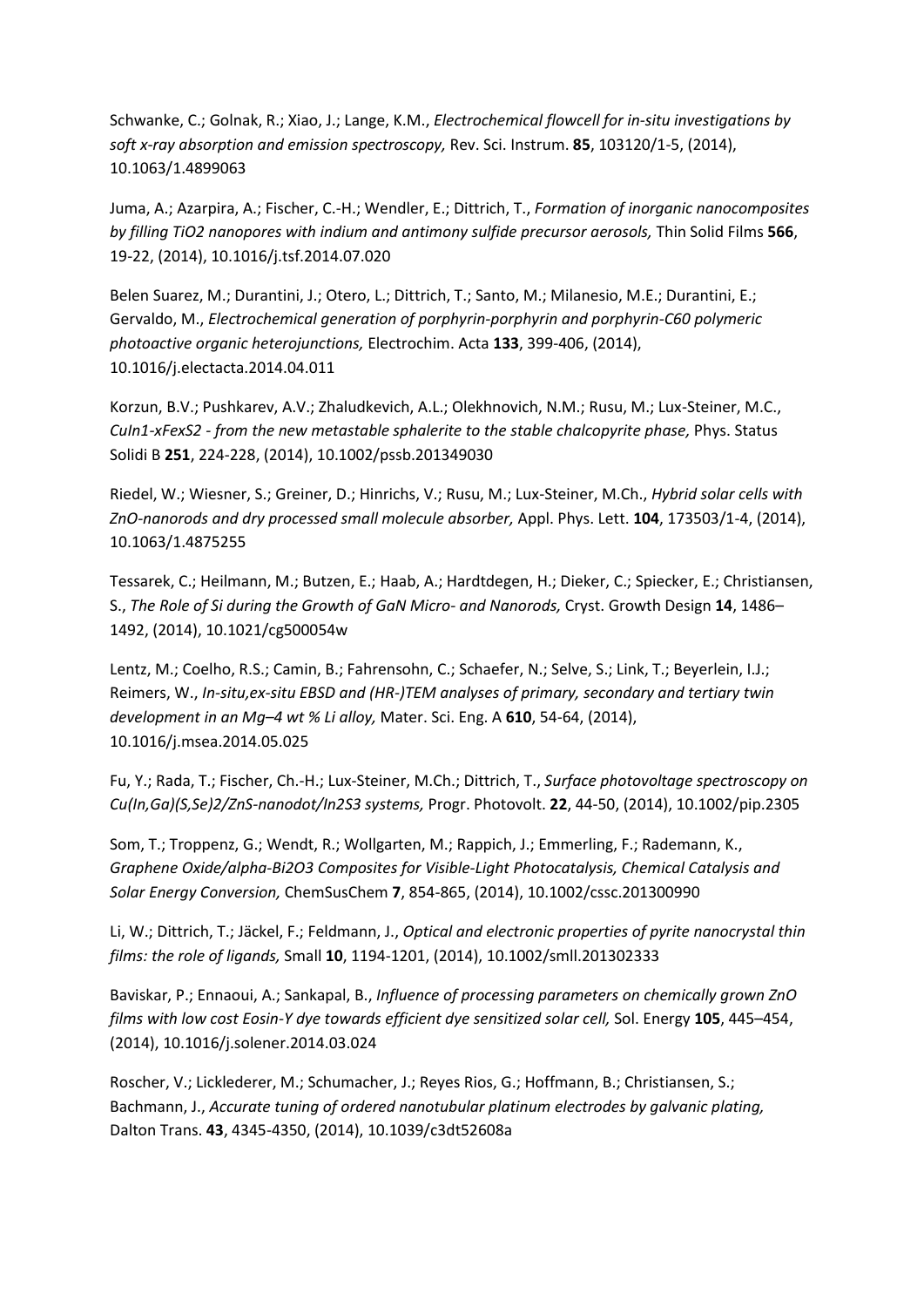Schwanke, C.; Golnak, R.; Xiao, J.; Lange, K.M., *Electrochemical flowcell for in-situ investigations by soft x-ray absorption and emission spectroscopy,* Rev. Sci. Instrum. **85**, 103120/1-5, (2014), 10.1063/1.4899063

Juma, A.; Azarpira, A.; Fischer, C.-H.; Wendler, E.; Dittrich, T., *Formation of inorganic nanocomposites by filling $TiO_2$ nanopores with indium and antimony sulfide precursor aerosols,* Thin Solid Films **566**, 19-22, (2014), 10.1016/j.tsf.2014.07.020

Belen Suarez, M.; Durantini, J.; Otero, L.; Dittrich, T.; Santo, M.; Milanesio, M.E.; Durantini, E.; Gervaldo, M., *Electrochemical generation of porphyrin-porphyrin and porphyrin-C60 polymeric photoactive organic heterojunctions,* Electrochim. Acta **133**, 399-406, (2014), 10.1016/j.electacta.2014.04.011

Korzun, B.V.; Pushkarev, A.V.; Zhaludkevich, A.L.; Olekhnovich, N.M.; Rusu, M.; Lux-Steiner, M.C., *$CuIn_{1-x}Fe_xS_2$ - from the new metastable sphalerite to the stable chalcopyrite phase,* Phys. Status Solidi B **251**, 224-228, (2014), 10.1002/pssb.201349030

Riedel, W.; Wiesner, S.; Greiner, D.; Hinrichs, V.; Rusu, M.; Lux-Steiner, M.Ch., *Hybrid solar cells with ZnO-nanorods and dry processed small molecule absorber,* Appl. Phys. Lett. **104**, 173503/1-4, (2014), 10.1063/1.4875255

Tessarek, C.; Heilmann, M.; Butzen, E.; Haab, A.; Hardtdegen, H.; Dieker, C.; Spiecker, E.; Christiansen, S., *The Role of Si during the Growth of GaN Micro- and Nanorods,* Cryst. Growth Design **14**, 1486–1492, (2014), 10.1021/cg500054w

Lentz, M.; Coelho, R.S.; Camin, B.; Fahrensohn, C.; Schaefer, N.; Selve, S.; Link, T.; Beyerlein, I.J.; Reimers, W., *In-situ,ex-situ EBSD and (HR-)TEM analyses of primary, secondary and tertiary twin development in an Mg–4 wt % Li alloy,* Mater. Sci. Eng. A **610**, 54-64, (2014), 10.1016/j.msea.2014.05.025

Fu, Y.; Rada, T.; Fischer, Ch.-H.; Lux-Steiner, M.Ch.; Dittrich, T., *Surface photovoltage spectroscopy on $Cu(In,Ga)(S,Se)_2$/ZnS-nanodot/$In_2S_3$ systems,* Progr. Photovolt. **22**, 44-50, (2014), 10.1002/pip.2305

Som, T.; Troppenz, G.; Wendt, R.; Wollgarten, M.; Rappich, J.; Emmerling, F.; Rademann, K., *Graphene Oxide/alpha-$Bi_2O_3$ Composites for Visible-Light Photocatalysis, Chemical Catalysis and Solar Energy Conversion,* ChemSusChem **7**, 854-865, (2014), 10.1002/cssc.201300990

Li, W.; Dittrich, T.; Jäckel, F.; Feldmann, J., *Optical and electronic properties of pyrite nanocrystal thin films: the role of ligands,* Small **10**, 1194-1201, (2014), 10.1002/smll.201302333

Baviskar, P.; Ennaoui, A.; Sankapal, B., *Influence of processing parameters on chemically grown ZnO films with low cost Eosin-Y dye towards efficient dye sensitized solar cell,* Sol. Energy **105**, 445–454, (2014), 10.1016/j.solener.2014.03.024

Roscher, V.; Licklederer, M.; Schumacher, J.; Reyes Rios, G.; Hoffmann, B.; Christiansen, S.; Bachmann, J., *Accurate tuning of ordered nanotubular platinum electrodes by galvanic plating,* Dalton Trans. **43**, 4345-4350, (2014), 10.1039/c3dt52608a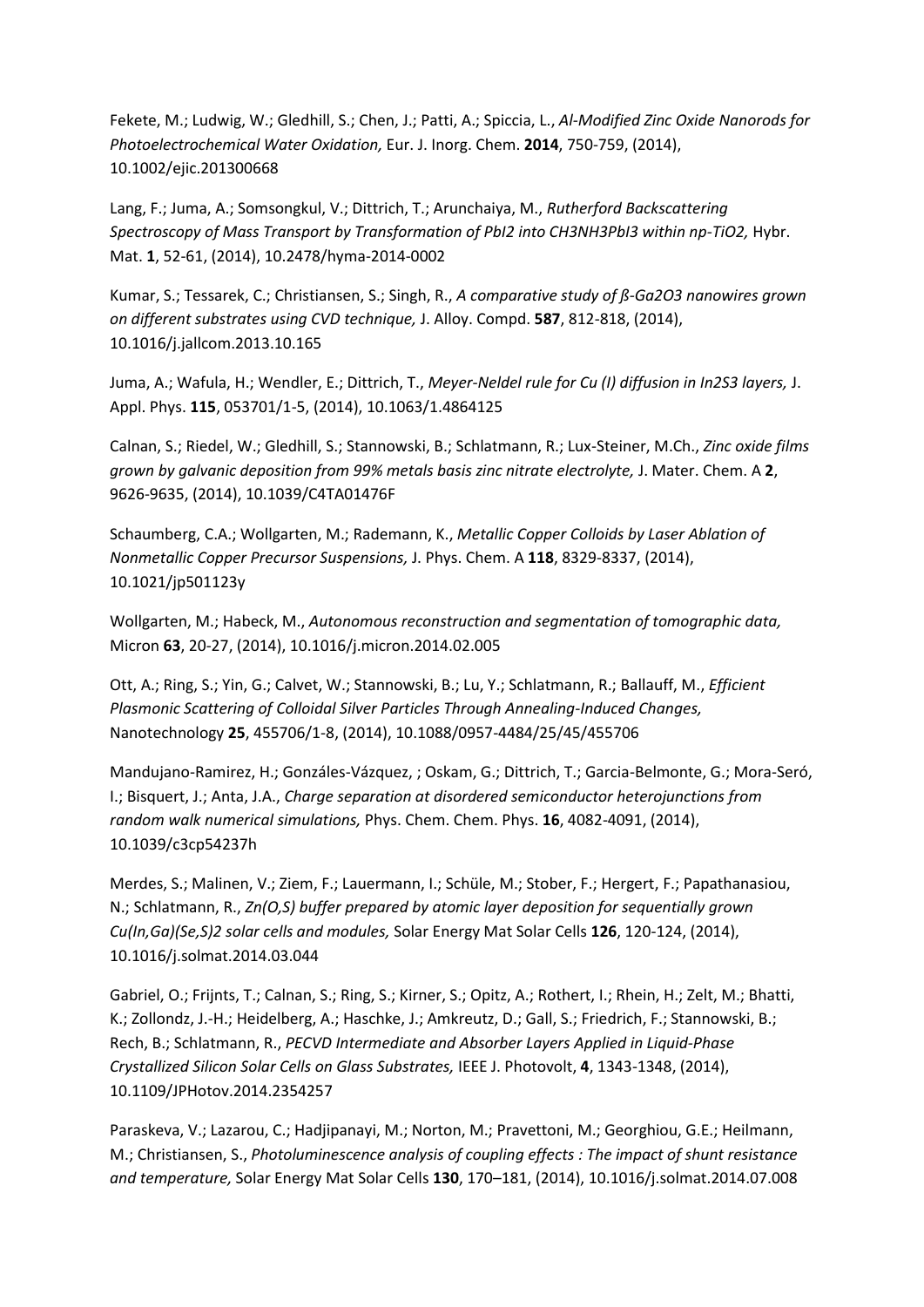Fekete, M.; Ludwig, W.; Gledhill, S.; Chen, J.; Patti, A.; Spiccia, L., *Al-Modified Zinc Oxide Nanorods for Photoelectrochemical Water Oxidation,* Eur. J. Inorg. Chem. **2014**, 750-759, (2014), 10.1002/ejic.201300668

Lang, F.; Juma, A.; Somsongkul, V.; Dittrich, T.; Arunchaiya, M., *Rutherford Backscattering Spectroscopy of Mass Transport by Transformation of $PbI_2$ into $CH_3NH_3PbI_3$ within np-$TiO_2$,* Hybr. Mat. **1**, 52-61, (2014), 10.2478/hyma-2014-0002

Kumar, S.; Tessarek, C.; Christiansen, S.; Singh, R., *A comparative study of ß-$Ga_2O_3$ nanowires grown on different substrates using CVD technique,* J. Alloy. Compd. **587**, 812-818, (2014), 10.1016/j.jallcom.2013.10.165

Juma, A.; Wafula, H.; Wendler, E.; Dittrich, T., *Meyer-Neldel rule for Cu (I) diffusion in $In_2S_3$ layers,* J. Appl. Phys. **115**, 053701/1-5, (2014), 10.1063/1.4864125

Calnan, S.; Riedel, W.; Gledhill, S.; Stannowski, B.; Schlatmann, R.; Lux-Steiner, M.Ch., *Zinc oxide films grown by galvanic deposition from 99% metals basis zinc nitrate electrolyte,* J. Mater. Chem. A **2**, 9626-9635, (2014), 10.1039/C4TA01476F

Schaumberg, C.A.; Wollgarten, M.; Rademann, K., *Metallic Copper Colloids by Laser Ablation of Nonmetallic Copper Precursor Suspensions,* J. Phys. Chem. A **118**, 8329-8337, (2014), 10.1021/jp501123y

Wollgarten, M.; Habeck, M., *Autonomous reconstruction and segmentation of tomographic data,* Micron **63**, 20-27, (2014), 10.1016/j.micron.2014.02.005

Ott, A.; Ring, S.; Yin, G.; Calvet, W.; Stannowski, B.; Lu, Y.; Schlatmann, R.; Ballauff, M., *Efficient Plasmonic Scattering of Colloidal Silver Particles Through Annealing-Induced Changes,* Nanotechnology **25**, 455706/1-8, (2014), 10.1088/0957-4484/25/45/455706

Mandujano-Ramirez, H.; Gonzáles-Vázquez, ; Oskam, G.; Dittrich, T.; Garcia-Belmonte, G.; Mora-Seró, I.; Bisquert, J.; Anta, J.A., *Charge separation at disordered semiconductor heterojunctions from random walk numerical simulations,* Phys. Chem. Chem. Phys. **16**, 4082-4091, (2014), 10.1039/c3cp54237h

Merdes, S.; Malinen, V.; Ziem, F.; Lauermann, I.; Schüle, M.; Stober, F.; Hergert, F.; Papathanasiou, N.; Schlatmann, R., *Zn(O,S) buffer prepared by atomic layer deposition for sequentially grown $Cu(In,Ga)(Se,S)_2$ solar cells and modules,* Solar Energy Mat Solar Cells **126**, 120-124, (2014), 10.1016/j.solmat.2014.03.044

Gabriel, O.; Frijnts, T.; Calnan, S.; Ring, S.; Kirner, S.; Opitz, A.; Rothert, I.; Rhein, H.; Zelt, M.; Bhatti, K.; Zollondz, J.-H.; Heidelberg, A.; Haschke, J.; Amkreutz, D.; Gall, S.; Friedrich, F.; Stannowski, B.; Rech, B.; Schlatmann, R., *PECVD Intermediate and Absorber Layers Applied in Liquid-Phase Crystallized Silicon Solar Cells on Glass Substrates,* IEEE J. Photovolt, **4**, 1343-1348, (2014), 10.1109/JPHotov.2014.2354257

Paraskeva, V.; Lazarou, C.; Hadjipanayi, M.; Norton, M.; Pravettoni, M.; Georghiou, G.E.; Heilmann, M.; Christiansen, S., *Photoluminescence analysis of coupling effects : The impact of shunt resistance and temperature,* Solar Energy Mat Solar Cells **130**, 170–181, (2014), 10.1016/j.solmat.2014.07.008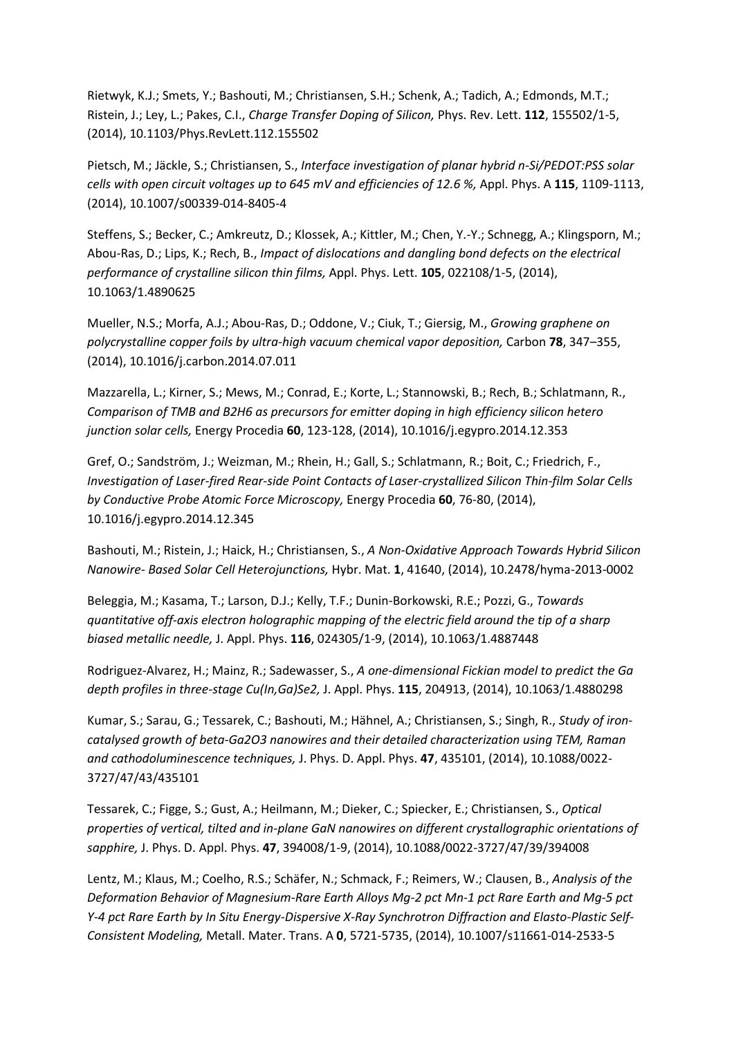Rietwyk, K.J.; Smets, Y.; Bashouti, M.; Christiansen, S.H.; Schenk, A.; Tadich, A.; Edmonds, M.T.; Ristein, J.; Ley, L.; Pakes, C.I., *Charge Transfer Doping of Silicon,* Phys. Rev. Lett. **112**, 155502/1-5, (2014), 10.1103/Phys.RevLett.112.155502

Pietsch, M.; Jäckle, S.; Christiansen, S., *Interface investigation of planar hybrid n-Si/PEDOT:PSS solar cells with open circuit voltages up to 645 mV and efficiencies of 12.6 %,* Appl. Phys. A **115**, 1109-1113, (2014), 10.1007/s00339-014-8405-4

Steffens, S.; Becker, C.; Amkreutz, D.; Klossek, A.; Kittler, M.; Chen, Y.-Y.; Schnegg, A.; Klingsporn, M.; Abou-Ras, D.; Lips, K.; Rech, B., *Impact of dislocations and dangling bond defects on the electrical performance of crystalline silicon thin films,* Appl. Phys. Lett. **105**, 022108/1-5, (2014), 10.1063/1.4890625

Mueller, N.S.; Morfa, A.J.; Abou-Ras, D.; Oddone, V.; Ciuk, T.; Giersig, M., *Growing graphene on polycrystalline copper foils by ultra-high vacuum chemical vapor deposition,* Carbon **78**, 347–355, (2014), 10.1016/j.carbon.2014.07.011

Mazzarella, L.; Kirner, S.; Mews, M.; Conrad, E.; Korte, L.; Stannowski, B.; Rech, B.; Schlatmann, R., *Comparison of TMB and B2H6 as precursors for emitter doping in high efficiency silicon hetero junction solar cells,* Energy Procedia **60**, 123-128, (2014), 10.1016/j.egypro.2014.12.353

Gref, O.; Sandström, J.; Weizman, M.; Rhein, H.; Gall, S.; Schlatmann, R.; Boit, C.; Friedrich, F., *Investigation of Laser-fired Rear-side Point Contacts of Laser-crystallized Silicon Thin-film Solar Cells by Conductive Probe Atomic Force Microscopy,* Energy Procedia **60**, 76-80, (2014), 10.1016/j.egypro.2014.12.345

Bashouti, M.; Ristein, J.; Haick, H.; Christiansen, S., *A Non-Oxidative Approach Towards Hybrid Silicon Nanowire- Based Solar Cell Heterojunctions,* Hybr. Mat. **1**, 41640, (2014), 10.2478/hyma-2013-0002

Beleggia, M.; Kasama, T.; Larson, D.J.; Kelly, T.F.; Dunin-Borkowski, R.E.; Pozzi, G., *Towards quantitative off-axis electron holographic mapping of the electric field around the tip of a sharp biased metallic needle,* J. Appl. Phys. **116**, 024305/1-9, (2014), 10.1063/1.4887448

Rodriguez-Alvarez, H.; Mainz, R.; Sadewasser, S., *A one-dimensional Fickian model to predict the Ga depth profiles in three-stage Cu(In,Ga)Se2,* J. Appl. Phys. **115**, 204913, (2014), 10.1063/1.4880298

Kumar, S.; Sarau, G.; Tessarek, C.; Bashouti, M.; Hähnel, A.; Christiansen, S.; Singh, R., *Study of iron-catalysed growth of beta-Ga2O3 nanowires and their detailed characterization using TEM, Raman and cathodoluminescence techniques,* J. Phys. D. Appl. Phys. **47**, 435101, (2014), 10.1088/0022-3727/47/43/435101

Tessarek, C.; Figge, S.; Gust, A.; Heilmann, M.; Dieker, C.; Spiecker, E.; Christiansen, S., *Optical properties of vertical, tilted and in-plane GaN nanowires on different crystallographic orientations of sapphire,* J. Phys. D. Appl. Phys. **47**, 394008/1-9, (2014), 10.1088/0022-3727/47/39/394008

Lentz, M.; Klaus, M.; Coelho, R.S.; Schäfer, N.; Schmack, F.; Reimers, W.; Clausen, B., *Analysis of the Deformation Behavior of Magnesium-Rare Earth Alloys Mg-2 pct Mn-1 pct Rare Earth and Mg-5 pct Y-4 pct Rare Earth by In Situ Energy-Dispersive X-Ray Synchrotron Diffraction and Elasto-Plastic Self-Consistent Modeling,* Metall. Mater. Trans. A **0**, 5721-5735, (2014), 10.1007/s11661-014-2533-5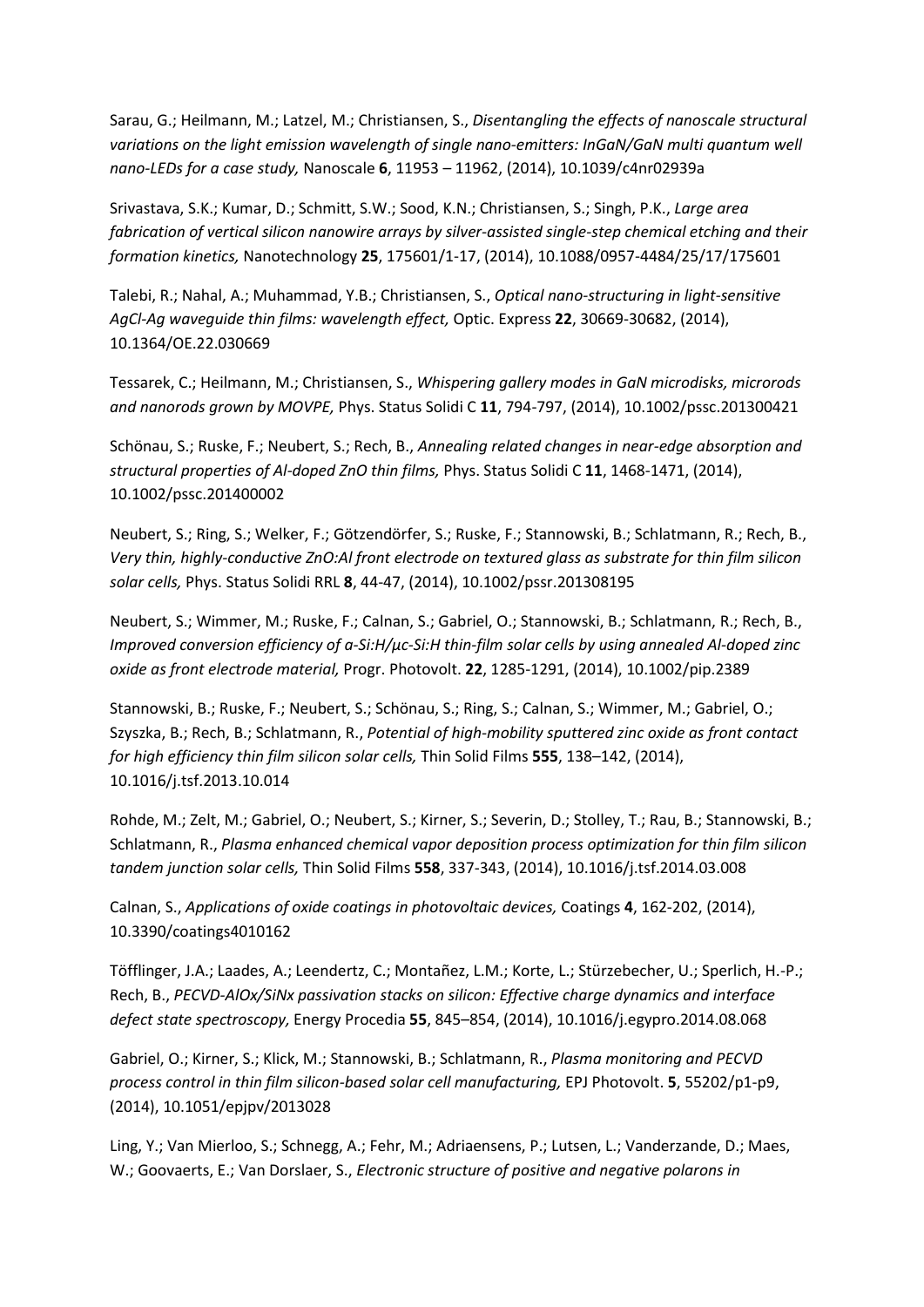Sarau, G.; Heilmann, M.; Latzel, M.; Christiansen, S., *Disentangling the effects of nanoscale structural variations on the light emission wavelength of single nano-emitters: InGaN/GaN multi quantum well nano-LEDs for a case study,* Nanoscale **6**, 11953 – 11962, (2014), 10.1039/c4nr02939a

Srivastava, S.K.; Kumar, D.; Schmitt, S.W.; Sood, K.N.; Christiansen, S.; Singh, P.K., *Large area fabrication of vertical silicon nanowire arrays by silver-assisted single-step chemical etching and their formation kinetics,* Nanotechnology **25**, 175601/1-17, (2014), 10.1088/0957-4484/25/17/175601

Talebi, R.; Nahal, A.; Muhammad, Y.B.; Christiansen, S., *Optical nano-structuring in light-sensitive AgCl-Ag waveguide thin films: wavelength effect,* Optic. Express **22**, 30669-30682, (2014), 10.1364/OE.22.030669

Tessarek, C.; Heilmann, M.; Christiansen, S., *Whispering gallery modes in GaN microdisks, microrods and nanorods grown by MOVPE,* Phys. Status Solidi C **11**, 794-797, (2014), 10.1002/pssc.201300421

Schönau, S.; Ruske, F.; Neubert, S.; Rech, B., *Annealing related changes in near-edge absorption and structural properties of Al-doped ZnO thin films,* Phys. Status Solidi C **11**, 1468-1471, (2014), 10.1002/pssc.201400002

Neubert, S.; Ring, S.; Welker, F.; Götzendörfer, S.; Ruske, F.; Stannowski, B.; Schlatmann, R.; Rech, B., *Very thin, highly-conductive ZnO:Al front electrode on textured glass as substrate for thin film silicon solar cells,* Phys. Status Solidi RRL **8**, 44-47, (2014), 10.1002/pssr.201308195

Neubert, S.; Wimmer, M.; Ruske, F.; Calnan, S.; Gabriel, O.; Stannowski, B.; Schlatmann, R.; Rech, B., *Improved conversion efficiency of a-Si:H/μc-Si:H thin-film solar cells by using annealed Al-doped zinc oxide as front electrode material,* Progr. Photovolt. **22**, 1285-1291, (2014), 10.1002/pip.2389

Stannowski, B.; Ruske, F.; Neubert, S.; Schönau, S.; Ring, S.; Calnan, S.; Wimmer, M.; Gabriel, O.; Szyszka, B.; Rech, B.; Schlatmann, R., *Potential of high-mobility sputtered zinc oxide as front contact for high efficiency thin film silicon solar cells,* Thin Solid Films **555**, 138–142, (2014), 10.1016/j.tsf.2013.10.014

Rohde, M.; Zelt, M.; Gabriel, O.; Neubert, S.; Kirner, S.; Severin, D.; Stolley, T.; Rau, B.; Stannowski, B.; Schlatmann, R., *Plasma enhanced chemical vapor deposition process optimization for thin film silicon tandem junction solar cells,* Thin Solid Films **558**, 337-343, (2014), 10.1016/j.tsf.2014.03.008

Calnan, S., *Applications of oxide coatings in photovoltaic devices,* Coatings **4**, 162-202, (2014), 10.3390/coatings4010162

Töfflinger, J.A.; Laades, A.; Leendertz, C.; Montañez, L.M.; Korte, L.; Stürzebecher, U.; Sperlich, H.-P.; Rech, B., *PECVD-AlOx/SiNx passivation stacks on silicon: Effective charge dynamics and interface defect state spectroscopy,* Energy Procedia **55**, 845–854, (2014), 10.1016/j.egypro.2014.08.068

Gabriel, O.; Kirner, S.; Klick, M.; Stannowski, B.; Schlatmann, R., *Plasma monitoring and PECVD process control in thin film silicon-based solar cell manufacturing,* EPJ Photovolt. **5**, 55202/p1-p9, (2014), 10.1051/epjpv/2013028

Ling, Y.; Van Mierloo, S.; Schnegg, A.; Fehr, M.; Adriaensens, P.; Lutsen, L.; Vanderzande, D.; Maes, W.; Goovaerts, E.; Van Dorslaer, S., *Electronic structure of positive and negative polarons in*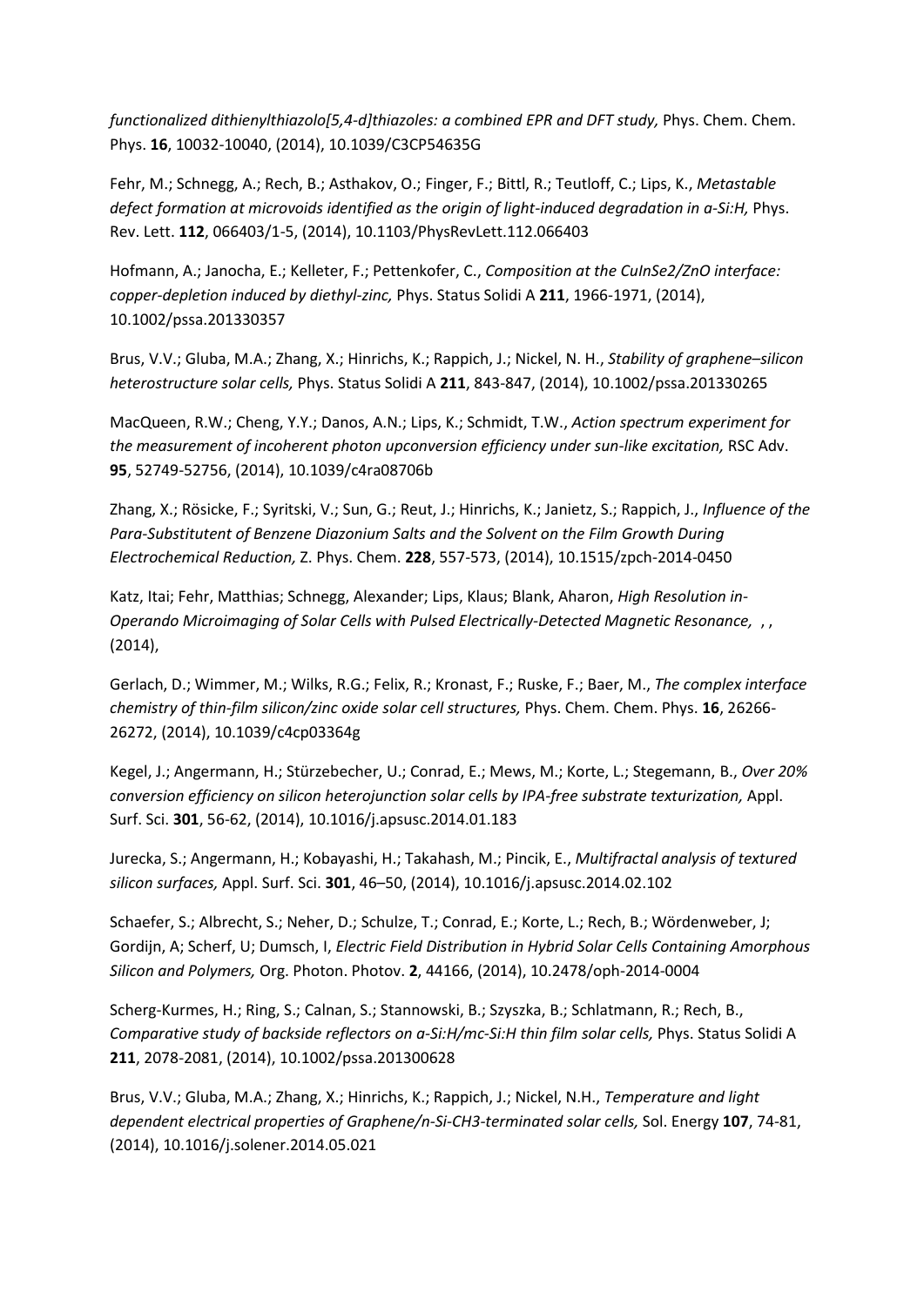*functionalized dithienylthiazolo[5,4-d]thiazoles: a combined EPR and DFT study,* Phys. Chem. Chem. Phys. **16**, 10032-10040, (2014), 10.1039/C3CP54635G

Fehr, M.; Schnegg, A.; Rech, B.; Asthakov, O.; Finger, F.; Bittl, R.; Teutloff, C.; Lips, K., *Metastable defect formation at microvoids identified as the origin of light-induced degradation in a-Si:H,* Phys. Rev. Lett. **112**, 066403/1-5, (2014), 10.1103/PhysRevLett.112.066403

Hofmann, A.; Janocha, E.; Kelleter, F.; Pettenkofer, C., *Composition at the CuInSe2/ZnO interface: copper-depletion induced by diethyl-zinc,* Phys. Status Solidi A **211**, 1966-1971, (2014), 10.1002/pssa.201330357

Brus, V.V.; Gluba, M.A.; Zhang, X.; Hinrichs, K.; Rappich, J.; Nickel, N. H., *Stability of graphene–silicon heterostructure solar cells,* Phys. Status Solidi A **211**, 843-847, (2014), 10.1002/pssa.201330265

MacQueen, R.W.; Cheng, Y.Y.; Danos, A.N.; Lips, K.; Schmidt, T.W., *Action spectrum experiment for the measurement of incoherent photon upconversion efficiency under sun-like excitation,* RSC Adv. **95**, 52749-52756, (2014), 10.1039/c4ra08706b

Zhang, X.; Rösicke, F.; Syritski, V.; Sun, G.; Reut, J.; Hinrichs, K.; Janietz, S.; Rappich, J., *Influence of the Para-Substitutent of Benzene Diazonium Salts and the Solvent on the Film Growth During Electrochemical Reduction,* Z. Phys. Chem. **228**, 557-573, (2014), 10.1515/zpch-2014-0450

Katz, Itai; Fehr, Matthias; Schnegg, Alexander; Lips, Klaus; Blank, Aharon, *High Resolution in-Operando Microimaging of Solar Cells with Pulsed Electrically-Detected Magnetic Resonance,* , , (2014),

Gerlach, D.; Wimmer, M.; Wilks, R.G.; Felix, R.; Kronast, F.; Ruske, F.; Baer, M., *The complex interface chemistry of thin-film silicon/zinc oxide solar cell structures,* Phys. Chem. Chem. Phys. **16**, 26266-26272, (2014), 10.1039/c4cp03364g

Kegel, J.; Angermann, H.; Stürzebecher, U.; Conrad, E.; Mews, M.; Korte, L.; Stegemann, B., *Over 20% conversion efficiency on silicon heterojunction solar cells by IPA-free substrate texturization,* Appl. Surf. Sci. **301**, 56-62, (2014), 10.1016/j.apsusc.2014.01.183

Jurecka, S.; Angermann, H.; Kobayashi, H.; Takahash, M.; Pincik, E., *Multifractal analysis of textured silicon surfaces,* Appl. Surf. Sci. **301**, 46–50, (2014), 10.1016/j.apsusc.2014.02.102

Schaefer, S.; Albrecht, S.; Neher, D.; Schulze, T.; Conrad, E.; Korte, L.; Rech, B.; Wördenweber, J; Gordijn, A; Scherf, U; Dumsch, I, *Electric Field Distribution in Hybrid Solar Cells Containing Amorphous Silicon and Polymers,* Org. Photon. Photov. **2**, 44166, (2014), 10.2478/oph-2014-0004

Scherg-Kurmes, H.; Ring, S.; Calnan, S.; Stannowski, B.; Szyszka, B.; Schlatmann, R.; Rech, B., *Comparative study of backside reflectors on a-Si:H/mc-Si:H thin film solar cells,* Phys. Status Solidi A **211**, 2078-2081, (2014), 10.1002/pssa.201300628

Brus, V.V.; Gluba, M.A.; Zhang, X.; Hinrichs, K.; Rappich, J.; Nickel, N.H., *Temperature and light dependent electrical properties of Graphene/n-Si-CH3-terminated solar cells,* Sol. Energy **107**, 74-81, (2014), 10.1016/j.solener.2014.05.021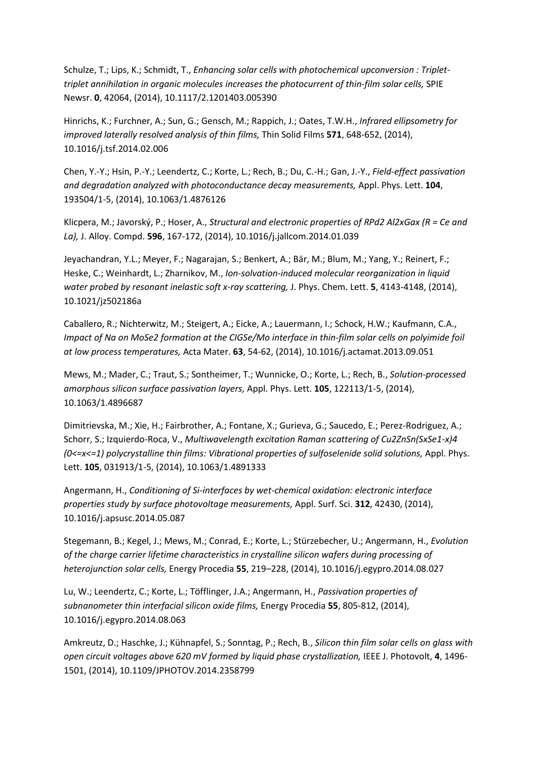Schulze, T.; Lips, K.; Schmidt, T., *Enhancing solar cells with photochemical upconversion : Triplet-triplet annihilation in organic molecules increases the photocurrent of thin-film solar cells,* SPIE Newsr. **0**, 42064, (2014), 10.1117/2.1201403.005390

Hinrichs, K.; Furchner, A.; Sun, G.; Gensch, M.; Rappich, J.; Oates, T.W.H., *Infrared ellipsometry for improved laterally resolved analysis of thin films,* Thin Solid Films **571**, 648-652, (2014), 10.1016/j.tsf.2014.02.006

Chen, Y.-Y.; Hsin, P.-Y.; Leendertz, C.; Korte, L.; Rech, B.; Du, C.-H.; Gan, J.-Y., *Field-effect passivation and degradation analyzed with photoconductance decay measurements,* Appl. Phys. Lett. **104**, 193504/1-5, (2014), 10.1063/1.4876126

Klicpera, M.; Javorský, P.; Hoser, A., *Structural and electronic properties of RPd2 Al2xGax (R = Ce and La),* J. Alloy. Compd. **596**, 167-172, (2014), 10.1016/j.jallcom.2014.01.039

Jeyachandran, Y.L.; Meyer, F.; Nagarajan, S.; Benkert, A.; Bär, M.; Blum, M.; Yang, Y.; Reinert, F.; Heske, C.; Weinhardt, L.; Zharnikov, M., *Ion-solvation-induced molecular reorganization in liquid water probed by resonant inelastic soft x-ray scattering,* J. Phys. Chem. Lett. **5**, 4143-4148, (2014), 10.1021/jz502186a

Caballero, R.; Nichterwitz, M.; Steigert, A.; Eicke, A.; Lauermann, I.; Schock, H.W.; Kaufmann, C.A., *Impact of Na on MoSe2 formation at the CIGSe/Mo interface in thin-film solar cells on polyimide foil at low process temperatures,* Acta Mater. **63**, 54-62, (2014), 10.1016/j.actamat.2013.09.051

Mews, M.; Mader, C.; Traut, S.; Sontheimer, T.; Wunnicke, O.; Korte, L.; Rech, B., *Solution-processed amorphous silicon surface passivation layers,* Appl. Phys. Lett. **105**, 122113/1-5, (2014), 10.1063/1.4896687

Dimitrievska, M.; Xie, H.; Fairbrother, A.; Fontane, X.; Gurieva, G.; Saucedo, E.; Perez-Rodriguez, A.; Schorr, S.; Izquierdo-Roca, V., *Multiwavelength excitation Raman scattering of Cu2ZnSn(SxSe1-x)4 (0<=x<=1) polycrystalline thin films: Vibrational properties of sulfoselenide solid solutions,* Appl. Phys. Lett. **105**, 031913/1-5, (2014), 10.1063/1.4891333

Angermann, H., *Conditioning of Si-interfaces by wet-chemical oxidation: electronic interface properties study by surface photovoltage measurements,* Appl. Surf. Sci. **312**, 42430, (2014), 10.1016/j.apsusc.2014.05.087

Stegemann, B.; Kegel, J.; Mews, M.; Conrad, E.; Korte, L.; Stürzebecher, U.; Angermann, H., *Evolution of the charge carrier lifetime characteristics in crystalline silicon wafers during processing of heterojunction solar cells,* Energy Procedia **55**, 219–228, (2014), 10.1016/j.egypro.2014.08.027

Lu, W.; Leendertz, C.; Korte, L.; Töfflinger, J.A.; Angermann, H., *Passivation properties of subnanometer thin interfacial silicon oxide films,* Energy Procedia **55**, 805-812, (2014), 10.1016/j.egypro.2014.08.063

Amkreutz, D.; Haschke, J.; Kühnapfel, S.; Sonntag, P.; Rech, B., *Silicon thin film solar cells on glass with open circuit voltages above 620 mV formed by liquid phase crystallization,* IEEE J. Photovolt, **4**, 1496-1501, (2014), 10.1109/JPHOTOV.2014.2358799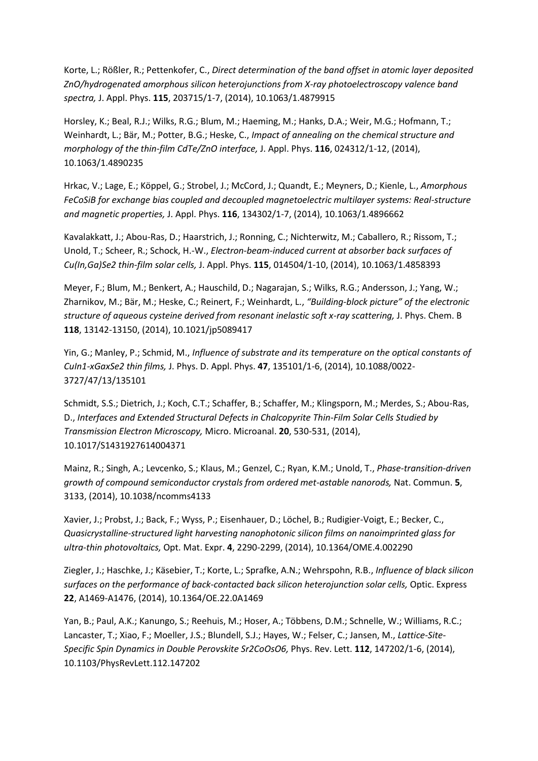Korte, L.; Rößler, R.; Pettenkofer, C., *Direct determination of the band offset in atomic layer deposited ZnO/hydrogenated amorphous silicon heterojunctions from X-ray photoelectroscopy valence band spectra,* J. Appl. Phys. **115**, 203715/1-7, (2014), 10.1063/1.4879915

Horsley, K.; Beal, R.J.; Wilks, R.G.; Blum, M.; Haeming, M.; Hanks, D.A.; Weir, M.G.; Hofmann, T.; Weinhardt, L.; Bär, M.; Potter, B.G.; Heske, C., *Impact of annealing on the chemical structure and morphology of the thin-film CdTe/ZnO interface,* J. Appl. Phys. **116**, 024312/1-12, (2014), 10.1063/1.4890235

Hrkac, V.; Lage, E.; Köppel, G.; Strobel, J.; McCord, J.; Quandt, E.; Meyners, D.; Kienle, L., *Amorphous FeCoSiB for exchange bias coupled and decoupled magnetoelectric multilayer systems: Real-structure and magnetic properties,* J. Appl. Phys. **116**, 134302/1-7, (2014), 10.1063/1.4896662

Kavalakkatt, J.; Abou-Ras, D.; Haarstrich, J.; Ronning, C.; Nichterwitz, M.; Caballero, R.; Rissom, T.; Unold, T.; Scheer, R.; Schock, H.-W., *Electron-beam-induced current at absorber back surfaces of Cu(In,Ga)Se2 thin-film solar cells,* J. Appl. Phys. **115**, 014504/1-10, (2014), 10.1063/1.4858393

Meyer, F.; Blum, M.; Benkert, A.; Hauschild, D.; Nagarajan, S.; Wilks, R.G.; Andersson, J.; Yang, W.; Zharnikov, M.; Bär, M.; Heske, C.; Reinert, F.; Weinhardt, L., *"Building-block picture" of the electronic structure of aqueous cysteine derived from resonant inelastic soft x-ray scattering,* J. Phys. Chem. B **118**, 13142-13150, (2014), 10.1021/jp5089417

Yin, G.; Manley, P.; Schmid, M., *Influence of substrate and its temperature on the optical constants of CuIn1-xGaxSe2 thin films,* J. Phys. D. Appl. Phys. **47**, 135101/1-6, (2014), 10.1088/0022-3727/47/13/135101

Schmidt, S.S.; Dietrich, J.; Koch, C.T.; Schaffer, B.; Schaffer, M.; Klingsporn, M.; Merdes, S.; Abou-Ras, D., *Interfaces and Extended Structural Defects in Chalcopyrite Thin-Film Solar Cells Studied by Transmission Electron Microscopy,* Micro. Microanal. **20**, 530-531, (2014), 10.1017/S1431927614004371

Mainz, R.; Singh, A.; Levcenko, S.; Klaus, M.; Genzel, C.; Ryan, K.M.; Unold, T., *Phase-transition-driven growth of compound semiconductor crystals from ordered met-astable nanorods,* Nat. Commun. **5**, 3133, (2014), 10.1038/ncomms4133

Xavier, J.; Probst, J.; Back, F.; Wyss, P.; Eisenhauer, D.; Löchel, B.; Rudigier-Voigt, E.; Becker, C., *Quasicrystalline-structured light harvesting nanophotonic silicon films on nanoimprinted glass for ultra-thin photovoltaics,* Opt. Mat. Expr. **4**, 2290-2299, (2014), 10.1364/OME.4.002290

Ziegler, J.; Haschke, J.; Käsebier, T.; Korte, L.; Sprafke, A.N.; Wehrspohn, R.B., *Influence of black silicon surfaces on the performance of back-contacted back silicon heterojunction solar cells,* Optic. Express **22**, A1469-A1476, (2014), 10.1364/OE.22.0A1469

Yan, B.; Paul, A.K.; Kanungo, S.; Reehuis, M.; Hoser, A.; Többens, D.M.; Schnelle, W.; Williams, R.C.; Lancaster, T.; Xiao, F.; Moeller, J.S.; Blundell, S.J.; Hayes, W.; Felser, C.; Jansen, M., *Lattice-Site-Specific Spin Dynamics in Double Perovskite Sr2CoOsO6,* Phys. Rev. Lett. **112**, 147202/1-6, (2014), 10.1103/PhysRevLett.112.147202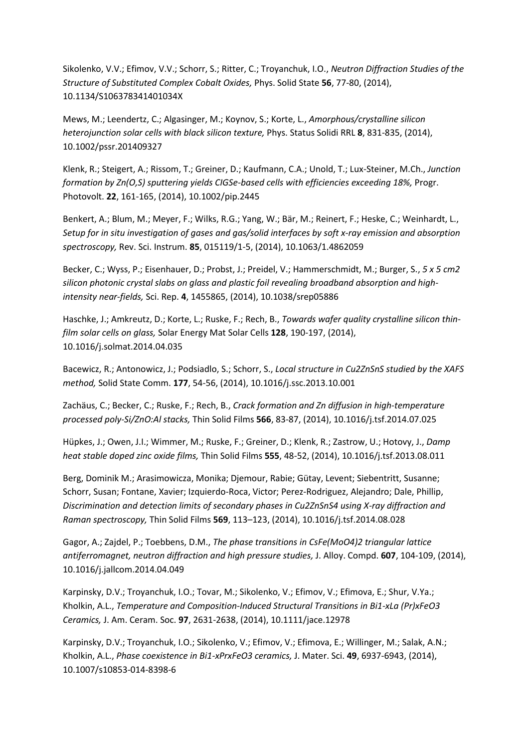Sikolenko, V.V.; Efimov, V.V.; Schorr, S.; Ritter, C.; Troyanchuk, I.O., *Neutron Diffraction Studies of the Structure of Substituted Complex Cobalt Oxides,* Phys. Solid State **56**, 77-80, (2014), 10.1134/S106378341401034X

Mews, M.; Leendertz, C.; Algasinger, M.; Koynov, S.; Korte, L., *Amorphous/crystalline silicon heterojunction solar cells with black silicon texture,* Phys. Status Solidi RRL **8**, 831-835, (2014), 10.1002/pssr.201409327

Klenk, R.; Steigert, A.; Rissom, T.; Greiner, D.; Kaufmann, C.A.; Unold, T.; Lux-Steiner, M.Ch., *Junction formation by Zn(O,S) sputtering yields CIGSe-based cells with efficiencies exceeding 18%,* Progr. Photovolt. **22**, 161-165, (2014), 10.1002/pip.2445

Benkert, A.; Blum, M.; Meyer, F.; Wilks, R.G.; Yang, W.; Bär, M.; Reinert, F.; Heske, C.; Weinhardt, L., *Setup for in situ investigation of gases and gas/solid interfaces by soft x-ray emission and absorption spectroscopy,* Rev. Sci. Instrum. **85**, 015119/1-5, (2014), 10.1063/1.4862059

Becker, C.; Wyss, P.; Eisenhauer, D.; Probst, J.; Preidel, V.; Hammerschmidt, M.; Burger, S., *5 x 5 cm2 silicon photonic crystal slabs on glass and plastic foil revealing broadband absorption and high-intensity near-fields,* Sci. Rep. **4**, 1455865, (2014), 10.1038/srep05886

Haschke, J.; Amkreutz, D.; Korte, L.; Ruske, F.; Rech, B., *Towards wafer quality crystalline silicon thin-film solar cells on glass,* Solar Energy Mat Solar Cells **128**, 190-197, (2014), 10.1016/j.solmat.2014.04.035

Bacewicz, R.; Antonowicz, J.; Podsiadlo, S.; Schorr, S., *Local structure in Cu2ZnSnS studied by the XAFS method,* Solid State Comm. **177**, 54-56, (2014), 10.1016/j.ssc.2013.10.001

Zachäus, C.; Becker, C.; Ruske, F.; Rech, B., *Crack formation and Zn diffusion in high-temperature processed poly-Si/ZnO:Al stacks,* Thin Solid Films **566**, 83-87, (2014), 10.1016/j.tsf.2014.07.025

Hüpkes, J.; Owen, J.I.; Wimmer, M.; Ruske, F.; Greiner, D.; Klenk, R.; Zastrow, U.; Hotovy, J., *Damp heat stable doped zinc oxide films,* Thin Solid Films **555**, 48-52, (2014), 10.1016/j.tsf.2013.08.011

Berg, Dominik M.; Arasimowicza, Monika; Djemour, Rabie; Gütay, Levent; Siebentritt, Susanne; Schorr, Susan; Fontane, Xavier; Izquierdo-Roca, Victor; Perez-Rodriguez, Alejandro; Dale, Phillip, *Discrimination and detection limits of secondary phases in Cu2ZnSnS4 using X-ray diffraction and Raman spectroscopy,* Thin Solid Films **569**, 113–123, (2014), 10.1016/j.tsf.2014.08.028

Gagor, A.; Zajdel, P.; Toebbens, D.M., *The phase transitions in CsFe(MoO4)2 triangular lattice antiferromagnet, neutron diffraction and high pressure studies,* J. Alloy. Compd. **607**, 104-109, (2014), 10.1016/j.jallcom.2014.04.049

Karpinsky, D.V.; Troyanchuk, I.O.; Tovar, M.; Sikolenko, V.; Efimov, V.; Efimova, E.; Shur, V.Ya.; Kholkin, A.L., *Temperature and Composition-Induced Structural Transitions in Bi1-xLa (Pr)xFeO3 Ceramics,* J. Am. Ceram. Soc. **97**, 2631-2638, (2014), 10.1111/jace.12978

Karpinsky, D.V.; Troyanchuk, I.O.; Sikolenko, V.; Efimov, V.; Efimova, E.; Willinger, M.; Salak, A.N.; Kholkin, A.L., *Phase coexistence in Bi1-xPrxFeO3 ceramics,* J. Mater. Sci. **49**, 6937-6943, (2014), 10.1007/s10853-014-8398-6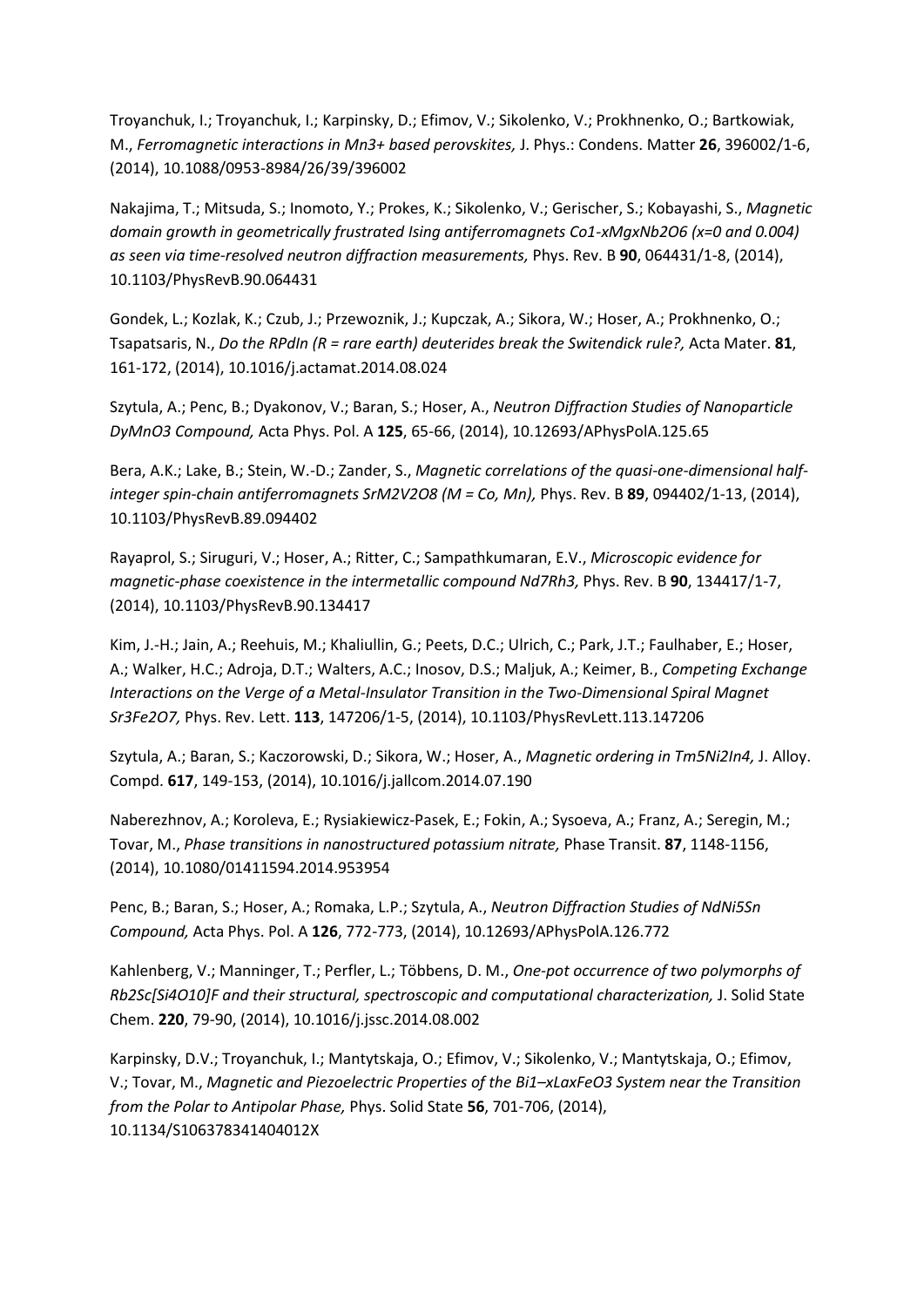Troyanchuk, I.; Troyanchuk, I.; Karpinsky, D.; Efimov, V.; Sikolenko, V.; Prokhnenko, O.; Bartkowiak, M., *Ferromagnetic interactions in $Mn^{3+}$ based perovskites,* J. Phys.: Condens. Matter **26**, 396002/1-6, (2014), 10.1088/0953-8984/26/39/396002

Nakajima, T.; Mitsuda, S.; Inomoto, Y.; Prokes, K.; Sikolenko, V.; Gerischer, S.; Kobayashi, S., *Magnetic domain growth in geometrically frustrated Ising antiferromagnets $Co_{1-x}Mg_xNb_2O_6$ (x=0 and 0.004) as seen via time-resolved neutron diffraction measurements,* Phys. Rev. B **90**, 064431/1-8, (2014), 10.1103/PhysRevB.90.064431

Gondek, L.; Kozlak, K.; Czub, J.; Przewoznik, J.; Kupczak, A.; Sikora, W.; Hoser, A.; Prokhnenko, O.; Tsapatsaris, N., *Do the RPdIn (R = rare earth) deuterides break the Switendick rule?,* Acta Mater. **81**, 161-172, (2014), 10.1016/j.actamat.2014.08.024

Szytula, A.; Penc, B.; Dyakonov, V.; Baran, S.; Hoser, A., *Neutron Diffraction Studies of Nanoparticle $DyMnO_3$ Compound,* Acta Phys. Pol. A **125**, 65-66, (2014), 10.12693/APhysPolA.125.65

Bera, A.K.; Lake, B.; Stein, W.-D.; Zander, S., *Magnetic correlations of the quasi-one-dimensional half-integer spin-chain antiferromagnets $SrM_2V_2O_8$ (M = Co, Mn),* Phys. Rev. B **89**, 094402/1-13, (2014), 10.1103/PhysRevB.89.094402

Rayaprol, S.; Siruguri, V.; Hoser, A.; Ritter, C.; Sampathkumaran, E.V., *Microscopic evidence for magnetic-phase coexistence in the intermetallic compound $Nd_7Rh_3$,* Phys. Rev. B **90**, 134417/1-7, (2014), 10.1103/PhysRevB.90.134417

Kim, J.-H.; Jain, A.; Reehuis, M.; Khaliullin, G.; Peets, D.C.; Ulrich, C.; Park, J.T.; Faulhaber, E.; Hoser, A.; Walker, H.C.; Adroja, D.T.; Walters, A.C.; Inosov, D.S.; Maljuk, A.; Keimer, B., *Competing Exchange Interactions on the Verge of a Metal-Insulator Transition in the Two-Dimensional Spiral Magnet $Sr_3Fe_2O_7$,* Phys. Rev. Lett. **113**, 147206/1-5, (2014), 10.1103/PhysRevLett.113.147206

Szytula, A.; Baran, S.; Kaczorowski, D.; Sikora, W.; Hoser, A., *Magnetic ordering in $Tm_5Ni_2In_4$,* J. Alloy. Compd. **617**, 149-153, (2014), 10.1016/j.jallcom.2014.07.190

Naberezhnov, A.; Koroleva, E.; Rysiakiewicz-Pasek, E.; Fokin, A.; Sysoeva, A.; Franz, A.; Seregin, M.; Tovar, M., *Phase transitions in nanostructured potassium nitrate,* Phase Transit. **87**, 1148-1156, (2014), 10.1080/01411594.2014.953954

Penc, B.; Baran, S.; Hoser, A.; Romaka, L.P.; Szytula, A., *Neutron Diffraction Studies of $NdNi_5Sn$ Compound,* Acta Phys. Pol. A **126**, 772-773, (2014), 10.12693/APhysPolA.126.772

Kahlenberg, V.; Manninger, T.; Perfler, L.; Többens, D. M., *One-pot occurrence of two polymorphs of $Rb_2Sc[Si_4O_{10}]F$ and their structural, spectroscopic and computational characterization,* J. Solid State Chem. **220**, 79-90, (2014), 10.1016/j.jssc.2014.08.002

Karpinsky, D.V.; Troyanchuk, I.; Mantytskaja, O.; Efimov, V.; Sikolenko, V.; Mantytskaja, O.; Efimov, V.; Tovar, M., *Magnetic and Piezoelectric Properties of the $Bi_{1-x}La_xFeO_3$ System near the Transition from the Polar to Antipolar Phase,* Phys. Solid State **56**, 701-706, (2014), 10.1134/S106378341404012X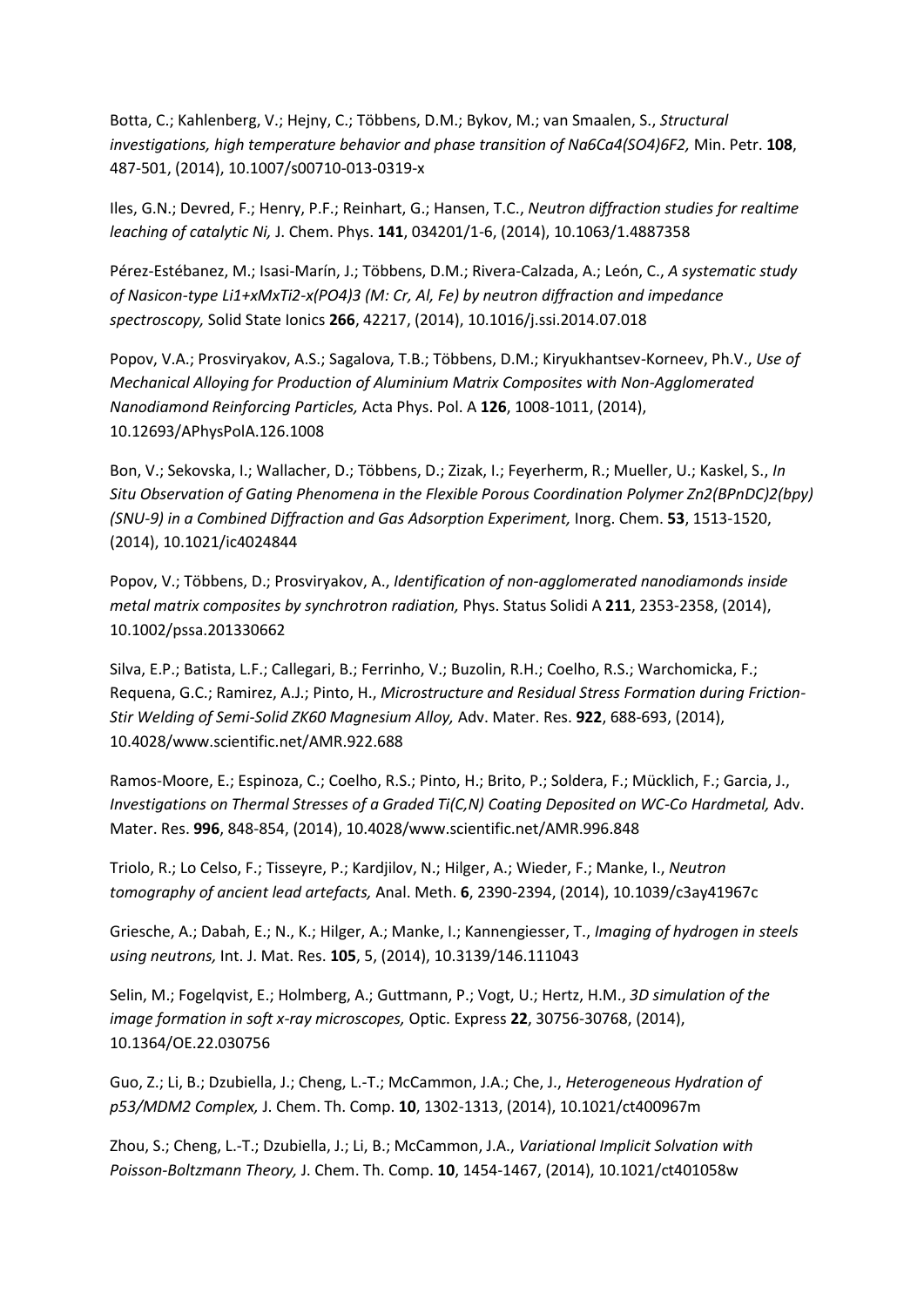Botta, C.; Kahlenberg, V.; Hejny, C.; Többens, D.M.; Bykov, M.; van Smaalen, S., *Structural investigations, high temperature behavior and phase transition of $Na_6Ca_4(SO_4)_6F_2$,* Min. Petr. **108**, 487-501, (2014), 10.1007/s00710-013-0319-x

Iles, G.N.; Devred, F.; Henry, P.F.; Reinhart, G.; Hansen, T.C., *Neutron diffraction studies for realtime leaching of catalytic Ni,* J. Chem. Phys. **141**, 034201/1-6, (2014), 10.1063/1.4887358

Pérez-Estébanez, M.; Isasi-Marín, J.; Többens, D.M.; Rivera-Calzada, A.; León, C., *A systematic study of Nasicon-type $Li_{1+x}M_xTi_{2-x}(PO_4)_3$ (M: Cr, Al, Fe) by neutron diffraction and impedance spectroscopy,* Solid State Ionics **266**, 42217, (2014), 10.1016/j.ssi.2014.07.018

Popov, V.A.; Prosviryakov, A.S.; Sagalova, T.B.; Többens, D.M.; Kiryukhantsev-Korneev, Ph.V., *Use of Mechanical Alloying for Production of Aluminium Matrix Composites with Non-Agglomerated Nanodiamond Reinforcing Particles,* Acta Phys. Pol. A **126**, 1008-1011, (2014), 10.12693/APhysPolA.126.1008

Bon, V.; Sekovska, I.; Wallacher, D.; Többens, D.; Zizak, I.; Feyerherm, R.; Mueller, U.; Kaskel, S., *In Situ Observation of Gating Phenomena in the Flexible Porous Coordination Polymer $Zn_2(BPnDC)_2(bpy)$ (SNU-9) in a Combined Diffraction and Gas Adsorption Experiment,* Inorg. Chem. **53**, 1513-1520, (2014), 10.1021/ic4024844

Popov, V.; Többens, D.; Prosviryakov, A., *Identification of non-agglomerated nanodiamonds inside metal matrix composites by synchrotron radiation,* Phys. Status Solidi A **211**, 2353-2358, (2014), 10.1002/pssa.201330662

Silva, E.P.; Batista, L.F.; Callegari, B.; Ferrinho, V.; Buzolin, R.H.; Coelho, R.S.; Warchomicka, F.; Requena, G.C.; Ramirez, A.J.; Pinto, H., *Microstructure and Residual Stress Formation during Friction-Stir Welding of Semi-Solid ZK60 Magnesium Alloy,* Adv. Mater. Res. **922**, 688-693, (2014), 10.4028/www.scientific.net/AMR.922.688

Ramos-Moore, E.; Espinoza, C.; Coelho, R.S.; Pinto, H.; Brito, P.; Soldera, F.; Mücklich, F.; Garcia, J., *Investigations on Thermal Stresses of a Graded Ti(C,N) Coating Deposited on WC-Co Hardmetal,* Adv. Mater. Res. **996**, 848-854, (2014), 10.4028/www.scientific.net/AMR.996.848

Triolo, R.; Lo Celso, F.; Tisseyre, P.; Kardjilov, N.; Hilger, A.; Wieder, F.; Manke, I., *Neutron tomography of ancient lead artefacts,* Anal. Meth. **6**, 2390-2394, (2014), 10.1039/c3ay41967c

Griesche, A.; Dabah, E.; N., K.; Hilger, A.; Manke, I.; Kannengiesser, T., *Imaging of hydrogen in steels using neutrons,* Int. J. Mat. Res. **105**, 5, (2014), 10.3139/146.111043

Selin, M.; Fogelqvist, E.; Holmberg, A.; Guttmann, P.; Vogt, U.; Hertz, H.M., *3D simulation of the image formation in soft x-ray microscopes,* Optic. Express **22**, 30756-30768, (2014), 10.1364/OE.22.030756

Guo, Z.; Li, B.; Dzubiella, J.; Cheng, L.-T.; McCammon, J.A.; Che, J., *Heterogeneous Hydration of p53/MDM2 Complex,* J. Chem. Th. Comp. **10**, 1302-1313, (2014), 10.1021/ct400967m

Zhou, S.; Cheng, L.-T.; Dzubiella, J.; Li, B.; McCammon, J.A., *Variational Implicit Solvation with Poisson-Boltzmann Theory,* J. Chem. Th. Comp. **10**, 1454-1467, (2014), 10.1021/ct401058w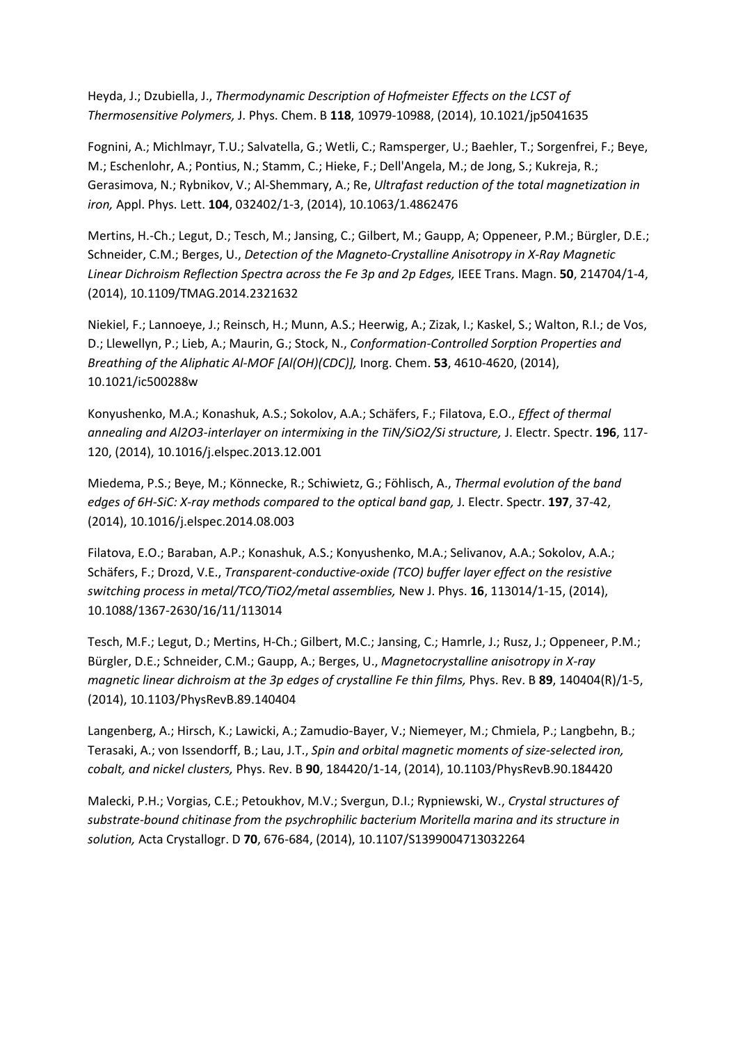Heyda, J.; Dzubiella, J., *Thermodynamic Description of Hofmeister Effects on the LCST of Thermosensitive Polymers,* J. Phys. Chem. B **118**, 10979-10988, (2014), 10.1021/jp5041635

Fognini, A.; Michlmayr, T.U.; Salvatella, G.; Wetli, C.; Ramsperger, U.; Baehler, T.; Sorgenfrei, F.; Beye, M.; Eschenlohr, A.; Pontius, N.; Stamm, C.; Hieke, F.; Dell'Angela, M.; de Jong, S.; Kukreja, R.; Gerasimova, N.; Rybnikov, V.; Al-Shemmary, A.; Re, *Ultrafast reduction of the total magnetization in iron,* Appl. Phys. Lett. **104**, 032402/1-3, (2014), 10.1063/1.4862476

Mertins, H.-Ch.; Legut, D.; Tesch, M.; Jansing, C.; Gilbert, M.; Gaupp, A; Oppeneer, P.M.; Bürgler, D.E.; Schneider, C.M.; Berges, U., *Detection of the Magneto-Crystalline Anisotropy in X-Ray Magnetic Linear Dichroism Reflection Spectra across the Fe 3p and 2p Edges,* IEEE Trans. Magn. **50**, 214704/1-4, (2014), 10.1109/TMAG.2014.2321632

Niekiel, F.; Lannoeye, J.; Reinsch, H.; Munn, A.S.; Heerwig, A.; Zizak, I.; Kaskel, S.; Walton, R.I.; de Vos, D.; Llewellyn, P.; Lieb, A.; Maurin, G.; Stock, N., *Conformation-Controlled Sorption Properties and Breathing of the Aliphatic Al-MOF [Al(OH)(CDC)],* Inorg. Chem. **53**, 4610-4620, (2014), 10.1021/ic500288w

Konyushenko, M.A.; Konashuk, A.S.; Sokolov, A.A.; Schäfers, F.; Filatova, E.O., *Effect of thermal annealing and $Al_2O_3$-interlayer on intermixing in the TiN/$SiO_2$/Si structure,* J. Electr. Spectr. **196**, 117-120, (2014), 10.1016/j.elspec.2013.12.001

Miedema, P.S.; Beye, M.; Könnecke, R.; Schiwietz, G.; Föhlisch, A., *Thermal evolution of the band edges of 6H-SiC: X-ray methods compared to the optical band gap,* J. Electr. Spectr. **197**, 37-42, (2014), 10.1016/j.elspec.2014.08.003

Filatova, E.O.; Baraban, A.P.; Konashuk, A.S.; Konyushenko, M.A.; Selivanov, A.A.; Sokolov, A.A.; Schäfers, F.; Drozd, V.E., *Transparent-conductive-oxide (TCO) buffer layer effect on the resistive switching process in metal/TCO/$TiO_2$/metal assemblies,* New J. Phys. **16**, 113014/1-15, (2014), 10.1088/1367-2630/16/11/113014

Tesch, M.F.; Legut, D.; Mertins, H-Ch.; Gilbert, M.C.; Jansing, C.; Hamrle, J.; Rusz, J.; Oppeneer, P.M.; Bürgler, D.E.; Schneider, C.M.; Gaupp, A.; Berges, U., *Magnetocrystalline anisotropy in X-ray magnetic linear dichroism at the 3p edges of crystalline Fe thin films,* Phys. Rev. B **89**, 140404(R)/1-5, (2014), 10.1103/PhysRevB.89.140404

Langenberg, A.; Hirsch, K.; Lawicki, A.; Zamudio-Bayer, V.; Niemeyer, M.; Chmiela, P.; Langbehn, B.; Terasaki, A.; von Issendorff, B.; Lau, J.T., *Spin and orbital magnetic moments of size-selected iron, cobalt, and nickel clusters,* Phys. Rev. B **90**, 184420/1-14, (2014), 10.1103/PhysRevB.90.184420

Malecki, P.H.; Vorgias, C.E.; Petoukhov, M.V.; Svergun, D.I.; Rypniewski, W., *Crystal structures of substrate-bound chitinase from the psychrophilic bacterium Moritella marina and its structure in solution,* Acta Crystallogr. D **70**, 676-684, (2014), 10.1107/S1399004713032264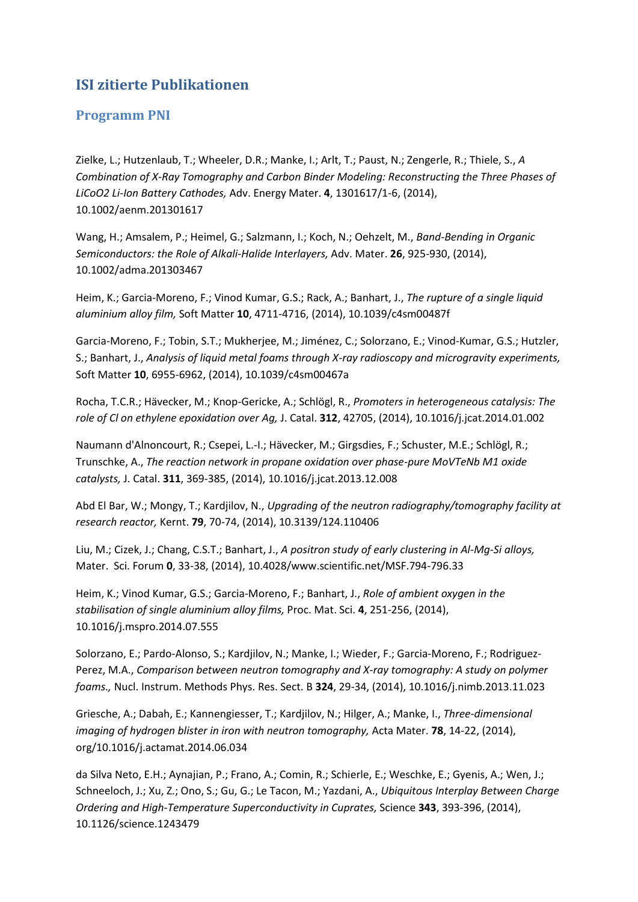# ISI zitierte Publikationen

## Programm PNI

Zielke, L.; Hutzenlaub, T.; Wheeler, D.R.; Manke, I.; Arlt, T.; Paust, N.; Zengerle, R.; Thiele, S., *A Combination of X-Ray Tomography and Carbon Binder Modeling: Reconstructing the Three Phases of LiCoO2 Li-Ion Battery Cathodes,* Adv. Energy Mater. **4**, 1301617/1-6, (2014), 10.1002/aenm.201301617

Wang, H.; Amsalem, P.; Heimel, G.; Salzmann, I.; Koch, N.; Oehzelt, M., *Band-Bending in Organic Semiconductors: the Role of Alkali-Halide Interlayers,* Adv. Mater. **26**, 925-930, (2014), 10.1002/adma.201303467

Heim, K.; Garcia-Moreno, F.; Vinod Kumar, G.S.; Rack, A.; Banhart, J., *The rupture of a single liquid aluminium alloy film,* Soft Matter **10**, 4711-4716, (2014), 10.1039/c4sm00487f

Garcia-Moreno, F.; Tobin, S.T.; Mukherjee, M.; Jiménez, C.; Solorzano, E.; Vinod-Kumar, G.S.; Hutzler, S.; Banhart, J., *Analysis of liquid metal foams through X-ray radioscopy and microgravity experiments,* Soft Matter **10**, 6955-6962, (2014), 10.1039/c4sm00467a

Rocha, T.C.R.; Hävecker, M.; Knop-Gericke, A.; Schlögl, R., *Promoters in heterogeneous catalysis: The role of Cl on ethylene epoxidation over Ag,* J. Catal. **312**, 42705, (2014), 10.1016/j.jcat.2014.01.002

Naumann d'Alnoncourt, R.; Csepei, L.-I.; Hävecker, M.; Girgsdies, F.; Schuster, M.E.; Schlögl, R.; Trunschke, A., *The reaction network in propane oxidation over phase-pure MoVTeNb M1 oxide catalysts,* J. Catal. **311**, 369-385, (2014), 10.1016/j.jcat.2013.12.008

Abd El Bar, W.; Mongy, T.; Kardjilov, N., *Upgrading of the neutron radiography/tomography facility at research reactor,* Kernt. **79**, 70-74, (2014), 10.3139/124.110406

Liu, M.; Cizek, J.; Chang, C.S.T.; Banhart, J., *A positron study of early clustering in Al-Mg-Si alloys,* Mater. Sci. Forum **0**, 33-38, (2014), 10.4028/www.scientific.net/MSF.794-796.33

Heim, K.; Vinod Kumar, G.S.; Garcia-Moreno, F.; Banhart, J., *Role of ambient oxygen in the stabilisation of single aluminium alloy films,* Proc. Mat. Sci. **4**, 251-256, (2014), 10.1016/j.mspro.2014.07.555

Solorzano, E.; Pardo-Alonso, S.; Kardjilov, N.; Manke, I.; Wieder, F.; Garcia-Moreno, F.; Rodriguez-Perez, M.A., *Comparison between neutron tomography and X-ray tomography: A study on polymer foams.,* Nucl. Instrum. Methods Phys. Res. Sect. B **324**, 29-34, (2014), 10.1016/j.nimb.2013.11.023

Griesche, A.; Dabah, E.; Kannengiesser, T.; Kardjilov, N.; Hilger, A.; Manke, I., *Three-dimensional imaging of hydrogen blister in iron with neutron tomography,* Acta Mater. **78**, 14-22, (2014), org/10.1016/j.actamat.2014.06.034

da Silva Neto, E.H.; Aynajian, P.; Frano, A.; Comin, R.; Schierle, E.; Weschke, E.; Gyenis, A.; Wen, J.; Schneeloch, J.; Xu, Z.; Ono, S.; Gu, G.; Le Tacon, M.; Yazdani, A., *Ubiquitous Interplay Between Charge Ordering and High-Temperature Superconductivity in Cuprates,* Science **343**, 393-396, (2014), 10.1126/science.1243479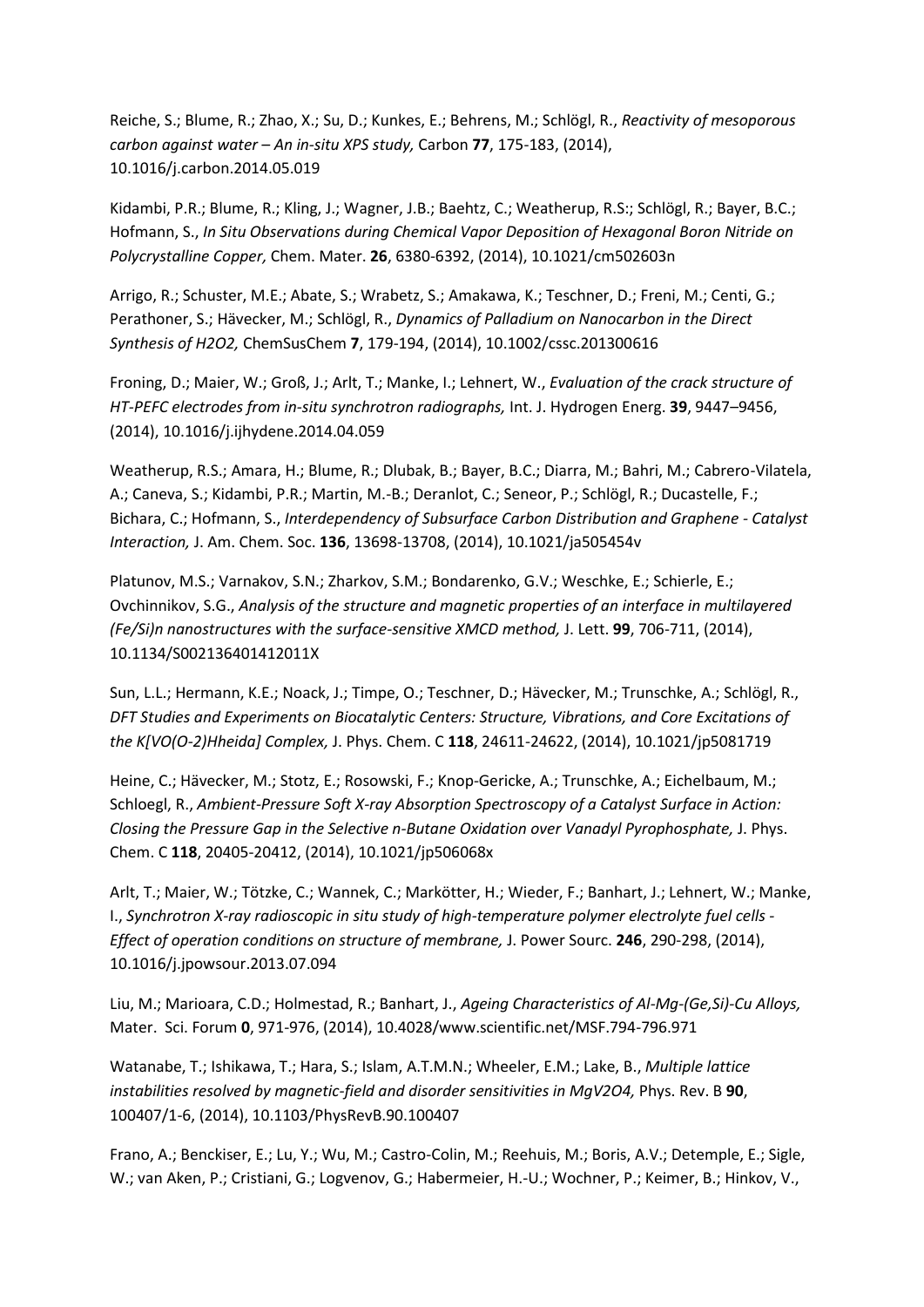Reiche, S.; Blume, R.; Zhao, X.; Su, D.; Kunkes, E.; Behrens, M.; Schlögl, R., *Reactivity of mesoporous carbon against water – An in-situ XPS study,* Carbon **77**, 175-183, (2014), 10.1016/j.carbon.2014.05.019

Kidambi, P.R.; Blume, R.; Kling, J.; Wagner, J.B.; Baehtz, C.; Weatherup, R.S:; Schlögl, R.; Bayer, B.C.; Hofmann, S., *In Situ Observations during Chemical Vapor Deposition of Hexagonal Boron Nitride on Polycrystalline Copper,* Chem. Mater. **26**, 6380-6392, (2014), 10.1021/cm502603n

Arrigo, R.; Schuster, M.E.; Abate, S.; Wrabetz, S.; Amakawa, K.; Teschner, D.; Freni, M.; Centi, G.; Perathoner, S.; Hävecker, M.; Schlögl, R., *Dynamics of Palladium on Nanocarbon in the Direct Synthesis of H2O2,* ChemSusChem **7**, 179-194, (2014), 10.1002/cssc.201300616

Froning, D.; Maier, W.; Groß, J.; Arlt, T.; Manke, I.; Lehnert, W., *Evaluation of the crack structure of HT-PEFC electrodes from in-situ synchrotron radiographs,* Int. J. Hydrogen Energ. **39**, 9447–9456, (2014), 10.1016/j.ijhydene.2014.04.059

Weatherup, R.S.; Amara, H.; Blume, R.; Dlubak, B.; Bayer, B.C.; Diarra, M.; Bahri, M.; Cabrero-Vilatela, A.; Caneva, S.; Kidambi, P.R.; Martin, M.-B.; Deranlot, C.; Seneor, P.; Schlögl, R.; Ducastelle, F.; Bichara, C.; Hofmann, S., *Interdependency of Subsurface Carbon Distribution and Graphene - Catalyst Interaction,* J. Am. Chem. Soc. **136**, 13698-13708, (2014), 10.1021/ja505454v

Platunov, M.S.; Varnakov, S.N.; Zharkov, S.M.; Bondarenko, G.V.; Weschke, E.; Schierle, E.; Ovchinnikov, S.G., *Analysis of the structure and magnetic properties of an interface in multilayered (Fe/Si)n nanostructures with the surface-sensitive XMCD method,* J. Lett. **99**, 706-711, (2014), 10.1134/S002136401412011X

Sun, L.L.; Hermann, K.E.; Noack, J.; Timpe, O.; Teschner, D.; Hävecker, M.; Trunschke, A.; Schlögl, R., *DFT Studies and Experiments on Biocatalytic Centers: Structure, Vibrations, and Core Excitations of the K[VO(O-2)Hheida] Complex,* J. Phys. Chem. C **118**, 24611-24622, (2014), 10.1021/jp5081719

Heine, C.; Hävecker, M.; Stotz, E.; Rosowski, F.; Knop-Gericke, A.; Trunschke, A.; Eichelbaum, M.; Schloegl, R., *Ambient-Pressure Soft X-ray Absorption Spectroscopy of a Catalyst Surface in Action: Closing the Pressure Gap in the Selective n-Butane Oxidation over Vanadyl Pyrophosphate,* J. Phys. Chem. C **118**, 20405-20412, (2014), 10.1021/jp506068x

Arlt, T.; Maier, W.; Tötzke, C.; Wannek, C.; Markötter, H.; Wieder, F.; Banhart, J.; Lehnert, W.; Manke, I., *Synchrotron X-ray radioscopic in situ study of high-temperature polymer electrolyte fuel cells - Effect of operation conditions on structure of membrane,* J. Power Sourc. **246**, 290-298, (2014), 10.1016/j.jpowsour.2013.07.094

Liu, M.; Marioara, C.D.; Holmestad, R.; Banhart, J., *Ageing Characteristics of Al-Mg-(Ge,Si)-Cu Alloys,* Mater. Sci. Forum **0**, 971-976, (2014), 10.4028/www.scientific.net/MSF.794-796.971

Watanabe, T.; Ishikawa, T.; Hara, S.; Islam, A.T.M.N.; Wheeler, E.M.; Lake, B., *Multiple lattice instabilities resolved by magnetic-field and disorder sensitivities in MgV2O4,* Phys. Rev. B **90**, 100407/1-6, (2014), 10.1103/PhysRevB.90.100407

Frano, A.; Benckiser, E.; Lu, Y.; Wu, M.; Castro-Colin, M.; Reehuis, M.; Boris, A.V.; Detemple, E.; Sigle, W.; van Aken, P.; Cristiani, G.; Logvenov, G.; Habermeier, H.-U.; Wochner, P.; Keimer, B.; Hinkov, V.,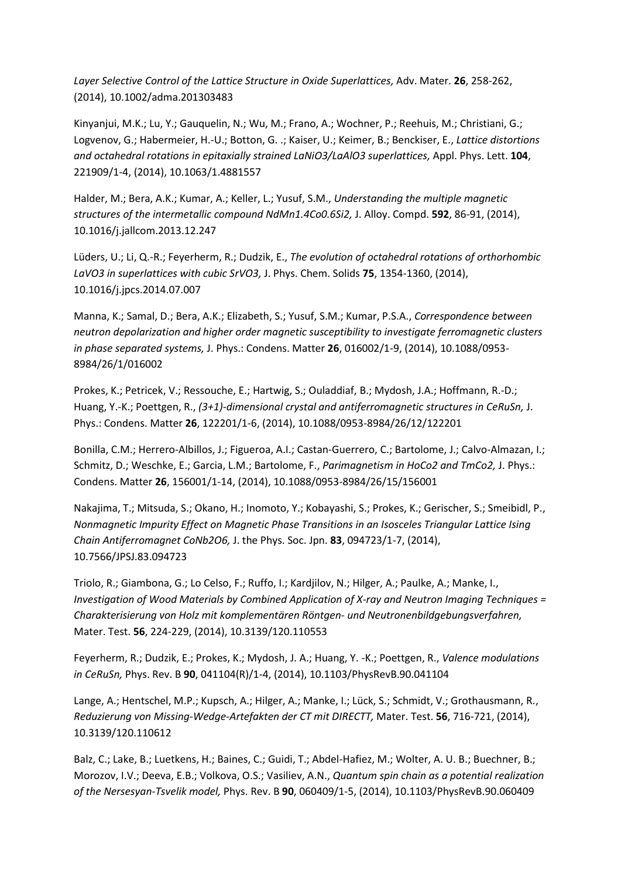*Layer Selective Control of the Lattice Structure in Oxide Superlattices,* Adv. Mater. **26**, 258-262, (2014), 10.1002/adma.201303483

Kinyanjui, M.K.; Lu, Y.; Gauquelin, N.; Wu, M.; Frano, A.; Wochner, P.; Reehuis, M.; Christiani, G.; Logvenov, G.; Habermeier, H.-U.; Botton, G. .; Kaiser, U.; Keimer, B.; Benckiser, E., *Lattice distortions and octahedral rotations in epitaxially strained $LaNiO_3/LaAlO_3$ superlattices,* Appl. Phys. Lett. **104**, 221909/1-4, (2014), 10.1063/1.4881557

Halder, M.; Bera, A.K.; Kumar, A.; Keller, L.; Yusuf, S.M., *Understanding the multiple magnetic structures of the intermetallic compound $NdMn_{1.4}Co_{0.6}Si_2$,* J. Alloy. Compd. **592**, 86-91, (2014), 10.1016/j.jallcom.2013.12.247

Lüders, U.; Li, Q.-R.; Feyerherm, R.; Dudzik, E., *The evolution of octahedral rotations of orthorhombic $LaVO_3$ in superlattices with cubic $SrVO_3$,* J. Phys. Chem. Solids **75**, 1354-1360, (2014), 10.1016/j.jpcs.2014.07.007

Manna, K.; Samal, D.; Bera, A.K.; Elizabeth, S.; Yusuf, S.M.; Kumar, P.S.A., *Correspondence between neutron depolarization and higher order magnetic susceptibility to investigate ferromagnetic clusters in phase separated systems,* J. Phys.: Condens. Matter **26**, 016002/1-9, (2014), 10.1088/0953-8984/26/1/016002

Prokes, K.; Petricek, V.; Ressouche, E.; Hartwig, S.; Ouladdiaf, B.; Mydosh, J.A.; Hoffmann, R.-D.; Huang, Y.-K.; Poettgen, R., *(3+1)-dimensional crystal and antiferromagnetic structures in CeRuSn,* J. Phys.: Condens. Matter **26**, 122201/1-6, (2014), 10.1088/0953-8984/26/12/122201

Bonilla, C.M.; Herrero-Albillos, J.; Figueroa, A.I.; Castan-Guerrero, C.; Bartolome, J.; Calvo-Almazan, I.; Schmitz, D.; Weschke, E.; Garcia, L.M.; Bartolome, F., *Parimagnetism in $HoCo_2$ and $TmCo_2$,* J. Phys.: Condens. Matter **26**, 156001/1-14, (2014), 10.1088/0953-8984/26/15/156001

Nakajima, T.; Mitsuda, S.; Okano, H.; Inomoto, Y.; Kobayashi, S.; Prokes, K.; Gerischer, S.; Smeibidl, P., *Nonmagnetic Impurity Effect on Magnetic Phase Transitions in an Isosceles Triangular Lattice Ising Chain Antiferromagnet $CoNb_2O_6$,* J. the Phys. Soc. Jpn. **83**, 094723/1-7, (2014), 10.7566/JPSJ.83.094723

Triolo, R.; Giambona, G.; Lo Celso, F.; Ruffo, I.; Kardjilov, N.; Hilger, A.; Paulke, A.; Manke, I., *Investigation of Wood Materials by Combined Application of X-ray and Neutron Imaging Techniques = Charakterisierung von Holz mit komplementären Röntgen- und Neutronenbildgebungsverfahren,* Mater. Test. **56**, 224-229, (2014), 10.3139/120.110553

Feyerherm, R.; Dudzik, E.; Prokes, K.; Mydosh, J. A.; Huang, Y. -K.; Poettgen, R., *Valence modulations in CeRuSn,* Phys. Rev. B **90**, 041104(R)/1-4, (2014), 10.1103/PhysRevB.90.041104

Lange, A.; Hentschel, M.P.; Kupsch, A.; Hilger, A.; Manke, I.; Lück, S.; Schmidt, V.; Grothausmann, R., *Reduzierung von Missing-Wedge-Artefakten der CT mit DIRECTT,* Mater. Test. **56**, 716-721, (2014), 10.3139/120.110612

Balz, C.; Lake, B.; Luetkens, H.; Baines, C.; Guidi, T.; Abdel-Hafiez, M.; Wolter, A. U. B.; Buechner, B.; Morozov, I.V.; Deeva, E.B.; Volkova, O.S.; Vasiliev, A.N., *Quantum spin chain as a potential realization of the Nersesyan-Tsvelik model,* Phys. Rev. B **90**, 060409/1-5, (2014), 10.1103/PhysRevB.90.060409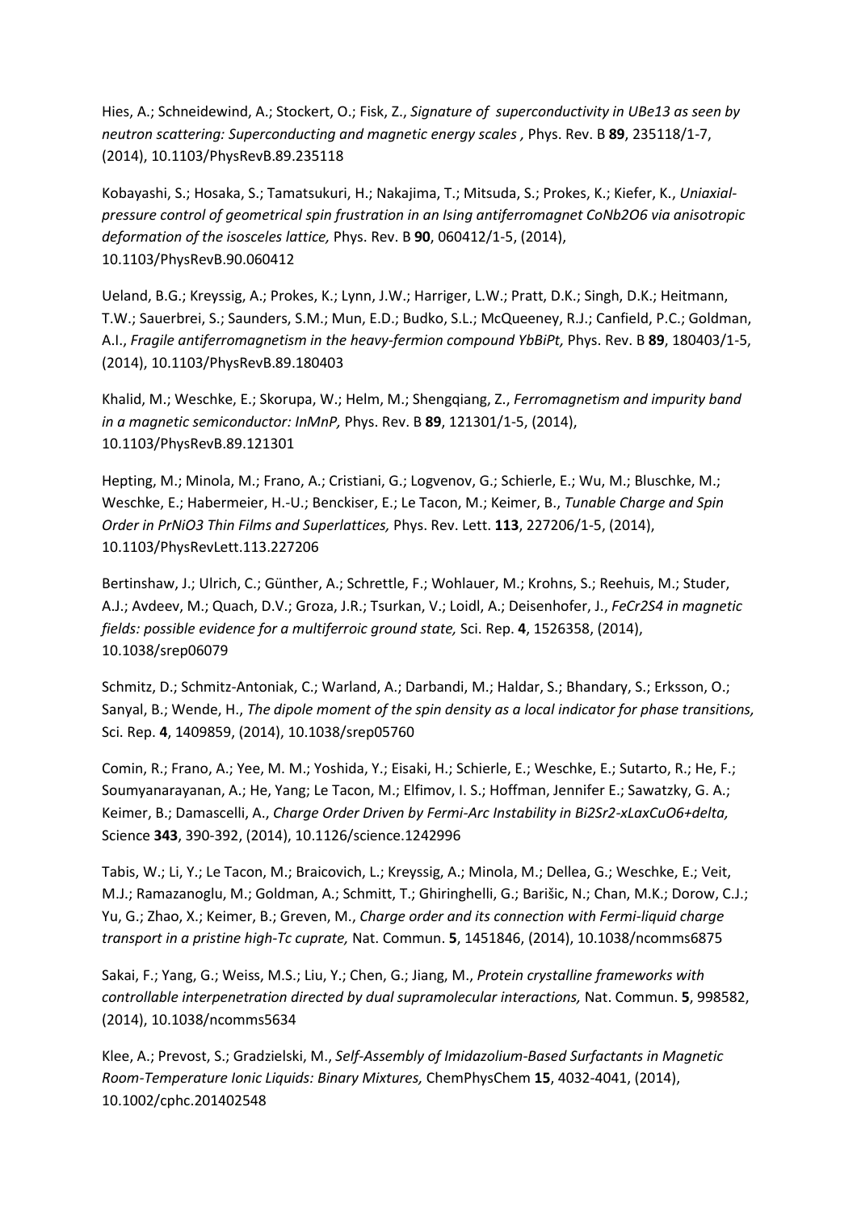Hies, A.; Schneidewind, A.; Stockert, O.; Fisk, Z., *Signature of superconductivity in UBe13 as seen by neutron scattering: Superconducting and magnetic energy scales ,* Phys. Rev. B **89**, 235118/1-7, (2014), 10.1103/PhysRevB.89.235118

Kobayashi, S.; Hosaka, S.; Tamatsukuri, H.; Nakajima, T.; Mitsuda, S.; Prokes, K.; Kiefer, K., *Uniaxial-pressure control of geometrical spin frustration in an Ising antiferromagnet CoNb2O6 via anisotropic deformation of the isosceles lattice,* Phys. Rev. B **90**, 060412/1-5, (2014), 10.1103/PhysRevB.90.060412

Ueland, B.G.; Kreyssig, A.; Prokes, K.; Lynn, J.W.; Harriger, L.W.; Pratt, D.K.; Singh, D.K.; Heitmann, T.W.; Sauerbrei, S.; Saunders, S.M.; Mun, E.D.; Budko, S.L.; McQueeney, R.J.; Canfield, P.C.; Goldman, A.I., *Fragile antiferromagnetism in the heavy-fermion compound YbBiPt,* Phys. Rev. B **89**, 180403/1-5, (2014), 10.1103/PhysRevB.89.180403

Khalid, M.; Weschke, E.; Skorupa, W.; Helm, M.; Shengqiang, Z., *Ferromagnetism and impurity band in a magnetic semiconductor: InMnP,* Phys. Rev. B **89**, 121301/1-5, (2014), 10.1103/PhysRevB.89.121301

Hepting, M.; Minola, M.; Frano, A.; Cristiani, G.; Logvenov, G.; Schierle, E.; Wu, M.; Bluschke, M.; Weschke, E.; Habermeier, H.-U.; Benckiser, E.; Le Tacon, M.; Keimer, B., *Tunable Charge and Spin Order in PrNiO3 Thin Films and Superlattices,* Phys. Rev. Lett. **113**, 227206/1-5, (2014), 10.1103/PhysRevLett.113.227206

Bertinshaw, J.; Ulrich, C.; Günther, A.; Schrettle, F.; Wohlauer, M.; Krohns, S.; Reehuis, M.; Studer, A.J.; Avdeev, M.; Quach, D.V.; Groza, J.R.; Tsurkan, V.; Loidl, A.; Deisenhofer, J., *FeCr2S4 in magnetic fields: possible evidence for a multiferroic ground state,* Sci. Rep. **4**, 1526358, (2014), 10.1038/srep06079

Schmitz, D.; Schmitz-Antoniak, C.; Warland, A.; Darbandi, M.; Haldar, S.; Bhandary, S.; Erksson, O.; Sanyal, B.; Wende, H., *The dipole moment of the spin density as a local indicator for phase transitions,* Sci. Rep. **4**, 1409859, (2014), 10.1038/srep05760

Comin, R.; Frano, A.; Yee, M. M.; Yoshida, Y.; Eisaki, H.; Schierle, E.; Weschke, E.; Sutarto, R.; He, F.; Soumyanarayanan, A.; He, Yang; Le Tacon, M.; Elfimov, I. S.; Hoffman, Jennifer E.; Sawatzky, G. A.; Keimer, B.; Damascelli, A., *Charge Order Driven by Fermi-Arc Instability in Bi2Sr2-xLaxCuO6+delta,* Science **343**, 390-392, (2014), 10.1126/science.1242996

Tabis, W.; Li, Y.; Le Tacon, M.; Braicovich, L.; Kreyssig, A.; Minola, M.; Dellea, G.; Weschke, E.; Veit, M.J.; Ramazanoglu, M.; Goldman, A.; Schmitt, T.; Ghiringhelli, G.; Barišic, N.; Chan, M.K.; Dorow, C.J.; Yu, G.; Zhao, X.; Keimer, B.; Greven, M., *Charge order and its connection with Fermi-liquid charge transport in a pristine high-Tc cuprate,* Nat. Commun. **5**, 1451846, (2014), 10.1038/ncomms6875

Sakai, F.; Yang, G.; Weiss, M.S.; Liu, Y.; Chen, G.; Jiang, M., *Protein crystalline frameworks with controllable interpenetration directed by dual supramolecular interactions,* Nat. Commun. **5**, 998582, (2014), 10.1038/ncomms5634

Klee, A.; Prevost, S.; Gradzielski, M., *Self-Assembly of Imidazolium-Based Surfactants in Magnetic Room-Temperature Ionic Liquids: Binary Mixtures,* ChemPhysChem **15**, 4032-4041, (2014), 10.1002/cphc.201402548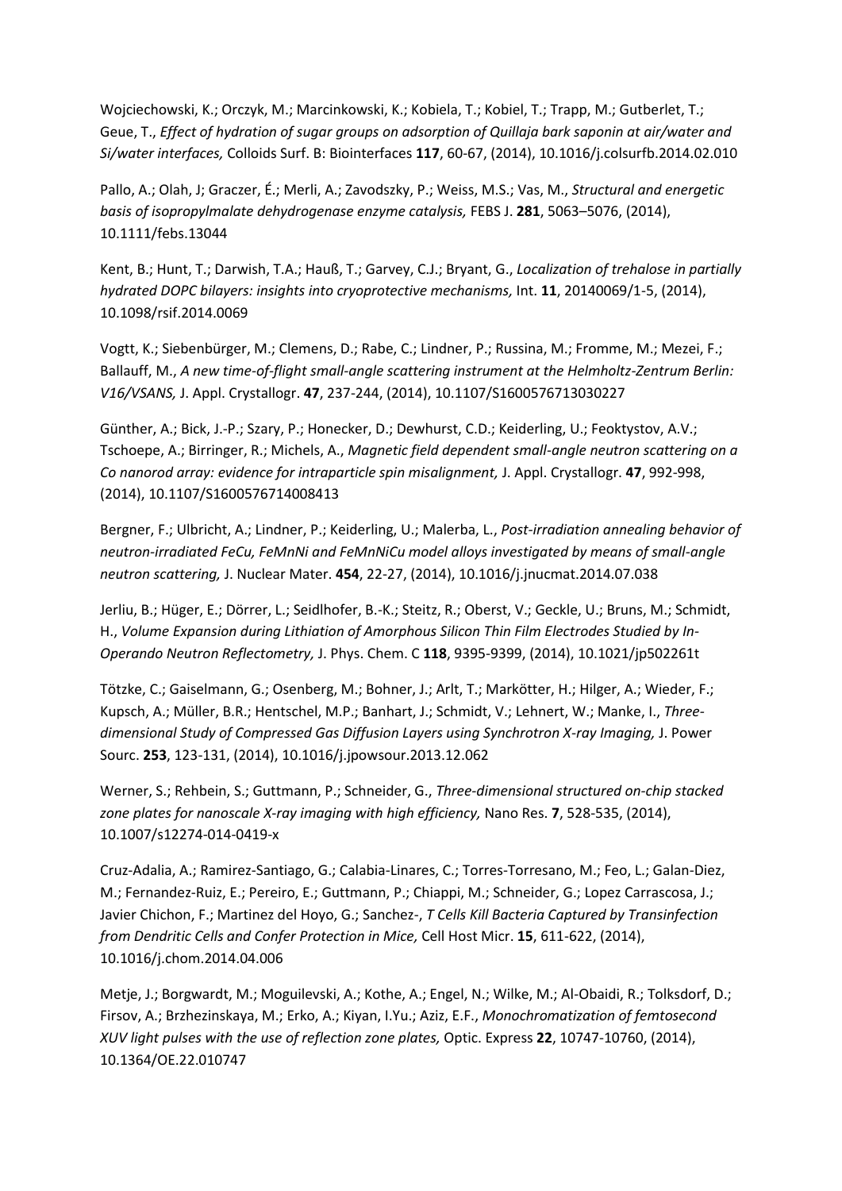Wojciechowski, K.; Orczyk, M.; Marcinkowski, K.; Kobiela, T.; Kobiel, T.; Trapp, M.; Gutberlet, T.; Geue, T., *Effect of hydration of sugar groups on adsorption of Quillaja bark saponin at air/water and Si/water interfaces,* Colloids Surf. B: Biointerfaces **117**, 60-67, (2014), 10.1016/j.colsurfb.2014.02.010

Pallo, A.; Olah, J; Graczer, É.; Merli, A.; Zavodszky, P.; Weiss, M.S.; Vas, M., *Structural and energetic basis of isopropylmalate dehydrogenase enzyme catalysis,* FEBS J. **281**, 5063–5076, (2014), 10.1111/febs.13044

Kent, B.; Hunt, T.; Darwish, T.A.; Hauß, T.; Garvey, C.J.; Bryant, G., *Localization of trehalose in partially hydrated DOPC bilayers: insights into cryoprotective mechanisms,* Int. **11**, 20140069/1-5, (2014), 10.1098/rsif.2014.0069

Vogtt, K.; Siebenbürger, M.; Clemens, D.; Rabe, C.; Lindner, P.; Russina, M.; Fromme, M.; Mezei, F.; Ballauff, M., *A new time-of-flight small-angle scattering instrument at the Helmholtz-Zentrum Berlin: V16/VSANS,* J. Appl. Crystallogr. **47**, 237-244, (2014), 10.1107/S1600576713030227

Günther, A.; Bick, J.-P.; Szary, P.; Honecker, D.; Dewhurst, C.D.; Keiderling, U.; Feoktystov, A.V.; Tschoepe, A.; Birringer, R.; Michels, A., *Magnetic field dependent small-angle neutron scattering on a Co nanorod array: evidence for intraparticle spin misalignment,* J. Appl. Crystallogr. **47**, 992-998, (2014), 10.1107/S1600576714008413

Bergner, F.; Ulbricht, A.; Lindner, P.; Keiderling, U.; Malerba, L., *Post-irradiation annealing behavior of neutron-irradiated FeCu, FeMnNi and FeMnNiCu model alloys investigated by means of small-angle neutron scattering,* J. Nuclear Mater. **454**, 22-27, (2014), 10.1016/j.jnucmat.2014.07.038

Jerliu, B.; Hüger, E.; Dörrer, L.; Seidlhofer, B.-K.; Steitz, R.; Oberst, V.; Geckle, U.; Bruns, M.; Schmidt, H., *Volume Expansion during Lithiation of Amorphous Silicon Thin Film Electrodes Studied by In-Operando Neutron Reflectometry,* J. Phys. Chem. C **118**, 9395-9399, (2014), 10.1021/jp502261t

Tötzke, C.; Gaiselmann, G.; Osenberg, M.; Bohner, J.; Arlt, T.; Markötter, H.; Hilger, A.; Wieder, F.; Kupsch, A.; Müller, B.R.; Hentschel, M.P.; Banhart, J.; Schmidt, V.; Lehnert, W.; Manke, I., *Three-dimensional Study of Compressed Gas Diffusion Layers using Synchrotron X-ray Imaging,* J. Power Sourc. **253**, 123-131, (2014), 10.1016/j.jpowsour.2013.12.062

Werner, S.; Rehbein, S.; Guttmann, P.; Schneider, G., *Three-dimensional structured on-chip stacked zone plates for nanoscale X-ray imaging with high efficiency,* Nano Res. **7**, 528-535, (2014), 10.1007/s12274-014-0419-x

Cruz-Adalia, A.; Ramirez-Santiago, G.; Calabia-Linares, C.; Torres-Torresano, M.; Feo, L.; Galan-Diez, M.; Fernandez-Ruiz, E.; Pereiro, E.; Guttmann, P.; Chiappi, M.; Schneider, G.; Lopez Carrascosa, J.; Javier Chichon, F.; Martinez del Hoyo, G.; Sanchez-, *T Cells Kill Bacteria Captured by Transinfection from Dendritic Cells and Confer Protection in Mice,* Cell Host Micr. **15**, 611-622, (2014), 10.1016/j.chom.2014.04.006

Metje, J.; Borgwardt, M.; Moguilevski, A.; Kothe, A.; Engel, N.; Wilke, M.; Al-Obaidi, R.; Tolksdorf, D.; Firsov, A.; Brzhezinskaya, M.; Erko, A.; Kiyan, I.Yu.; Aziz, E.F., *Monochromatization of femtosecond XUV light pulses with the use of reflection zone plates,* Optic. Express **22**, 10747-10760, (2014), 10.1364/OE.22.010747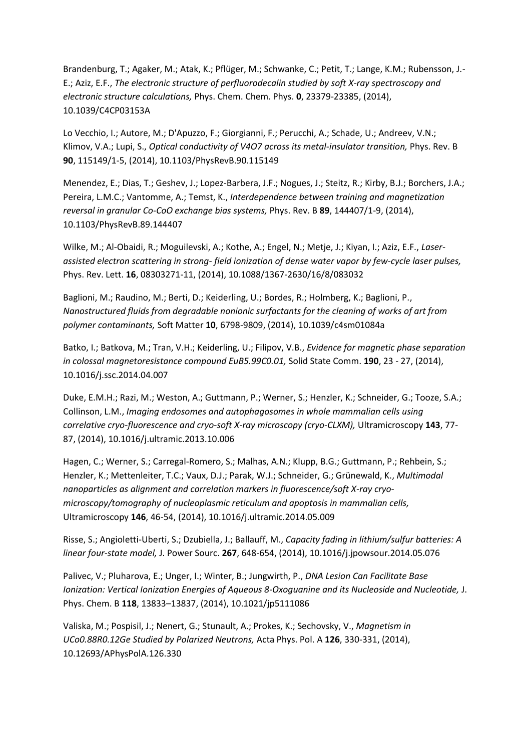Brandenburg, T.; Agaker, M.; Atak, K.; Plüger, M.; Schwanke, C.; Petit, T.; Lange, K.M.; Rubensson, J.-E.; Aziz, E.F., *The electronic structure of perfluorodecalin studied by soft X-ray spectroscopy and electronic structure calculations,* Phys. Chem. Chem. Phys. **0**, 23379-23385, (2014), 10.1039/C4CP03153A

Lo Vecchio, I.; Autore, M.; D'Apuzzo, F.; Giorgianni, F.; Perucchi, A.; Schade, U.; Andreev, V.N.; Klimov, V.A.; Lupi, S., *Optical conductivity of V4O7 across its metal-insulator transition,* Phys. Rev. B **90**, 115149/1-5, (2014), 10.1103/PhysRevB.90.115149

Menendez, E.; Dias, T.; Geshev, J.; Lopez-Barbera, J.F.; Nogues, J.; Steitz, R.; Kirby, B.J.; Borchers, J.A.; Pereira, L.M.C.; Vantomme, A.; Temst, K., *Interdependence between training and magnetization reversal in granular Co-CoO exchange bias systems,* Phys. Rev. B **89**, 144407/1-9, (2014), 10.1103/PhysRevB.89.144407

Wilke, M.; Al-Obaidi, R.; Moguilevski, A.; Kothe, A.; Engel, N.; Metje, J.; Kiyan, I.; Aziz, E.F., *Laser-assisted electron scattering in strong- field ionization of dense water vapor by few-cycle laser pulses,* Phys. Rev. Lett. **16**, 08303271-11, (2014), 10.1088/1367-2630/16/8/083032

Baglioni, M.; Raudino, M.; Berti, D.; Keiderling, U.; Bordes, R.; Holmberg, K.; Baglioni, P., *Nanostructured fluids from degradable nonionic surfactants for the cleaning of works of art from polymer contaminants,* Soft Matter **10**, 6798-9809, (2014), 10.1039/c4sm01084a

Batko, I.; Batkova, M.; Tran, V.H.; Keiderling, U.; Filipov, V.B., *Evidence for magnetic phase separation in colossal magnetoresistance compound EuB5.99C0.01,* Solid State Comm. **190**, 23 - 27, (2014), 10.1016/j.ssc.2014.04.007

Duke, E.M.H.; Razi, M.; Weston, A.; Guttmann, P.; Werner, S.; Henzler, K.; Schneider, G.; Tooze, S.A.; Collinson, L.M., *Imaging endosomes and autophagosomes in whole mammalian cells using correlative cryo-fluorescence and cryo-soft X-ray microscopy (cryo-CLXM),* Ultramicroscopy **143**, 77-87, (2014), 10.1016/j.ultramic.2013.10.006

Hagen, C.; Werner, S.; Carregal-Romero, S.; Malhas, A.N.; Klupp, B.G.; Guttmann, P.; Rehbein, S.; Henzler, K.; Mettenleiter, T.C.; Vaux, D.J.; Parak, W.J.; Schneider, G.; Grünewald, K., *Multimodal nanoparticles as alignment and correlation markers in fluorescence/soft X-ray cryo-microscopy/tomography of nucleoplasmic reticulum and apoptosis in mammalian cells,* Ultramicroscopy **146**, 46-54, (2014), 10.1016/j.ultramic.2014.05.009

Risse, S.; Angioletti-Uberti, S.; Dzubiella, J.; Ballauff, M., *Capacity fading in lithium/sulfur batteries: A linear four-state model,* J. Power Sourc. **267**, 648-654, (2014), 10.1016/j.jpowsour.2014.05.076

Palivec, V.; Pluharova, E.; Unger, I.; Winter, B.; Jungwirth, P., *DNA Lesion Can Facilitate Base Ionization: Vertical Ionization Energies of Aqueous 8-Oxoguanine and its Nucleoside and Nucleotide,* J. Phys. Chem. B **118**, 13833–13837, (2014), 10.1021/jp5111086

Valiska, M.; Pospisil, J.; Nenert, G.; Stunault, A.; Prokes, K.; Sechovsky, V., *Magnetism in UCo0.88R0.12Ge Studied by Polarized Neutrons,* Acta Phys. Pol. A **126**, 330-331, (2014), 10.12693/APhysPolA.126.330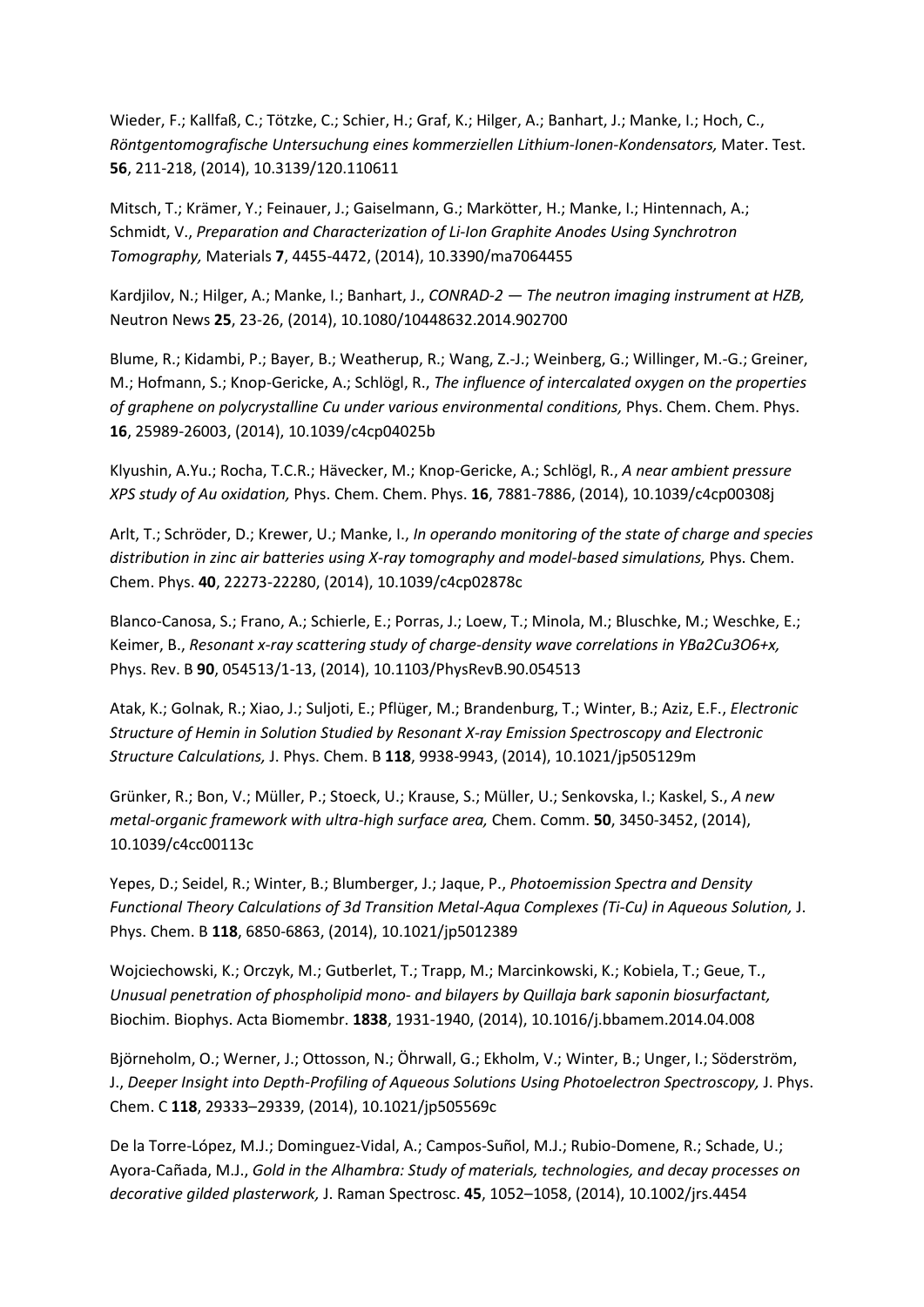Wieder, F.; Kallfaß, C.; Tötzke, C.; Schier, H.; Graf, K.; Hilger, A.; Banhart, J.; Manke, I.; Hoch, C., *Röntgentomografische Untersuchung eines kommerziellen Lithium-Ionen-Kondensators,* Mater. Test. **56**, 211-218, (2014), 10.3139/120.110611

Mitsch, T.; Krämer, Y.; Feinauer, J.; Gaiselmann, G.; Markötter, H.; Manke, I.; Hintennach, A.; Schmidt, V., *Preparation and Characterization of Li-Ion Graphite Anodes Using Synchrotron Tomography,* Materials **7**, 4455-4472, (2014), 10.3390/ma7064455

Kardjilov, N.; Hilger, A.; Manke, I.; Banhart, J., *CONRAD-2 — The neutron imaging instrument at HZB,* Neutron News **25**, 23-26, (2014), 10.1080/10448632.2014.902700

Blume, R.; Kidambi, P.; Bayer, B.; Weatherup, R.; Wang, Z.-J.; Weinberg, G.; Willinger, M.-G.; Greiner, M.; Hofmann, S.; Knop-Gericke, A.; Schlögl, R., *The influence of intercalated oxygen on the properties of graphene on polycrystalline Cu under various environmental conditions,* Phys. Chem. Chem. Phys. **16**, 25989-26003, (2014), 10.1039/c4cp04025b

Klyushin, A.Yu.; Rocha, T.C.R.; Hävecker, M.; Knop-Gericke, A.; Schlögl, R., *A near ambient pressure XPS study of Au oxidation,* Phys. Chem. Chem. Phys. **16**, 7881-7886, (2014), 10.1039/c4cp00308j

Arlt, T.; Schröder, D.; Krewer, U.; Manke, I., *In operando monitoring of the state of charge and species distribution in zinc air batteries using X-ray tomography and model-based simulations,* Phys. Chem. Chem. Phys. **40**, 22273-22280, (2014), 10.1039/c4cp02878c

Blanco-Canosa, S.; Frano, A.; Schierle, E.; Porras, J.; Loew, T.; Minola, M.; Bluschke, M.; Weschke, E.; Keimer, B., *Resonant x-ray scattering study of charge-density wave correlations in $YBa_2Cu_3O_{6+x}$,* Phys. Rev. B **90**, 054513/1-13, (2014), 10.1103/PhysRevB.90.054513

Atak, K.; Golnak, R.; Xiao, J.; Suljoti, E.; Pflüger, M.; Brandenburg, T.; Winter, B.; Aziz, E.F., *Electronic Structure of Hemin in Solution Studied by Resonant X-ray Emission Spectroscopy and Electronic Structure Calculations,* J. Phys. Chem. B **118**, 9938-9943, (2014), 10.1021/jp505129m

Grünker, R.; Bon, V.; Müller, P.; Stoeck, U.; Krause, S.; Müller, U.; Senkovska, I.; Kaskel, S., *A new metal-organic framework with ultra-high surface area,* Chem. Comm. **50**, 3450-3452, (2014), 10.1039/c4cc00113c

Yepes, D.; Seidel, R.; Winter, B.; Blumberger, J.; Jaque, P., *Photoemission Spectra and Density Functional Theory Calculations of 3d Transition Metal-Aqua Complexes (Ti-Cu) in Aqueous Solution,* J. Phys. Chem. B **118**, 6850-6863, (2014), 10.1021/jp5012389

Wojciechowski, K.; Orczyk, M.; Gutberlet, T.; Trapp, M.; Marcinkowski, K.; Kobiela, T.; Geue, T., *Unusual penetration of phospholipid mono- and bilayers by Quillaja bark saponin biosurfactant,* Biochim. Biophys. Acta Biomembr. **1838**, 1931-1940, (2014), 10.1016/j.bbamem.2014.04.008

Björneholm, O.; Werner, J.; Ottosson, N.; Öhrwall, G.; Ekholm, V.; Winter, B.; Unger, I.; Söderström, J., *Deeper Insight into Depth-Profiling of Aqueous Solutions Using Photoelectron Spectroscopy,* J. Phys. Chem. C **118**, 29333–29339, (2014), 10.1021/jp505569c

De la Torre-López, M.J.; Dominguez-Vidal, A.; Campos-Suñol, M.J.; Rubio-Domene, R.; Schade, U.; Ayora-Cañada, M.J., *Gold in the Alhambra: Study of materials, technologies, and decay processes on decorative gilded plasterwork,* J. Raman Spectrosc. **45**, 1052–1058, (2014), 10.1002/jrs.4454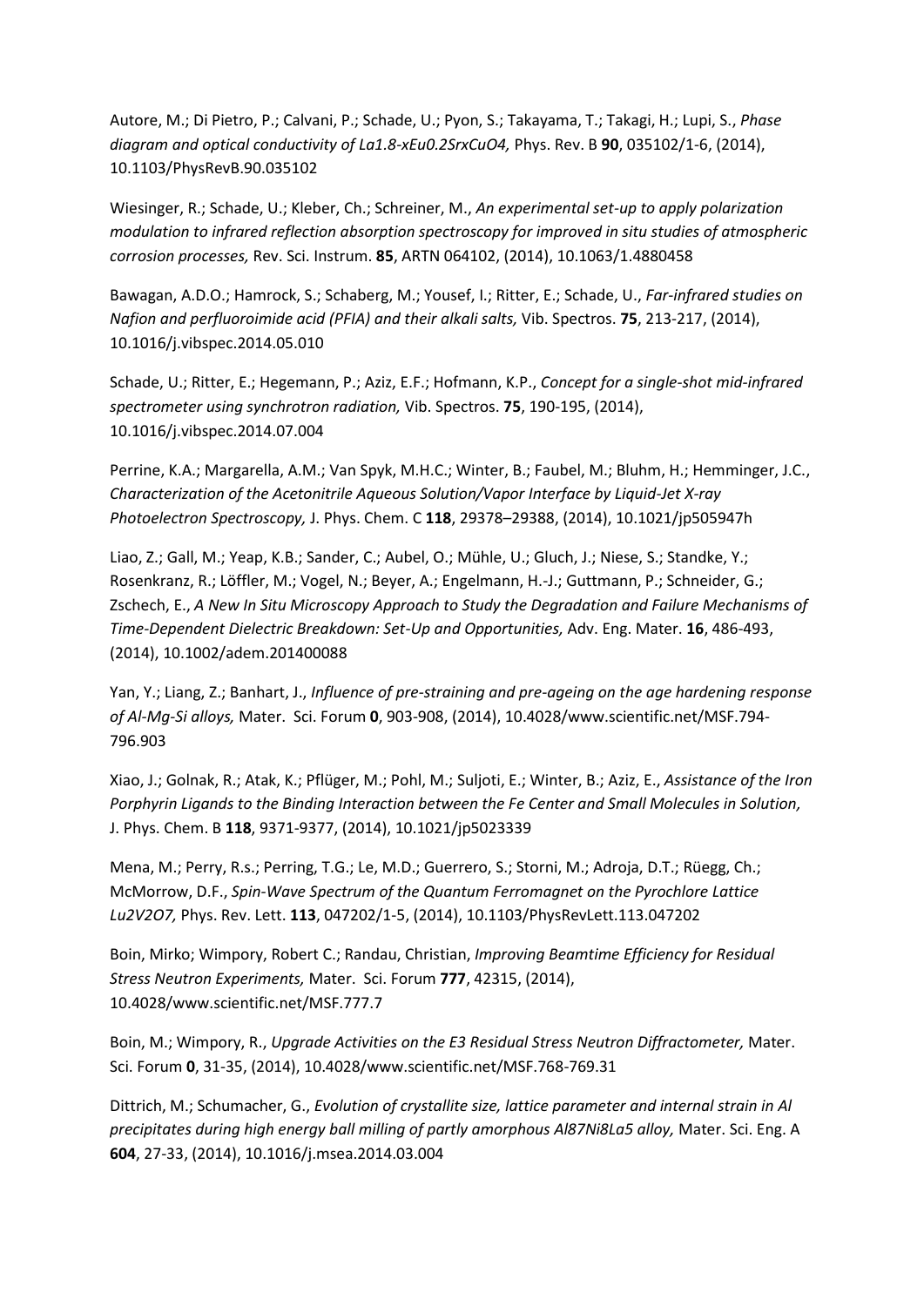Autore, M.; Di Pietro, P.; Calvani, P.; Schade, U.; Pyon, S.; Takayama, T.; Takagi, H.; Lupi, S., *Phase diagram and optical conductivity of La1.8-xEu0.2SrxCuO4,* Phys. Rev. B **90**, 035102/1-6, (2014), 10.1103/PhysRevB.90.035102

Wiesinger, R.; Schade, U.; Kleber, Ch.; Schreiner, M., *An experimental set-up to apply polarization modulation to infrared reflection absorption spectroscopy for improved in situ studies of atmospheric corrosion processes,* Rev. Sci. Instrum. **85**, ARTN 064102, (2014), 10.1063/1.4880458

Bawagan, A.D.O.; Hamrock, S.; Schaberg, M.; Yousef, I.; Ritter, E.; Schade, U., *Far-infrared studies on Nafion and perfluoroimide acid (PFIA) and their alkali salts,* Vib. Spectros. **75**, 213-217, (2014), 10.1016/j.vibspec.2014.05.010

Schade, U.; Ritter, E.; Hegemann, P.; Aziz, E.F.; Hofmann, K.P., *Concept for a single-shot mid-infrared spectrometer using synchrotron radiation,* Vib. Spectros. **75**, 190-195, (2014), 10.1016/j.vibspec.2014.07.004

Perrine, K.A.; Margarella, A.M.; Van Spyk, M.H.C.; Winter, B.; Faubel, M.; Bluhm, H.; Hemminger, J.C., *Characterization of the Acetonitrile Aqueous Solution/Vapor Interface by Liquid-Jet X-ray Photoelectron Spectroscopy,* J. Phys. Chem. C **118**, 29378–29388, (2014), 10.1021/jp505947h

Liao, Z.; Gall, M.; Yeap, K.B.; Sander, C.; Aubel, O.; Mühle, U.; Gluch, J.; Niese, S.; Standke, Y.; Rosenkranz, R.; Löffler, M.; Vogel, N.; Beyer, A.; Engelmann, H.-J.; Guttmann, P.; Schneider, G.; Zschech, E., *A New In Situ Microscopy Approach to Study the Degradation and Failure Mechanisms of Time-Dependent Dielectric Breakdown: Set-Up and Opportunities,* Adv. Eng. Mater. **16**, 486-493, (2014), 10.1002/adem.201400088

Yan, Y.; Liang, Z.; Banhart, J., *Influence of pre-straining and pre-ageing on the age hardening response of Al-Mg-Si alloys,* Mater. Sci. Forum **0**, 903-908, (2014), 10.4028/www.scientific.net/MSF.794-796.903

Xiao, J.; Golnak, R.; Atak, K.; Pflüger, M.; Pohl, M.; Suljoti, E.; Winter, B.; Aziz, E., *Assistance of the Iron Porphyrin Ligands to the Binding Interaction between the Fe Center and Small Molecules in Solution,* J. Phys. Chem. B **118**, 9371-9377, (2014), 10.1021/jp5023339

Mena, M.; Perry, R.s.; Perring, T.G.; Le, M.D.; Guerrero, S.; Storni, M.; Adroja, D.T.; Rüegg, Ch.; McMorrow, D.F., *Spin-Wave Spectrum of the Quantum Ferromagnet on the Pyrochlore Lattice Lu2V2O7,* Phys. Rev. Lett. **113**, 047202/1-5, (2014), 10.1103/PhysRevLett.113.047202

Boin, Mirko; Wimpory, Robert C.; Randau, Christian, *Improving Beamtime Efficiency for Residual Stress Neutron Experiments,* Mater. Sci. Forum **777**, 42315, (2014), 10.4028/www.scientific.net/MSF.777.7

Boin, M.; Wimpory, R., *Upgrade Activities on the E3 Residual Stress Neutron Diffractometer,* Mater. Sci. Forum **0**, 31-35, (2014), 10.4028/www.scientific.net/MSF.768-769.31

Dittrich, M.; Schumacher, G., *Evolution of crystallite size, lattice parameter and internal strain in Al precipitates during high energy ball milling of partly amorphous Al87Ni8La5 alloy,* Mater. Sci. Eng. A **604**, 27-33, (2014), 10.1016/j.msea.2014.03.004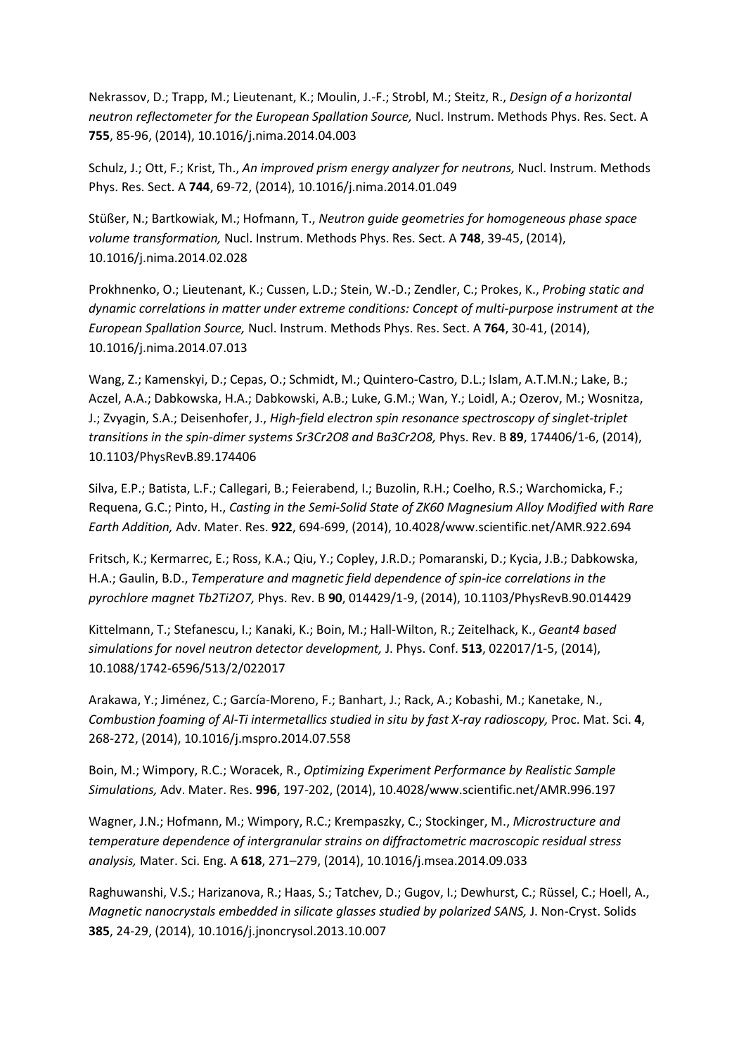Nekrassov, D.; Trapp, M.; Lieutenant, K.; Moulin, J.-F.; Strobl, M.; Steitz, R., *Design of a horizontal neutron reflectometer for the European Spallation Source,* Nucl. Instrum. Methods Phys. Res. Sect. A **755**, 85-96, (2014), 10.1016/j.nima.2014.04.003

Schulz, J.; Ott, F.; Krist, Th., *An improved prism energy analyzer for neutrons,* Nucl. Instrum. Methods Phys. Res. Sect. A **744**, 69-72, (2014), 10.1016/j.nima.2014.01.049

Stüßer, N.; Bartkowiak, M.; Hofmann, T., *Neutron guide geometries for homogeneous phase space volume transformation,* Nucl. Instrum. Methods Phys. Res. Sect. A **748**, 39-45, (2014), 10.1016/j.nima.2014.02.028

Prokhnenko, O.; Lieutenant, K.; Cussen, L.D.; Stein, W.-D.; Zendler, C.; Prokes, K., *Probing static and dynamic correlations in matter under extreme conditions: Concept of multi-purpose instrument at the European Spallation Source,* Nucl. Instrum. Methods Phys. Res. Sect. A **764**, 30-41, (2014), 10.1016/j.nima.2014.07.013

Wang, Z.; Kamenskyi, D.; Cepas, O.; Schmidt, M.; Quintero-Castro, D.L.; Islam, A.T.M.N.; Lake, B.; Aczel, A.A.; Dabkowska, H.A.; Dabkowski, A.B.; Luke, G.M.; Wan, Y.; Loidl, A.; Ozerov, M.; Wosnitza, J.; Zvyagin, S.A.; Deisenhofer, J., *High-field electron spin resonance spectroscopy of singlet-triplet transitions in the spin-dimer systems Sr3Cr2O8 and Ba3Cr2O8,* Phys. Rev. B **89**, 174406/1-6, (2014), 10.1103/PhysRevB.89.174406

Silva, E.P.; Batista, L.F.; Callegari, B.; Feierabend, I.; Buzolin, R.H.; Coelho, R.S.; Warchomicka, F.; Requena, G.C.; Pinto, H., *Casting in the Semi-Solid State of ZK60 Magnesium Alloy Modified with Rare Earth Addition,* Adv. Mater. Res. **922**, 694-699, (2014), 10.4028/www.scientific.net/AMR.922.694

Fritsch, K.; Kermarrec, E.; Ross, K.A.; Qiu, Y.; Copley, J.R.D.; Pomaranski, D.; Kycia, J.B.; Dabkowska, H.A.; Gaulin, B.D., *Temperature and magnetic field dependence of spin-ice correlations in the pyrochlore magnet Tb2Ti2O7,* Phys. Rev. B **90**, 014429/1-9, (2014), 10.1103/PhysRevB.90.014429

Kittelmann, T.; Stefanescu, I.; Kanaki, K.; Boin, M.; Hall-Wilton, R.; Zeitelhack, K., *Geant4 based simulations for novel neutron detector development,* J. Phys. Conf. **513**, 022017/1-5, (2014), 10.1088/1742-6596/513/2/022017

Arakawa, Y.; Jiménez, C.; García-Moreno, F.; Banhart, J.; Rack, A.; Kobashi, M.; Kanetake, N., *Combustion foaming of Al-Ti intermetallics studied in situ by fast X-ray radioscopy,* Proc. Mat. Sci. **4**, 268-272, (2014), 10.1016/j.mspro.2014.07.558

Boin, M.; Wimpory, R.C.; Woracek, R., *Optimizing Experiment Performance by Realistic Sample Simulations,* Adv. Mater. Res. **996**, 197-202, (2014), 10.4028/www.scientific.net/AMR.996.197

Wagner, J.N.; Hofmann, M.; Wimpory, R.C.; Krempaszky, C.; Stockinger, M., *Microstructure and temperature dependence of intergranular strains on diffractometric macroscopic residual stress analysis,* Mater. Sci. Eng. A **618**, 271–279, (2014), 10.1016/j.msea.2014.09.033

Raghuwanshi, V.S.; Harizanova, R.; Haas, S.; Tatchev, D.; Gugov, I.; Dewhurst, C.; Rüssel, C.; Hoell, A., *Magnetic nanocrystals embedded in silicate glasses studied by polarized SANS,* J. Non-Cryst. Solids **385**, 24-29, (2014), 10.1016/j.jnoncrysol.2013.10.007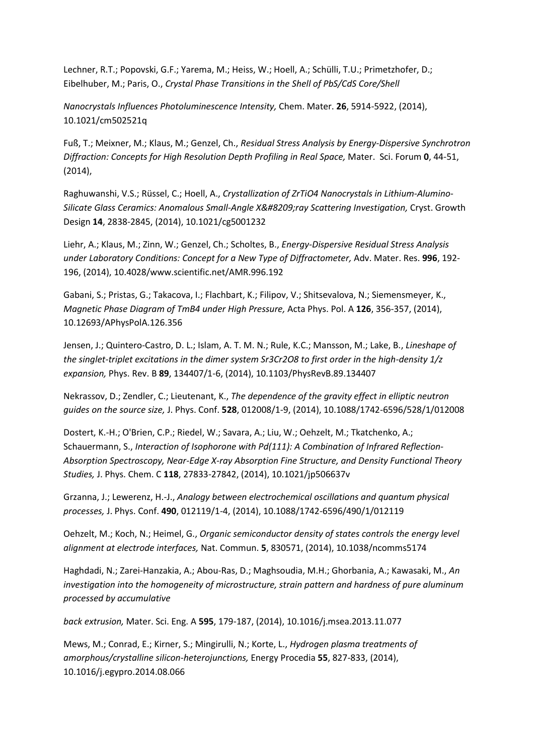Lechner, R.T.; Popovski, G.F.; Yarema, M.; Heiss, W.; Hoell, A.; Schülli, T.U.; Primetzhofer, D.; Eibelhuber, M.; Paris, O., *Crystal Phase Transitions in the Shell of PbS/CdS Core/Shell Nanocrystals Influences Photoluminescence Intensity,* Chem. Mater. **26**, 5914-5922, (2014), 10.1021/cm502521q

Fuß, T.; Meixner, M.; Klaus, M.; Genzel, Ch., *Residual Stress Analysis by Energy-Dispersive Synchrotron Diffraction: Concepts for High Resolution Depth Profiling in Real Space,* Mater. Sci. Forum **0**, 44-51, (2014),

Raghuwanshi, V.S.; Rüssel, C.; Hoell, A., *Crystallization of ZrTiO4 Nanocrystals in Lithium-Alumino-Silicate Glass Ceramics: Anomalous Small-Angle X&#8209;ray Scattering Investigation,* Cryst. Growth Design **14**, 2838-2845, (2014), 10.1021/cg5001232

Liehr, A.; Klaus, M.; Zinn, W.; Genzel, Ch.; Scholtes, B., *Energy-Dispersive Residual Stress Analysis under Laboratory Conditions: Concept for a New Type of Diffractometer,* Adv. Mater. Res. **996**, 192-196, (2014), 10.4028/www.scientific.net/AMR.996.192

Gabani, S.; Pristas, G.; Takacova, I.; Flachbart, K.; Filipov, V.; Shitsevalova, N.; Siemensmeyer, K., *Magnetic Phase Diagram of TmB4 under High Pressure,* Acta Phys. Pol. A **126**, 356-357, (2014), 10.12693/APhysPolA.126.356

Jensen, J.; Quintero-Castro, D. L.; Islam, A. T. M. N.; Rule, K.C.; Mansson, M.; Lake, B., *Lineshape of the singlet-triplet excitations in the dimer system Sr3Cr2O8 to first order in the high-density 1/z expansion,* Phys. Rev. B **89**, 134407/1-6, (2014), 10.1103/PhysRevB.89.134407

Nekrassov, D.; Zendler, C.; Lieutenant, K., *The dependence of the gravity effect in elliptic neutron guides on the source size,* J. Phys. Conf. **528**, 012008/1-9, (2014), 10.1088/1742-6596/528/1/012008

Dostert, K.-H.; O'Brien, C.P.; Riedel, W.; Savara, A.; Liu, W.; Oehzelt, M.; Tkatchenko, A.; Schauermann, S., *Interaction of Isophorone with Pd(111): A Combination of Infrared Reflection-Absorption Spectroscopy, Near-Edge X-ray Absorption Fine Structure, and Density Functional Theory Studies,* J. Phys. Chem. C **118**, 27833-27842, (2014), 10.1021/jp506637v

Grzanna, J.; Lewerenz, H.-J., *Analogy between electrochemical oscillations and quantum physical processes,* J. Phys. Conf. **490**, 012119/1-4, (2014), 10.1088/1742-6596/490/1/012119

Oehzelt, M.; Koch, N.; Heimel, G., *Organic semiconductor density of states controls the energy level alignment at electrode interfaces,* Nat. Commun. **5**, 830571, (2014), 10.1038/ncomms5174

Haghdadi, N.; Zarei-Hanzakia, A.; Abou-Ras, D.; Maghsoudia, M.H.; Ghorbania, A.; Kawasaki, M., *An investigation into the homogeneity of microstructure, strain pattern and hardness of pure aluminum processed by accumulative back extrusion,* Mater. Sci. Eng. A **595**, 179-187, (2014), 10.1016/j.msea.2013.11.077

Mews, M.; Conrad, E.; Kirner, S.; Mingirulli, N.; Korte, L., *Hydrogen plasma treatments of amorphous/crystalline silicon-heterojunctions,* Energy Procedia **55**, 827-833, (2014), 10.1016/j.egypro.2014.08.066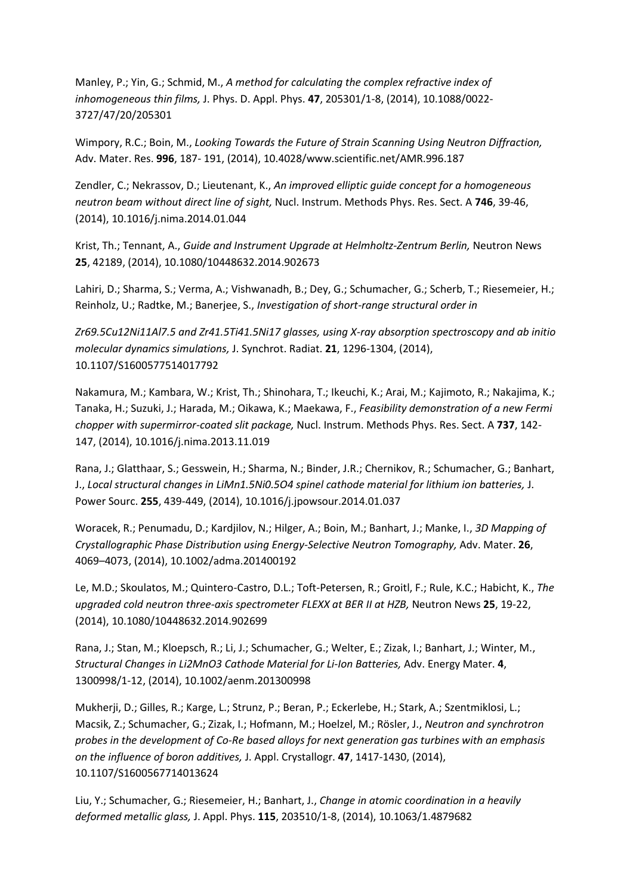Manley, P.; Yin, G.; Schmid, M., *A method for calculating the complex refractive index of inhomogeneous thin films,* J. Phys. D. Appl. Phys. **47**, 205301/1-8, (2014), 10.1088/0022-3727/47/20/205301

Wimpory, R.C.; Boin, M., *Looking Towards the Future of Strain Scanning Using Neutron Diffraction,* Adv. Mater. Res. **996**, 187- 191, (2014), 10.4028/www.scientific.net/AMR.996.187

Zendler, C.; Nekrassov, D.; Lieutenant, K., *An improved elliptic guide concept for a homogeneous neutron beam without direct line of sight,* Nucl. Instrum. Methods Phys. Res. Sect. A **746**, 39-46, (2014), 10.1016/j.nima.2014.01.044

Krist, Th.; Tennant, A., *Guide and Instrument Upgrade at Helmholtz-Zentrum Berlin,* Neutron News **25**, 42189, (2014), 10.1080/10448632.2014.902673

Lahiri, D.; Sharma, S.; Verma, A.; Vishwanadh, B.; Dey, G.; Schumacher, G.; Scherb, T.; Riesemeier, H.; Reinholz, U.; Radtke, M.; Banerjee, S., *Investigation of short-range structural order in*

*Zr69.5Cu12Ni11Al7.5 and Zr41.5Ti41.5Ni17 glasses, using X-ray absorption spectroscopy and ab initio molecular dynamics simulations,* J. Synchrot. Radiat. **21**, 1296-1304, (2014), 10.1107/S1600577514017792

Nakamura, M.; Kambara, W.; Krist, Th.; Shinohara, T.; Ikeuchi, K.; Arai, M.; Kajimoto, R.; Nakajima, K.; Tanaka, H.; Suzuki, J.; Harada, M.; Oikawa, K.; Maekawa, F., *Feasibility demonstration of a new Fermi chopper with supermirror-coated slit package,* Nucl. Instrum. Methods Phys. Res. Sect. A **737**, 142-147, (2014), 10.1016/j.nima.2013.11.019

Rana, J.; Glatthaar, S.; Gesswein, H.; Sharma, N.; Binder, J.R.; Chernikov, R.; Schumacher, G.; Banhart, J., *Local structural changes in LiMn1.5Ni0.5O4 spinel cathode material for lithium ion batteries,* J. Power Sourc. **255**, 439-449, (2014), 10.1016/j.jpowsour.2014.01.037

Woracek, R.; Penumadu, D.; Kardjilov, N.; Hilger, A.; Boin, M.; Banhart, J.; Manke, I., *3D Mapping of Crystallographic Phase Distribution using Energy-Selective Neutron Tomography,* Adv. Mater. **26**, 4069–4073, (2014), 10.1002/adma.201400192

Le, M.D.; Skoulatos, M.; Quintero-Castro, D.L.; Toft-Petersen, R.; Groitl, F.; Rule, K.C.; Habicht, K., *The upgraded cold neutron three-axis spectrometer FLEXX at BER II at HZB,* Neutron News **25**, 19-22, (2014), 10.1080/10448632.2014.902699

Rana, J.; Stan, M.; Kloepsch, R.; Li, J.; Schumacher, G.; Welter, E.; Zizak, I.; Banhart, J.; Winter, M., *Structural Changes in Li2MnO3 Cathode Material for Li-Ion Batteries,* Adv. Energy Mater. **4**, 1300998/1-12, (2014), 10.1002/aenm.201300998

Mukherji, D.; Gilles, R.; Karge, L.; Strunz, P.; Beran, P.; Eckerlebe, H.; Stark, A.; Szentmiklosi, L.; Macsik, Z.; Schumacher, G.; Zizak, I.; Hofmann, M.; Hoelzel, M.; Rösler, J., *Neutron and synchrotron probes in the development of Co-Re based alloys for next generation gas turbines with an emphasis on the influence of boron additives,* J. Appl. Crystallogr. **47**, 1417-1430, (2014), 10.1107/S1600567714013624

Liu, Y.; Schumacher, G.; Riesemeier, H.; Banhart, J., *Change in atomic coordination in a heavily deformed metallic glass,* J. Appl. Phys. **115**, 203510/1-8, (2014), 10.1063/1.4879682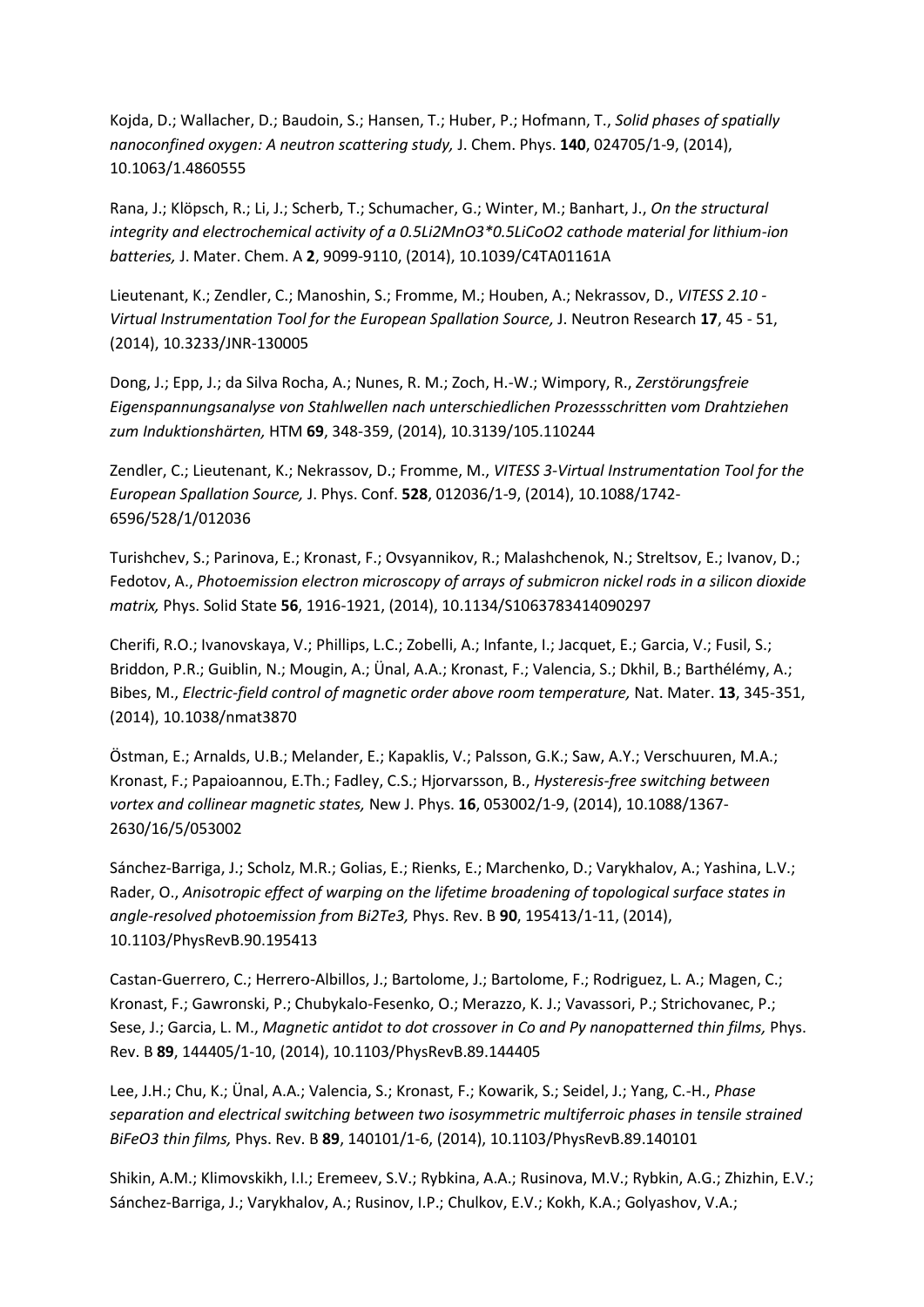Kojda, D.; Wallacher, D.; Baudoin, S.; Hansen, T.; Huber, P.; Hofmann, T., *Solid phases of spatially nanoconfined oxygen: A neutron scattering study,* J. Chem. Phys. **140**, 024705/1-9, (2014), 10.1063/1.4860555

Rana, J.; Klöpsch, R.; Li, J.; Scherb, T.; Schumacher, G.; Winter, M.; Banhart, J., *On the structural integrity and electrochemical activity of a 0.5Li2MnO3*0.5LiCoO2 cathode material for lithium-ion batteries,* J. Mater. Chem. A **2**, 9099-9110, (2014), 10.1039/C4TA01161A

Lieutenant, K.; Zendler, C.; Manoshin, S.; Fromme, M.; Houben, A.; Nekrassov, D., *VITESS 2.10 - Virtual Instrumentation Tool for the European Spallation Source,* J. Neutron Research **17**, 45 - 51, (2014), 10.3233/JNR-130005

Dong, J.; Epp, J.; da Silva Rocha, A.; Nunes, R. M.; Zoch, H.-W.; Wimpory, R., *Zerstörungsfreie Eigenspannungsanalyse von Stahlwellen nach unterschiedlichen Prozessschritten vom Drahtziehen zum Induktionshärten,* HTM **69**, 348-359, (2014), 10.3139/105.110244

Zendler, C.; Lieutenant, K.; Nekrassov, D.; Fromme, M., *VITESS 3-Virtual Instrumentation Tool for the European Spallation Source,* J. Phys. Conf. **528**, 012036/1-9, (2014), 10.1088/1742-6596/528/1/012036

Turishchev, S.; Parinova, E.; Kronast, F.; Ovsyannikov, R.; Malashchenok, N.; Streltsov, E.; Ivanov, D.; Fedotov, A., *Photoemission electron microscopy of arrays of submicron nickel rods in a silicon dioxide matrix,* Phys. Solid State **56**, 1916-1921, (2014), 10.1134/S1063783414090297

Cherifi, R.O.; Ivanovskaya, V.; Phillips, L.C.; Zobelli, A.; Infante, I.; Jacquet, E.; Garcia, V.; Fusil, S.; Briddon, P.R.; Guiblin, N.; Mougin, A.; Ünal, A.A.; Kronast, F.; Valencia, S.; Dkhil, B.; Barthélémy, A.; Bibes, M., *Electric-field control of magnetic order above room temperature,* Nat. Mater. **13**, 345-351, (2014), 10.1038/nmat3870

Östman, E.; Arnalds, U.B.; Melander, E.; Kapaklis, V.; Palsson, G.K.; Saw, A.Y.; Verschuuren, M.A.; Kronast, F.; Papaioannou, E.Th.; Fadley, C.S.; Hjorvarsson, B., *Hysteresis-free switching between vortex and collinear magnetic states,* New J. Phys. **16**, 053002/1-9, (2014), 10.1088/1367-2630/16/5/053002

Sánchez-Barriga, J.; Scholz, M.R.; Golias, E.; Rienks, E.; Marchenko, D.; Varykhalov, A.; Yashina, L.V.; Rader, O., *Anisotropic effect of warping on the lifetime broadening of topological surface states in angle-resolved photoemission from Bi2Te3,* Phys. Rev. B **90**, 195413/1-11, (2014), 10.1103/PhysRevB.90.195413

Castan-Guerrero, C.; Herrero-Albillos, J.; Bartolome, J.; Bartolome, F.; Rodriguez, L. A.; Magen, C.; Kronast, F.; Gawronski, P.; Chubykalo-Fesenko, O.; Merazzo, K. J.; Vavassori, P.; Strichovanec, P.; Sese, J.; Garcia, L. M., *Magnetic antidot to dot crossover in Co and Py nanopatterned thin films,* Phys. Rev. B **89**, 144405/1-10, (2014), 10.1103/PhysRevB.89.144405

Lee, J.H.; Chu, K.; Ünal, A.A.; Valencia, S.; Kronast, F.; Kowarik, S.; Seidel, J.; Yang, C.-H., *Phase separation and electrical switching between two isosymmetric multiferroic phases in tensile strained BiFeO3 thin films,* Phys. Rev. B **89**, 140101/1-6, (2014), 10.1103/PhysRevB.89.140101

Shikin, A.M.; Klimovskikh, I.I.; Eremeev, S.V.; Rybkina, A.A.; Rusinova, M.V.; Rybkin, A.G.; Zhizhin, E.V.; Sánchez-Barriga, J.; Varykhalov, A.; Rusinov, I.P.; Chulkov, E.V.; Kokh, K.A.; Golyashov, V.A.;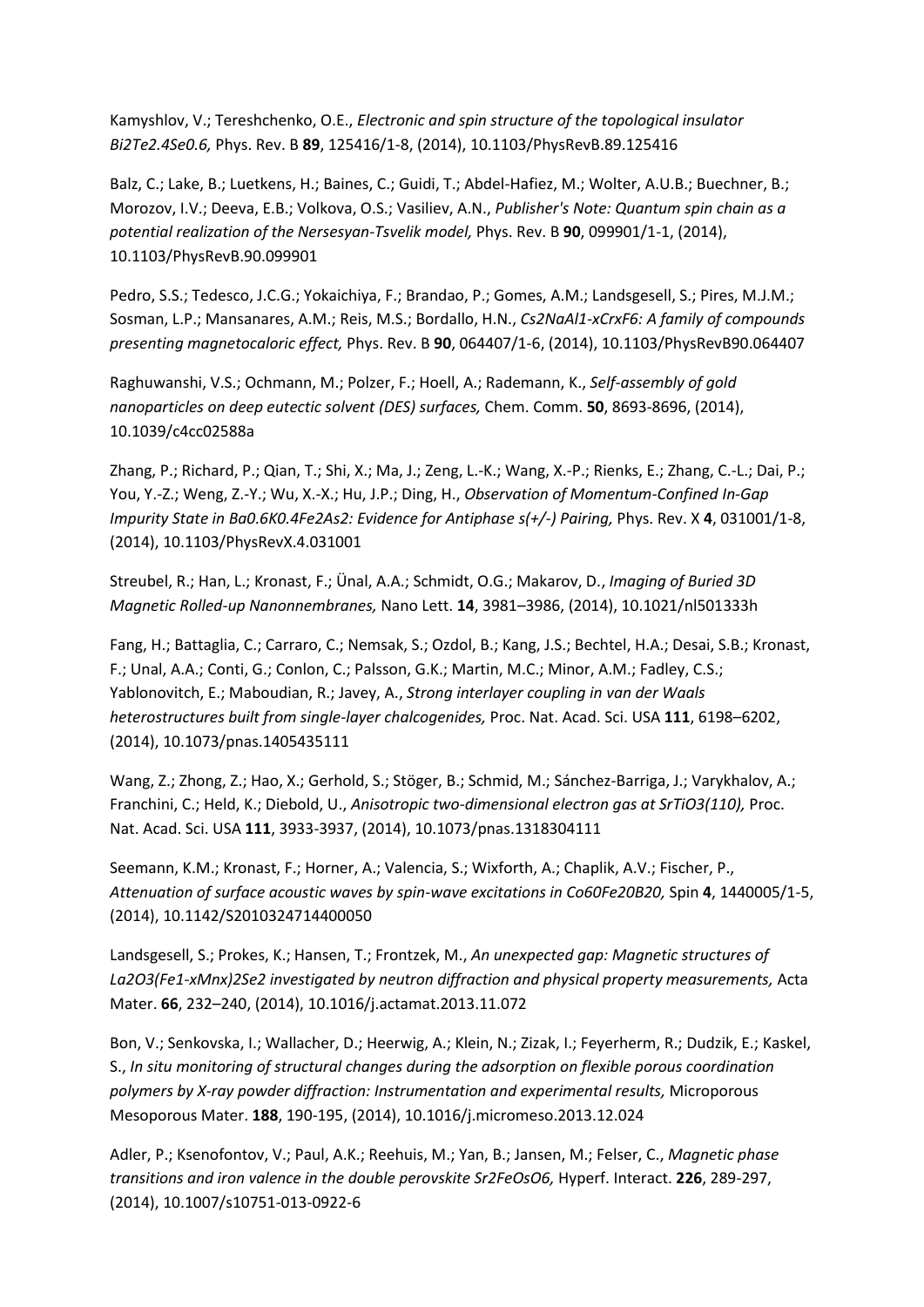Kamyshlov, V.; Tereshchenko, O.E., *Electronic and spin structure of the topological insulator $Bi_2Te_{2.4}Se_{0.6}$,* Phys. Rev. B **89**, 125416/1-8, (2014), 10.1103/PhysRevB.89.125416

Balz, C.; Lake, B.; Luetkens, H.; Baines, C.; Guidi, T.; Abdel-Hafiez, M.; Wolter, A.U.B.; Buechner, B.; Morozov, I.V.; Deeva, E.B.; Volkova, O.S.; Vasiliev, A.N., *Publisher's Note: Quantum spin chain as a potential realization of the Nersesyan-Tsvelik model,* Phys. Rev. B **90**, 099901/1-1, (2014), 10.1103/PhysRevB.90.099901

Pedro, S.S.; Tedesco, J.C.G.; Yokaichiya, F.; Brandao, P.; Gomes, A.M.; Landsgesell, S.; Pires, M.J.M.; Sosman, L.P.; Mansanares, A.M.; Reis, M.S.; Bordallo, H.N., *$Cs_2NaAl_{1-x}Cr_xF_6$: A family of compounds presenting magnetocaloric effect,* Phys. Rev. B **90**, 064407/1-6, (2014), 10.1103/PhysRevB90.064407

Raghuwanshi, V.S.; Ochmann, M.; Polzer, F.; Hoell, A.; Rademann, K., *Self-assembly of gold nanoparticles on deep eutectic solvent (DES) surfaces,* Chem. Comm. **50**, 8693-8696, (2014), 10.1039/c4cc02588a

Zhang, P.; Richard, P.; Qian, T.; Shi, X.; Ma, J.; Zeng, L.-K.; Wang, X.-P.; Rienks, E.; Zhang, C.-L.; Dai, P.; You, Y.-Z.; Weng, Z.-Y.; Wu, X.-X.; Hu, J.P.; Ding, H., *Observation of Momentum-Confined In-Gap Impurity State in $Ba_{0.6}K_{0.4}Fe_2As_2$: Evidence for Antiphase s(+/-) Pairing,* Phys. Rev. X **4**, 031001/1-8, (2014), 10.1103/PhysRevX.4.031001

Streubel, R.; Han, L.; Kronast, F.; Ünal, A.A.; Schmidt, O.G.; Makarov, D., *Imaging of Buried 3D Magnetic Rolled-up Nanonnembranes,* Nano Lett. **14**, 3981–3986, (2014), 10.1021/nl501333h

Fang, H.; Battaglia, C.; Carraro, C.; Nemsak, S.; Ozdol, B.; Kang, J.S.; Bechtel, H.A.; Desai, S.B.; Kronast, F.; Unal, A.A.; Conti, G.; Conlon, C.; Palsson, G.K.; Martin, M.C.; Minor, A.M.; Fadley, C.S.; Yablonovitch, E.; Maboudian, R.; Javey, A., *Strong interlayer coupling in van der Waals heterostructures built from single-layer chalcogenides,* Proc. Nat. Acad. Sci. USA **111**, 6198–6202, (2014), 10.1073/pnas.1405435111

Wang, Z.; Zhong, Z.; Hao, X.; Gerhold, S.; Stöger, B.; Schmid, M.; Sánchez-Barriga, J.; Varykhalov, A.; Franchini, C.; Held, K.; Diebold, U., *Anisotropic two-dimensional electron gas at $SrTiO_3$(110),* Proc. Nat. Acad. Sci. USA **111**, 3933-3937, (2014), 10.1073/pnas.1318304111

Seemann, K.M.; Kronast, F.; Horner, A.; Valencia, S.; Wixforth, A.; Chaplik, A.V.; Fischer, P., *Attenuation of surface acoustic waves by spin-wave excitations in $Co_{60}Fe_{20}B_{20}$,* Spin **4**, 1440005/1-5, (2014), 10.1142/S2010324714400050

Landsgesell, S.; Prokes, K.; Hansen, T.; Frontzek, M., *An unexpected gap: Magnetic structures of $La_2O_3(Fe_{1-x}Mn_x)_2Se_2$ investigated by neutron diffraction and physical property measurements,* Acta Mater. **66**, 232–240, (2014), 10.1016/j.actamat.2013.11.072

Bon, V.; Senkovska, I.; Wallacher, D.; Heerwig, A.; Klein, N.; Zizak, I.; Feyerherm, R.; Dudzik, E.; Kaskel, S., *In situ monitoring of structural changes during the adsorption on flexible porous coordination polymers by X-ray powder diffraction: Instrumentation and experimental results,* Microporous Mesoporous Mater. **188**, 190-195, (2014), 10.1016/j.micromeso.2013.12.024

Adler, P.; Ksenofontov, V.; Paul, A.K.; Reehuis, M.; Yan, B.; Jansen, M.; Felser, C., *Magnetic phase transitions and iron valence in the double perovskite $Sr_2FeOsO_6$,* Hyperf. Interact. **226**, 289-297, (2014), 10.1007/s10751-013-0922-6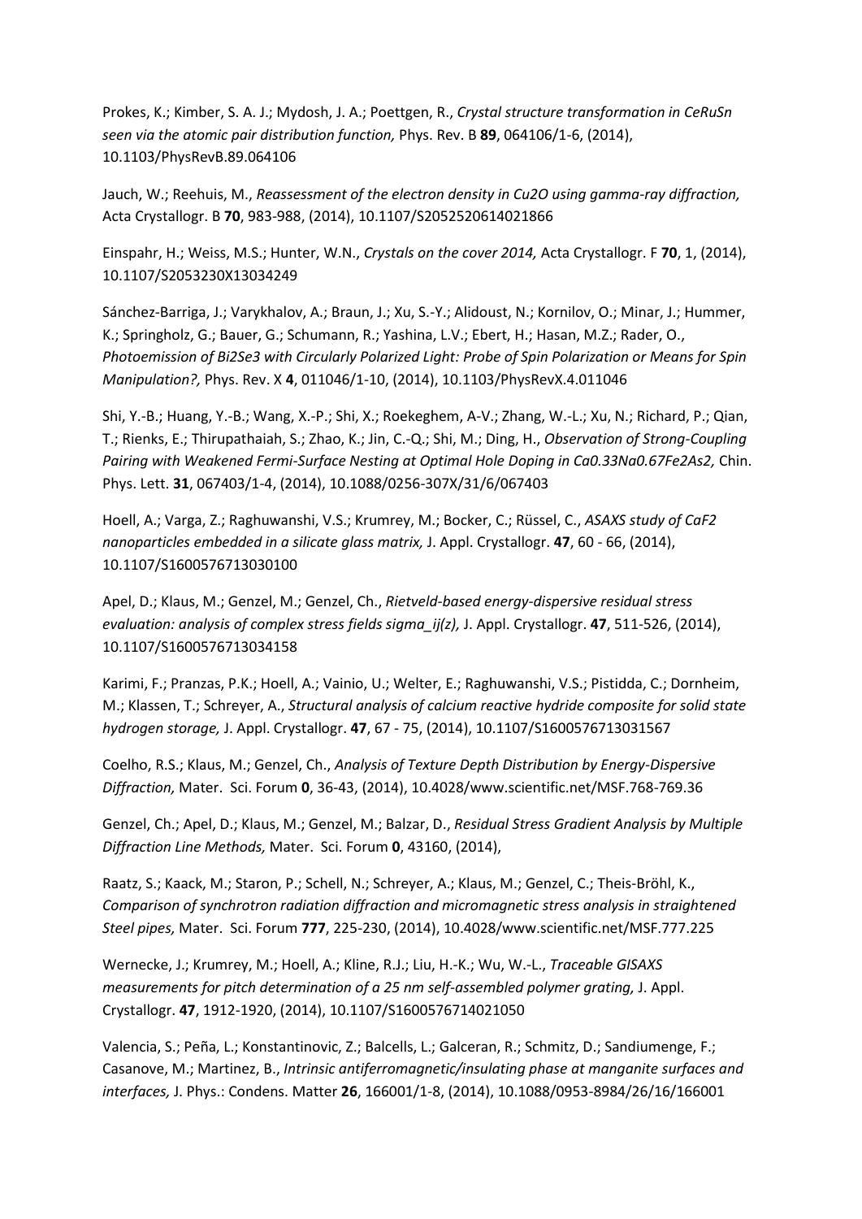Prokes, K.; Kimber, S. A. J.; Mydosh, J. A.; Poettgen, R., *Crystal structure transformation in CeRuSn seen via the atomic pair distribution function,* Phys. Rev. B **89**, 064106/1-6, (2014), 10.1103/PhysRevB.89.064106

Jauch, W.; Reehuis, M., *Reassessment of the electron density in $Cu_2O$ using gamma-ray diffraction,* Acta Crystallogr. B **70**, 983-988, (2014), 10.1107/S2052520614021866

Einspahr, H.; Weiss, M.S.; Hunter, W.N., *Crystals on the cover 2014,* Acta Crystallogr. F **70**, 1, (2014), 10.1107/S2053230X13034249

Sánchez-Barriga, J.; Varykhalov, A.; Braun, J.; Xu, S.-Y.; Alidoust, N.; Kornilov, O.; Minar, J.; Hummer, K.; Springholz, G.; Bauer, G.; Schumann, R.; Yashina, L.V.; Ebert, H.; Hasan, M.Z.; Rader, O., *Photoemission of $Bi_2Se_3$ with Circularly Polarized Light: Probe of Spin Polarization or Means for Spin Manipulation?,* Phys. Rev. X **4**, 011046/1-10, (2014), 10.1103/PhysRevX.4.011046

Shi, Y.-B.; Huang, Y.-B.; Wang, X.-P.; Shi, X.; Roekeghem, A-V.; Zhang, W.-L.; Xu, N.; Richard, P.; Qian, T.; Rienks, E.; Thirupathaiah, S.; Zhao, K.; Jin, C.-Q.; Shi, M.; Ding, H., *Observation of Strong-Coupling Pairing with Weakened Fermi-Surface Nesting at Optimal Hole Doping in $Ca_{0.33}Na_{0.67}Fe_2As_2$,* Chin. Phys. Lett. **31**, 067403/1-4, (2014), 10.1088/0256-307X/31/6/067403

Hoell, A.; Varga, Z.; Raghuwanshi, V.S.; Krumrey, M.; Bocker, C.; Rüssel, C., *ASAXS study of $CaF_2$ nanoparticles embedded in a silicate glass matrix,* J. Appl. Crystallogr. **47**, 60 - 66, (2014), 10.1107/S1600576713030100

Apel, D.; Klaus, M.; Genzel, M.; Genzel, Ch., *Rietveld-based energy-dispersive residual stress evaluation: analysis of complex stress fields sigma_ij(z),* J. Appl. Crystallogr. **47**, 511-526, (2014), 10.1107/S1600576713034158

Karimi, F.; Pranzas, P.K.; Hoell, A.; Vainio, U.; Welter, E.; Raghuwanshi, V.S.; Pistidda, C.; Dornheim, M.; Klassen, T.; Schreyer, A., *Structural analysis of calcium reactive hydride composite for solid state hydrogen storage,* J. Appl. Crystallogr. **47**, 67 - 75, (2014), 10.1107/S1600576713031567

Coelho, R.S.; Klaus, M.; Genzel, Ch., *Analysis of Texture Depth Distribution by Energy-Dispersive Diffraction,* Mater. Sci. Forum **0**, 36-43, (2014), 10.4028/www.scientific.net/MSF.768-769.36

Genzel, Ch.; Apel, D.; Klaus, M.; Genzel, M.; Balzar, D., *Residual Stress Gradient Analysis by Multiple Diffraction Line Methods,* Mater. Sci. Forum **0**, 43160, (2014),

Raatz, S.; Kaack, M.; Staron, P.; Schell, N.; Schreyer, A.; Klaus, M.; Genzel, C.; Theis-Bröhl, K., *Comparison of synchrotron radiation diffraction and micromagnetic stress analysis in straightened Steel pipes,* Mater. Sci. Forum **777**, 225-230, (2014), 10.4028/www.scientific.net/MSF.777.225

Wernecke, J.; Krumrey, M.; Hoell, A.; Kline, R.J.; Liu, H.-K.; Wu, W.-L., *Traceable GISAXS measurements for pitch determination of a 25 nm self-assembled polymer grating,* J. Appl. Crystallogr. **47**, 1912-1920, (2014), 10.1107/S1600576714021050

Valencia, S.; Peña, L.; Konstantinovic, Z.; Balcells, L.; Galceran, R.; Schmitz, D.; Sandiumenge, F.; Casanove, M.; Martinez, B., *Intrinsic antiferromagnetic/insulating phase at manganite surfaces and interfaces,* J. Phys.: Condens. Matter **26**, 166001/1-8, (2014), 10.1088/0953-8984/26/16/166001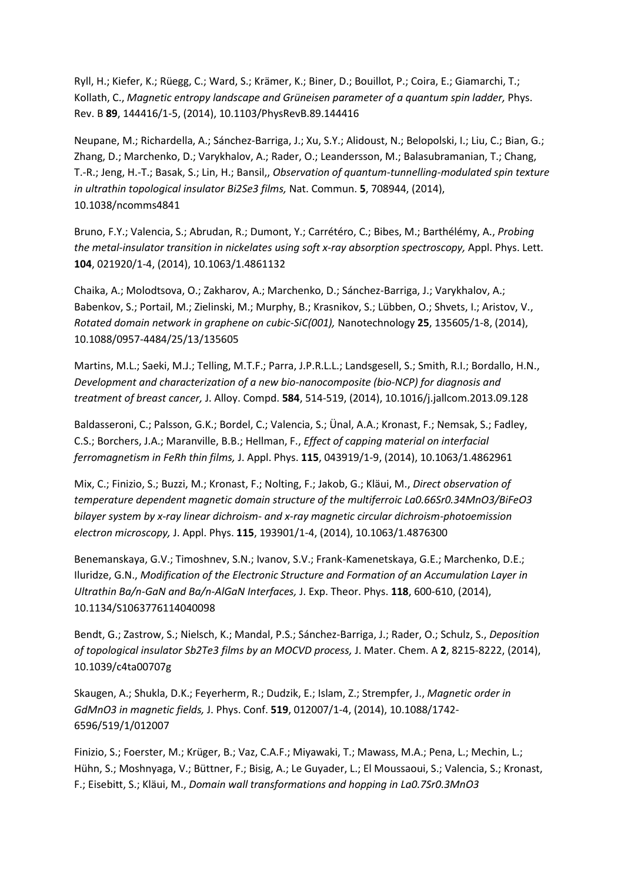Ryll, H.; Kiefer, K.; Rüegg, C.; Ward, S.; Krämer, K.; Biner, D.; Bouillot, P.; Coira, E.; Giamarchi, T.; Kollath, C., *Magnetic entropy landscape and Grüneisen parameter of a quantum spin ladder,* Phys. Rev. B **89**, 144416/1-5, (2014), 10.1103/PhysRevB.89.144416

Neupane, M.; Richardella, A.; Sánchez-Barriga, J.; Xu, S.Y.; Alidoust, N.; Belopolski, I.; Liu, C.; Bian, G.; Zhang, D.; Marchenko, D.; Varykhalov, A.; Rader, O.; Leandersson, M.; Balasubramanian, T.; Chang, T.-R.; Jeng, H.-T.; Basak, S.; Lin, H.; Bansil,, *Observation of quantum-tunnelling-modulated spin texture in ultrathin topological insulator Bi2Se3 films,* Nat. Commun. **5**, 708944, (2014), 10.1038/ncomms4841

Bruno, F.Y.; Valencia, S.; Abrudan, R.; Dumont, Y.; Carrétéro, C.; Bibes, M.; Barthélémy, A., *Probing the metal-insulator transition in nickelates using soft x-ray absorption spectroscopy,* Appl. Phys. Lett. **104**, 021920/1-4, (2014), 10.1063/1.4861132

Chaika, A.; Molodtsova, O.; Zakharov, A.; Marchenko, D.; Sánchez-Barriga, J.; Varykhalov, A.; Babenkov, S.; Portail, M.; Zielinski, M.; Murphy, B.; Krasnikov, S.; Lübben, O.; Shvets, I.; Aristov, V., *Rotated domain network in graphene on cubic-SiC(001),* Nanotechnology **25**, 135605/1-8, (2014), 10.1088/0957-4484/25/13/135605

Martins, M.L.; Saeki, M.J.; Telling, M.T.F.; Parra, J.P.R.L.L.; Landsgesell, S.; Smith, R.I.; Bordallo, H.N., *Development and characterization of a new bio-nanocomposite (bio-NCP) for diagnosis and treatment of breast cancer,* J. Alloy. Compd. **584**, 514-519, (2014), 10.1016/j.jallcom.2013.09.128

Baldasseroni, C.; Palsson, G.K.; Bordel, C.; Valencia, S.; Ünal, A.A.; Kronast, F.; Nemsak, S.; Fadley, C.S.; Borchers, J.A.; Maranville, B.B.; Hellman, F., *Effect of capping material on interfacial ferromagnetism in FeRh thin films,* J. Appl. Phys. **115**, 043919/1-9, (2014), 10.1063/1.4862961

Mix, C.; Finizio, S.; Buzzi, M.; Kronast, F.; Nolting, F.; Jakob, G.; Kläui, M., *Direct observation of temperature dependent magnetic domain structure of the multiferroic La0.66Sr0.34MnO3/BiFeO3 bilayer system by x-ray linear dichroism- and x-ray magnetic circular dichroism-photoemission electron microscopy,* J. Appl. Phys. **115**, 193901/1-4, (2014), 10.1063/1.4876300

Benemanskaya, G.V.; Timoshnev, S.N.; Ivanov, S.V.; Frank-Kamenetskaya, G.E.; Marchenko, D.E.; Iluridze, G.N., *Modification of the Electronic Structure and Formation of an Accumulation Layer in Ultrathin Ba/n-GaN and Ba/n-AlGaN Interfaces,* J. Exp. Theor. Phys. **118**, 600-610, (2014), 10.1134/S1063776114040098

Bendt, G.; Zastrow, S.; Nielsch, K.; Mandal, P.S.; Sánchez-Barriga, J.; Rader, O.; Schulz, S., *Deposition of topological insulator Sb2Te3 films by an MOCVD process,* J. Mater. Chem. A **2**, 8215-8222, (2014), 10.1039/c4ta00707g

Skaugen, A.; Shukla, D.K.; Feyerherm, R.; Dudzik, E.; Islam, Z.; Strempfer, J., *Magnetic order in GdMnO3 in magnetic fields,* J. Phys. Conf. **519**, 012007/1-4, (2014), 10.1088/1742-6596/519/1/012007

Finizio, S.; Foerster, M.; Krüger, B.; Vaz, C.A.F.; Miyawaki, T.; Mawass, M.A.; Pena, L.; Mechin, L.; Hühn, S.; Moshnyaga, V.; Büttner, F.; Bisig, A.; Le Guyader, L.; El Moussaoui, S.; Valencia, S.; Kronast, F.; Eisebitt, S.; Kläui, M., *Domain wall transformations and hopping in La0.7Sr0.3MnO3*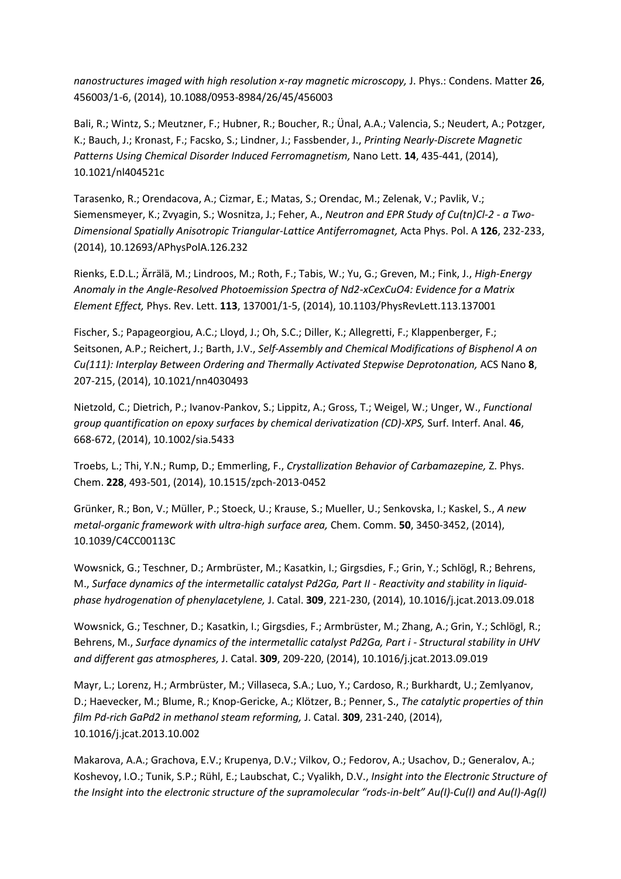*nanostructures imaged with high resolution x-ray magnetic microscopy,* J. Phys.: Condens. Matter **26**, 456003/1-6, (2014), 10.1088/0953-8984/26/45/456003

Bali, R.; Wintz, S.; Meutzner, F.; Hubner, R.; Boucher, R.; Ünal, A.A.; Valencia, S.; Neudert, A.; Potzger, K.; Bauch, J.; Kronast, F.; Facsko, S.; Lindner, J.; Fassbender, J., *Printing Nearly-Discrete Magnetic Patterns Using Chemical Disorder Induced Ferromagnetism,* Nano Lett. **14**, 435-441, (2014), 10.1021/nl404521c

Tarasenko, R.; Orendacova, A.; Cizmar, E.; Matas, S.; Orendac, M.; Zelenak, V.; Pavlik, V.; Siemensmeyer, K.; Zvyagin, S.; Wosnitza, J.; Feher, A., *Neutron and EPR Study of Cu(tn)Cl-2 - a Two-Dimensional Spatially Anisotropic Triangular-Lattice Antiferromagnet,* Acta Phys. Pol. A **126**, 232-233, (2014), 10.12693/APhysPolA.126.232

Rienks, E.D.L.; Ärrälä, M.; Lindroos, M.; Roth, F.; Tabis, W.; Yu, G.; Greven, M.; Fink, J., *High-Energy Anomaly in the Angle-Resolved Photoemission Spectra of Nd2-xCexCuO4: Evidence for a Matrix Element Effect,* Phys. Rev. Lett. **113**, 137001/1-5, (2014), 10.1103/PhysRevLett.113.137001

Fischer, S.; Papageorgiou, A.C.; Lloyd, J.; Oh, S.C.; Diller, K.; Allegretti, F.; Klappenberger, F.; Seitsonen, A.P.; Reichert, J.; Barth, J.V., *Self-Assembly and Chemical Modifications of Bisphenol A on Cu(111): Interplay Between Ordering and Thermally Activated Stepwise Deprotonation,* ACS Nano **8**, 207-215, (2014), 10.1021/nn4030493

Nietzold, C.; Dietrich, P.; Ivanov-Pankov, S.; Lippitz, A.; Gross, T.; Weigel, W.; Unger, W., *Functional group quantification on epoxy surfaces by chemical derivatization (CD)-XPS,* Surf. Interf. Anal. **46**, 668-672, (2014), 10.1002/sia.5433

Troebs, L.; Thi, Y.N.; Rump, D.; Emmerling, F., *Crystallization Behavior of Carbamazepine,* Z. Phys. Chem. **228**, 493-501, (2014), 10.1515/zpch-2013-0452

Grünker, R.; Bon, V.; Müller, P.; Stoeck, U.; Krause, S.; Mueller, U.; Senkovska, I.; Kaskel, S., *A new metal-organic framework with ultra-high surface area,* Chem. Comm. **50**, 3450-3452, (2014), 10.1039/C4CC00113C

Wowsnick, G.; Teschner, D.; Armbrüster, M.; Kasatkin, I.; Girgsdies, F.; Grin, Y.; Schlögl, R.; Behrens, M., *Surface dynamics of the intermetallic catalyst Pd2Ga, Part II - Reactivity and stability in liquid-phase hydrogenation of phenylacetylene,* J. Catal. **309**, 221-230, (2014), 10.1016/j.jcat.2013.09.018

Wowsnick, G.; Teschner, D.; Kasatkin, I.; Girgsdies, F.; Armbrüster, M.; Zhang, A.; Grin, Y.; Schlögl, R.; Behrens, M., *Surface dynamics of the intermetallic catalyst Pd2Ga, Part i - Structural stability in UHV and different gas atmospheres,* J. Catal. **309**, 209-220, (2014), 10.1016/j.jcat.2013.09.019

Mayr, L.; Lorenz, H.; Armbrüster, M.; Villaseca, S.A.; Luo, Y.; Cardoso, R.; Burkhardt, U.; Zemlyanov, D.; Haevecker, M.; Blume, R.; Knop-Gericke, A.; Klötzer, B.; Penner, S., *The catalytic properties of thin film Pd-rich GaPd2 in methanol steam reforming,* J. Catal. **309**, 231-240, (2014), 10.1016/j.jcat.2013.10.002

Makarova, A.A.; Grachova, E.V.; Krupenya, D.V.; Vilkov, O.; Fedorov, A.; Usachov, D.; Generalov, A.; Koshevoy, I.O.; Tunik, S.P.; Rühl, E.; Laubschat, C.; Vyalikh, D.V., *Insight into the Electronic Structure of the Insight into the electronic structure of the supramolecular "rods-in-belt" Au(I)-Cu(I) and Au(I)-Ag(I)*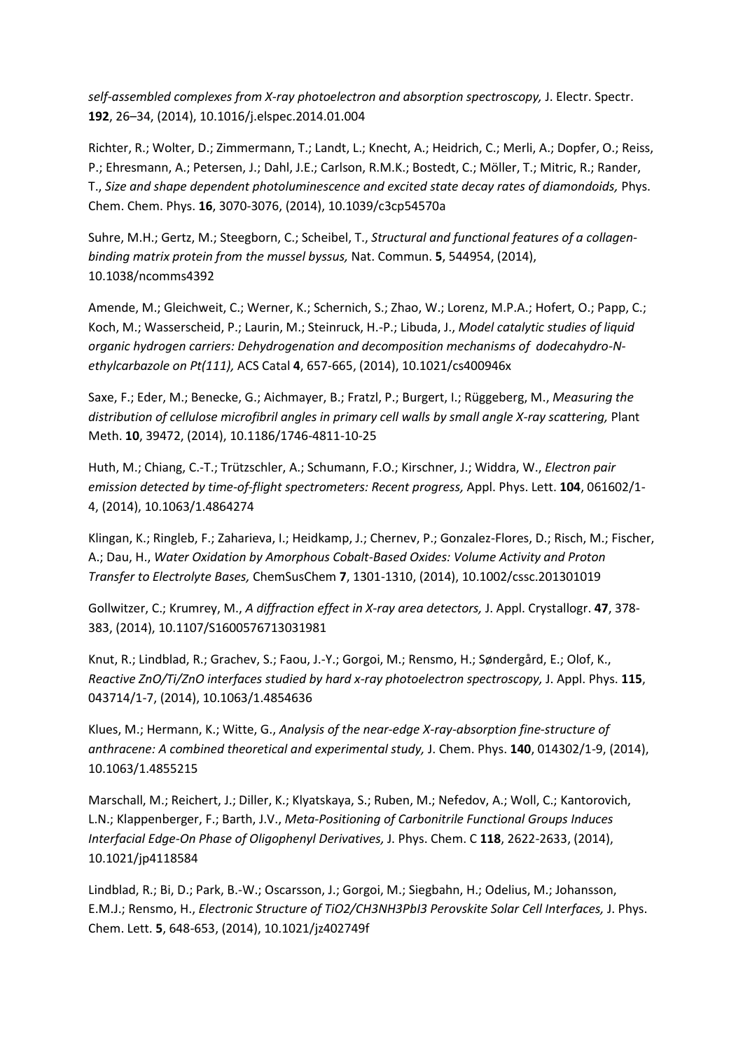*self-assembled complexes from X-ray photoelectron and absorption spectroscopy,* J. Electr. Spectr. **192**, 26–34, (2014), 10.1016/j.elspec.2014.01.004

Richter, R.; Wolter, D.; Zimmermann, T.; Landt, L.; Knecht, A.; Heidrich, C.; Merli, A.; Dopfer, O.; Reiss, P.; Ehresmann, A.; Petersen, J.; Dahl, J.E.; Carlson, R.M.K.; Bostedt, C.; Möller, T.; Mitric, R.; Rander, T., *Size and shape dependent photoluminescence and excited state decay rates of diamondoids,* Phys. Chem. Chem. Phys. **16**, 3070-3076, (2014), 10.1039/c3cp54570a

Suhre, M.H.; Gertz, M.; Steegborn, C.; Scheibel, T., *Structural and functional features of a collagen-binding matrix protein from the mussel byssus,* Nat. Commun. **5**, 544954, (2014), 10.1038/ncomms4392

Amende, M.; Gleichweit, C.; Werner, K.; Schernich, S.; Zhao, W.; Lorenz, M.P.A.; Hofert, O.; Papp, C.; Koch, M.; Wasserscheid, P.; Laurin, M.; Steinruck, H.-P.; Libuda, J., *Model catalytic studies of liquid organic hydrogen carriers: Dehydrogenation and decomposition mechanisms of dodecahydro-N-ethylcarbazole on Pt(111),* ACS Catal **4**, 657-665, (2014), 10.1021/cs400946x

Saxe, F.; Eder, M.; Benecke, G.; Aichmayer, B.; Fratzl, P.; Burgert, I.; Rüggeberg, M., *Measuring the distribution of cellulose microfibril angles in primary cell walls by small angle X-ray scattering,* Plant Meth. **10**, 39472, (2014), 10.1186/1746-4811-10-25

Huth, M.; Chiang, C.-T.; Trützschler, A.; Schumann, F.O.; Kirschner, J.; Widdra, W., *Electron pair emission detected by time-of-flight spectrometers: Recent progress,* Appl. Phys. Lett. **104**, 061602/1-4, (2014), 10.1063/1.4864274

Klingan, K.; Ringleb, F.; Zaharieva, I.; Heidkamp, J.; Chernev, P.; Gonzalez-Flores, D.; Risch, M.; Fischer, A.; Dau, H., *Water Oxidation by Amorphous Cobalt-Based Oxides: Volume Activity and Proton Transfer to Electrolyte Bases,* ChemSusChem **7**, 1301-1310, (2014), 10.1002/cssc.201301019

Gollwitzer, C.; Krumrey, M., *A diffraction effect in X-ray area detectors,* J. Appl. Crystallogr. **47**, 378-383, (2014), 10.1107/S1600576713031981

Knut, R.; Lindblad, R.; Grachev, S.; Faou, J.-Y.; Gorgoi, M.; Rensmo, H.; Søndergård, E.; Olof, K., *Reactive ZnO/Ti/ZnO interfaces studied by hard x-ray photoelectron spectroscopy,* J. Appl. Phys. **115**, 043714/1-7, (2014), 10.1063/1.4854636

Klues, M.; Hermann, K.; Witte, G., *Analysis of the near-edge X-ray-absorption fine-structure of anthracene: A combined theoretical and experimental study,* J. Chem. Phys. **140**, 014302/1-9, (2014), 10.1063/1.4855215

Marschall, M.; Reichert, J.; Diller, K.; Klyatskaya, S.; Ruben, M.; Nefedov, A.; Woll, C.; Kantorovich, L.N.; Klappenberger, F.; Barth, J.V., *Meta-Positioning of Carbonitrile Functional Groups Induces Interfacial Edge-On Phase of Oligophenyl Derivatives,* J. Phys. Chem. C **118**, 2622-2633, (2014), 10.1021/jp4118584

Lindblad, R.; Bi, D.; Park, B.-W.; Oscarsson, J.; Gorgoi, M.; Siegbahn, H.; Odelius, M.; Johansson, E.M.J.; Rensmo, H., *Electronic Structure of $TiO_2/CH_3NH_3PbI_3$ Perovskite Solar Cell Interfaces,* J. Phys. Chem. Lett. **5**, 648-653, (2014), 10.1021/jz402749f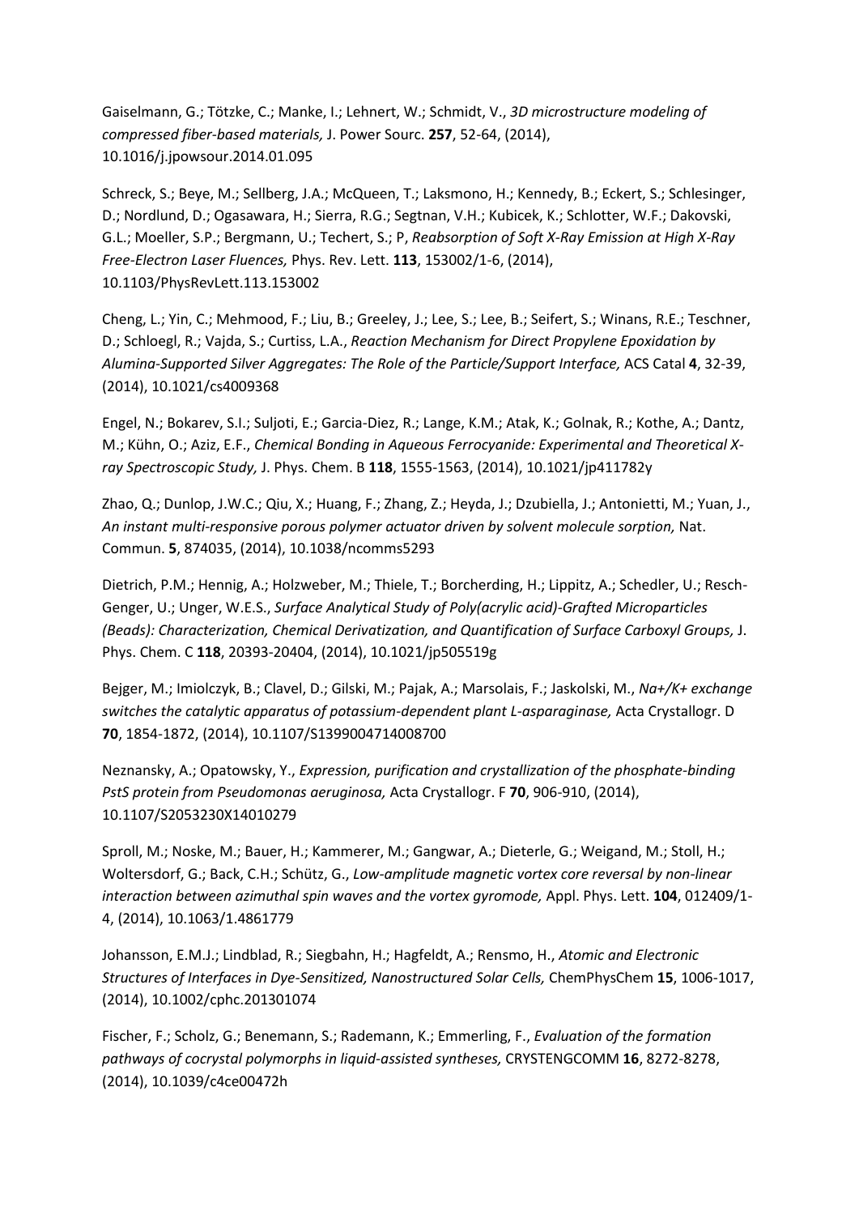Gaiselmann, G.; Tötzke, C.; Manke, I.; Lehnert, W.; Schmidt, V., *3D microstructure modeling of compressed fiber-based materials,* J. Power Sourc. **257**, 52-64, (2014), 10.1016/j.jpowsour.2014.01.095

Schreck, S.; Beye, M.; Sellberg, J.A.; McQueen, T.; Laksmono, H.; Kennedy, B.; Eckert, S.; Schlesinger, D.; Nordlund, D.; Ogasawara, H.; Sierra, R.G.; Segtnan, V.H.; Kubicek, K.; Schlotter, W.F.; Dakovski, G.L.; Moeller, S.P.; Bergmann, U.; Techert, S.; P, *Reabsorption of Soft X-Ray Emission at High X-Ray Free-Electron Laser Fluences,* Phys. Rev. Lett. **113**, 153002/1-6, (2014), 10.1103/PhysRevLett.113.153002

Cheng, L.; Yin, C.; Mehmood, F.; Liu, B.; Greeley, J.; Lee, S.; Lee, B.; Seifert, S.; Winans, R.E.; Teschner, D.; Schloegl, R.; Vajda, S.; Curtiss, L.A., *Reaction Mechanism for Direct Propylene Epoxidation by Alumina-Supported Silver Aggregates: The Role of the Particle/Support Interface,* ACS Catal **4**, 32-39, (2014), 10.1021/cs4009368

Engel, N.; Bokarev, S.I.; Suljoti, E.; Garcia-Diez, R.; Lange, K.M.; Atak, K.; Golnak, R.; Kothe, A.; Dantz, M.; Kühn, O.; Aziz, E.F., *Chemical Bonding in Aqueous Ferrocyanide: Experimental and Theoretical X-ray Spectroscopic Study,* J. Phys. Chem. B **118**, 1555-1563, (2014), 10.1021/jp411782y

Zhao, Q.; Dunlop, J.W.C.; Qiu, X.; Huang, F.; Zhang, Z.; Heyda, J.; Dzubiella, J.; Antonietti, M.; Yuan, J., *An instant multi-responsive porous polymer actuator driven by solvent molecule sorption,* Nat. Commun. **5**, 874035, (2014), 10.1038/ncomms5293

Dietrich, P.M.; Hennig, A.; Holzweber, M.; Thiele, T.; Borcherding, H.; Lippitz, A.; Schedler, U.; Resch-Genger, U.; Unger, W.E.S., *Surface Analytical Study of Poly(acrylic acid)-Grafted Microparticles (Beads): Characterization, Chemical Derivatization, and Quantification of Surface Carboxyl Groups,* J. Phys. Chem. C **118**, 20393-20404, (2014), 10.1021/jp505519g

Bejger, M.; Imiolczyk, B.; Clavel, D.; Gilski, M.; Pajak, A.; Marsolais, F.; Jaskolski, M., *Na+/K+ exchange switches the catalytic apparatus of potassium-dependent plant L-asparaginase,* Acta Crystallogr. D **70**, 1854-1872, (2014), 10.1107/S1399004714008700

Neznansky, A.; Opatowsky, Y., *Expression, purification and crystallization of the phosphate-binding PstS protein from Pseudomonas aeruginosa,* Acta Crystallogr. F **70**, 906-910, (2014), 10.1107/S2053230X14010279

Sproll, M.; Noske, M.; Bauer, H.; Kammerer, M.; Gangwar, A.; Dieterle, G.; Weigand, M.; Stoll, H.; Woltersdorf, G.; Back, C.H.; Schütz, G., *Low-amplitude magnetic vortex core reversal by non-linear interaction between azimuthal spin waves and the vortex gyromode,* Appl. Phys. Lett. **104**, 012409/1-4, (2014), 10.1063/1.4861779

Johansson, E.M.J.; Lindblad, R.; Siegbahn, H.; Hagfeldt, A.; Rensmo, H., *Atomic and Electronic Structures of Interfaces in Dye-Sensitized, Nanostructured Solar Cells,* ChemPhysChem **15**, 1006-1017, (2014), 10.1002/cphc.201301074

Fischer, F.; Scholz, G.; Benemann, S.; Rademann, K.; Emmerling, F., *Evaluation of the formation pathways of cocrystal polymorphs in liquid-assisted syntheses,* CRYSTENGCOMM **16**, 8272-8278, (2014), 10.1039/c4ce00472h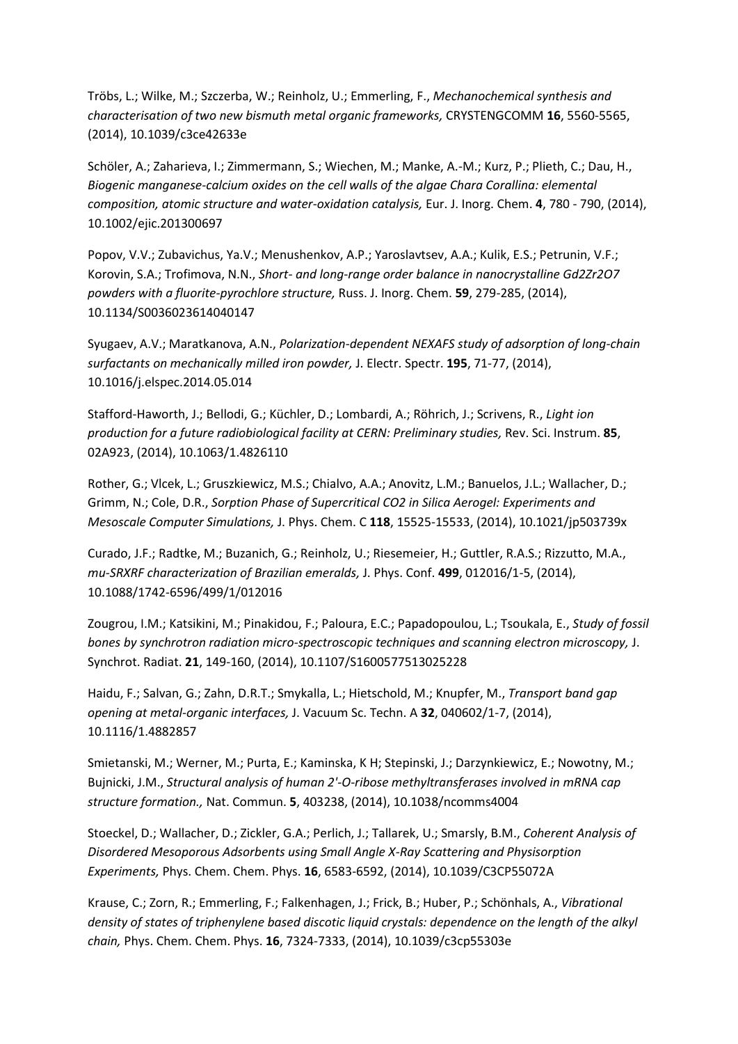Tröbs, L.; Wilke, M.; Szczerba, W.; Reinholz, U.; Emmerling, F., *Mechanochemical synthesis and characterisation of two new bismuth metal organic frameworks,* CRYSTENGCOMM **16**, 5560-5565, (2014), 10.1039/c3ce42633e

Schöler, A.; Zaharieva, I.; Zimmermann, S.; Wiechen, M.; Manke, A.-M.; Kurz, P.; Plieth, C.; Dau, H., *Biogenic manganese-calcium oxides on the cell walls of the algae Chara Corallina: elemental composition, atomic structure and water-oxidation catalysis,* Eur. J. Inorg. Chem. **4**, 780 - 790, (2014), 10.1002/ejic.201300697

Popov, V.V.; Zubavichus, Ya.V.; Menushenkov, A.P.; Yaroslavtsev, A.A.; Kulik, E.S.; Petrunin, V.F.; Korovin, S.A.; Trofimova, N.N., *Short- and long-range order balance in nanocrystalline Gd2Zr2O7 powders with a fluorite-pyrochlore structure,* Russ. J. Inorg. Chem. **59**, 279-285, (2014), 10.1134/S0036023614040147

Syugaev, A.V.; Maratkanova, A.N., *Polarization-dependent NEXAFS study of adsorption of long-chain surfactants on mechanically milled iron powder,* J. Electr. Spectr. **195**, 71-77, (2014), 10.1016/j.elspec.2014.05.014

Stafford-Haworth, J.; Bellodi, G.; Küchler, D.; Lombardi, A.; Röhrich, J.; Scrivens, R., *Light ion production for a future radiobiological facility at CERN: Preliminary studies,* Rev. Sci. Instrum. **85**, 02A923, (2014), 10.1063/1.4826110

Rother, G.; Vlcek, L.; Gruszkiewicz, M.S.; Chialvo, A.A.; Anovitz, L.M.; Banuelos, J.L.; Wallacher, D.; Grimm, N.; Cole, D.R., *Sorption Phase of Supercritical CO2 in Silica Aerogel: Experiments and Mesoscale Computer Simulations,* J. Phys. Chem. C **118**, 15525-15533, (2014), 10.1021/jp503739x

Curado, J.F.; Radtke, M.; Buzanich, G.; Reinholz, U.; Riesemeier, H.; Guttler, R.A.S.; Rizzutto, M.A., *mu-SRXRF characterization of Brazilian emeralds,* J. Phys. Conf. **499**, 012016/1-5, (2014), 10.1088/1742-6596/499/1/012016

Zougrou, I.M.; Katsikini, M.; Pinakidou, F.; Paloura, E.C.; Papadopoulou, L.; Tsoukala, E., *Study of fossil bones by synchrotron radiation micro-spectroscopic techniques and scanning electron microscopy,* J. Synchrot. Radiat. **21**, 149-160, (2014), 10.1107/S1600577513025228

Haidu, F.; Salvan, G.; Zahn, D.R.T.; Smykalla, L.; Hietschold, M.; Knupfer, M., *Transport band gap opening at metal-organic interfaces,* J. Vacuum Sc. Techn. A **32**, 040602/1-7, (2014), 10.1116/1.4882857

Smietanski, M.; Werner, M.; Purta, E.; Kaminska, K H; Stepinski, J.; Darzynkiewicz, E.; Nowotny, M.; Bujnicki, J.M., *Structural analysis of human 2'-O-ribose methyltransferases involved in mRNA cap structure formation.,* Nat. Commun. **5**, 403238, (2014), 10.1038/ncomms4004

Stoeckel, D.; Wallacher, D.; Zickler, G.A.; Perlich, J.; Tallarek, U.; Smarsly, B.M., *Coherent Analysis of Disordered Mesoporous Adsorbents using Small Angle X-Ray Scattering and Physisorption Experiments,* Phys. Chem. Chem. Phys. **16**, 6583-6592, (2014), 10.1039/C3CP55072A

Krause, C.; Zorn, R.; Emmerling, F.; Falkenhagen, J.; Frick, B.; Huber, P.; Schönhals, A., *Vibrational density of states of triphenylene based discotic liquid crystals: dependence on the length of the alkyl chain,* Phys. Chem. Chem. Phys. **16**, 7324-7333, (2014), 10.1039/c3cp55303e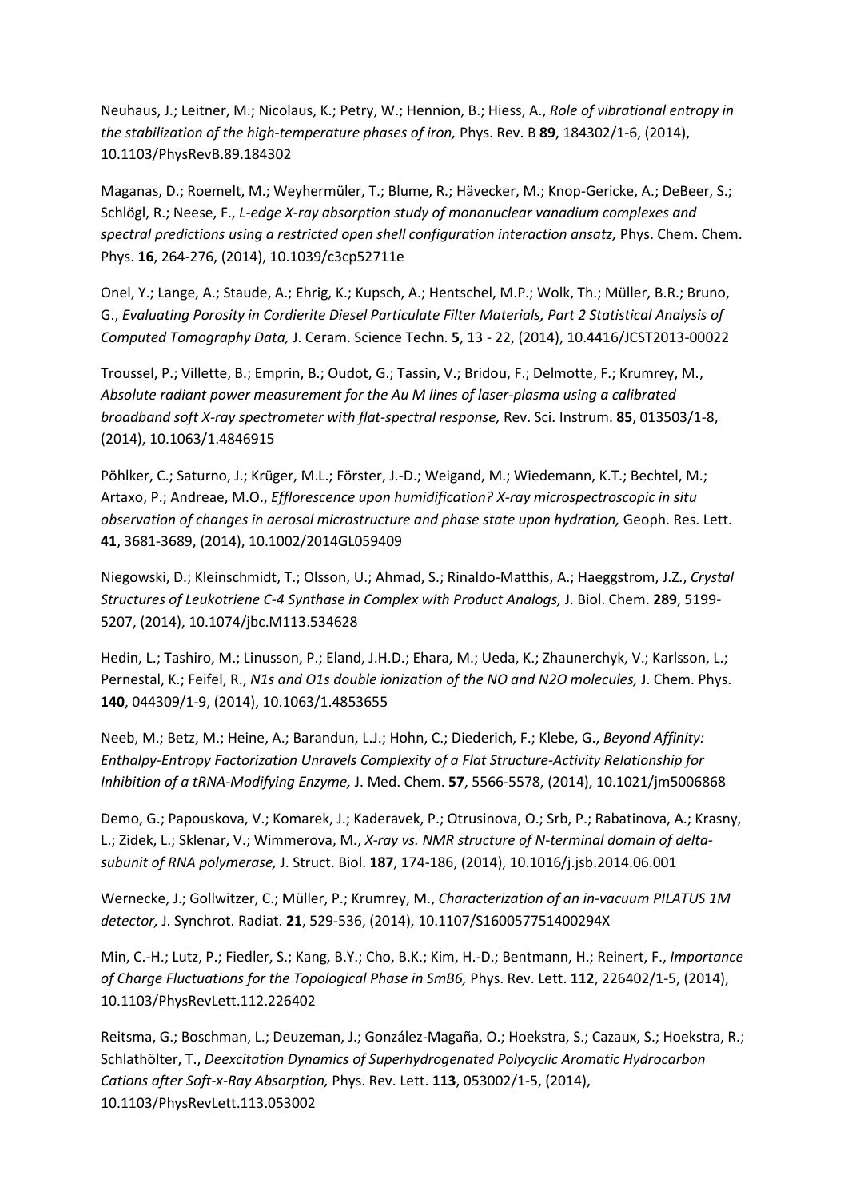Neuhaus, J.; Leitner, M.; Nicolaus, K.; Petry, W.; Hennion, B.; Hiess, A., *Role of vibrational entropy in the stabilization of the high-temperature phases of iron,* Phys. Rev. B **89**, 184302/1-6, (2014), 10.1103/PhysRevB.89.184302

Maganas, D.; Roemelt, M.; Weyhermüler, T.; Blume, R.; Hävecker, M.; Knop-Gericke, A.; DeBeer, S.; Schlögl, R.; Neese, F., *L-edge X-ray absorption study of mononuclear vanadium complexes and spectral predictions using a restricted open shell configuration interaction ansatz,* Phys. Chem. Chem. Phys. **16**, 264-276, (2014), 10.1039/c3cp52711e

Onel, Y.; Lange, A.; Staude, A.; Ehrig, K.; Kupsch, A.; Hentschel, M.P.; Wolk, Th.; Müller, B.R.; Bruno, G., *Evaluating Porosity in Cordierite Diesel Particulate Filter Materials, Part 2 Statistical Analysis of Computed Tomography Data,* J. Ceram. Science Techn. **5**, 13 - 22, (2014), 10.4416/JCST2013-00022

Troussel, P.; Villette, B.; Emprin, B.; Oudot, G.; Tassin, V.; Bridou, F.; Delmotte, F.; Krumrey, M., *Absolute radiant power measurement for the Au M lines of laser-plasma using a calibrated broadband soft X-ray spectrometer with flat-spectral response,* Rev. Sci. Instrum. **85**, 013503/1-8, (2014), 10.1063/1.4846915

Pöhlker, C.; Saturno, J.; Krüger, M.L.; Förster, J.-D.; Weigand, M.; Wiedemann, K.T.; Bechtel, M.; Artaxo, P.; Andreae, M.O., *Efflorescence upon humidification? X-ray microspectroscopic in situ observation of changes in aerosol microstructure and phase state upon hydration,* Geoph. Res. Lett. **41**, 3681-3689, (2014), 10.1002/2014GL059409

Niegowski, D.; Kleinschmidt, T.; Olsson, U.; Ahmad, S.; Rinaldo-Matthis, A.; Haeggstrom, J.Z., *Crystal Structures of Leukotriene C-4 Synthase in Complex with Product Analogs,* J. Biol. Chem. **289**, 5199-5207, (2014), 10.1074/jbc.M113.534628

Hedin, L.; Tashiro, M.; Linusson, P.; Eland, J.H.D.; Ehara, M.; Ueda, K.; Zhaunerchyk, V.; Karlsson, L.; Pernestal, K.; Feifel, R., *N1s and O1s double ionization of the NO and N2O molecules,* J. Chem. Phys. **140**, 044309/1-9, (2014), 10.1063/1.4853655

Neeb, M.; Betz, M.; Heine, A.; Barandun, L.J.; Hohn, C.; Diederich, F.; Klebe, G., *Beyond Affinity: Enthalpy-Entropy Factorization Unravels Complexity of a Flat Structure-Activity Relationship for Inhibition of a tRNA-Modifying Enzyme,* J. Med. Chem. **57**, 5566-5578, (2014), 10.1021/jm5006868

Demo, G.; Papouskova, V.; Komarek, J.; Kaderavek, P.; Otrusinova, O.; Srb, P.; Rabatinova, A.; Krasny, L.; Zidek, L.; Sklenar, V.; Wimmerova, M., *X-ray vs. NMR structure of N-terminal domain of delta-subunit of RNA polymerase,* J. Struct. Biol. **187**, 174-186, (2014), 10.1016/j.jsb.2014.06.001

Wernecke, J.; Gollwitzer, C.; Müller, P.; Krumrey, M., *Characterization of an in-vacuum PILATUS 1M detector,* J. Synchrot. Radiat. **21**, 529-536, (2014), 10.1107/S160057751400294X

Min, C.-H.; Lutz, P.; Fiedler, S.; Kang, B.Y.; Cho, B.K.; Kim, H.-D.; Bentmann, H.; Reinert, F., *Importance of Charge Fluctuations for the Topological Phase in SmB6,* Phys. Rev. Lett. **112**, 226402/1-5, (2014), 10.1103/PhysRevLett.112.226402

Reitsma, G.; Boschman, L.; Deuzeman, J.; González-Magaña, O.; Hoekstra, S.; Cazaux, S.; Hoekstra, R.; Schlathölter, T., *Deexcitation Dynamics of Superhydrogenated Polycyclic Aromatic Hydrocarbon Cations after Soft-x-Ray Absorption,* Phys. Rev. Lett. **113**, 053002/1-5, (2014), 10.1103/PhysRevLett.113.053002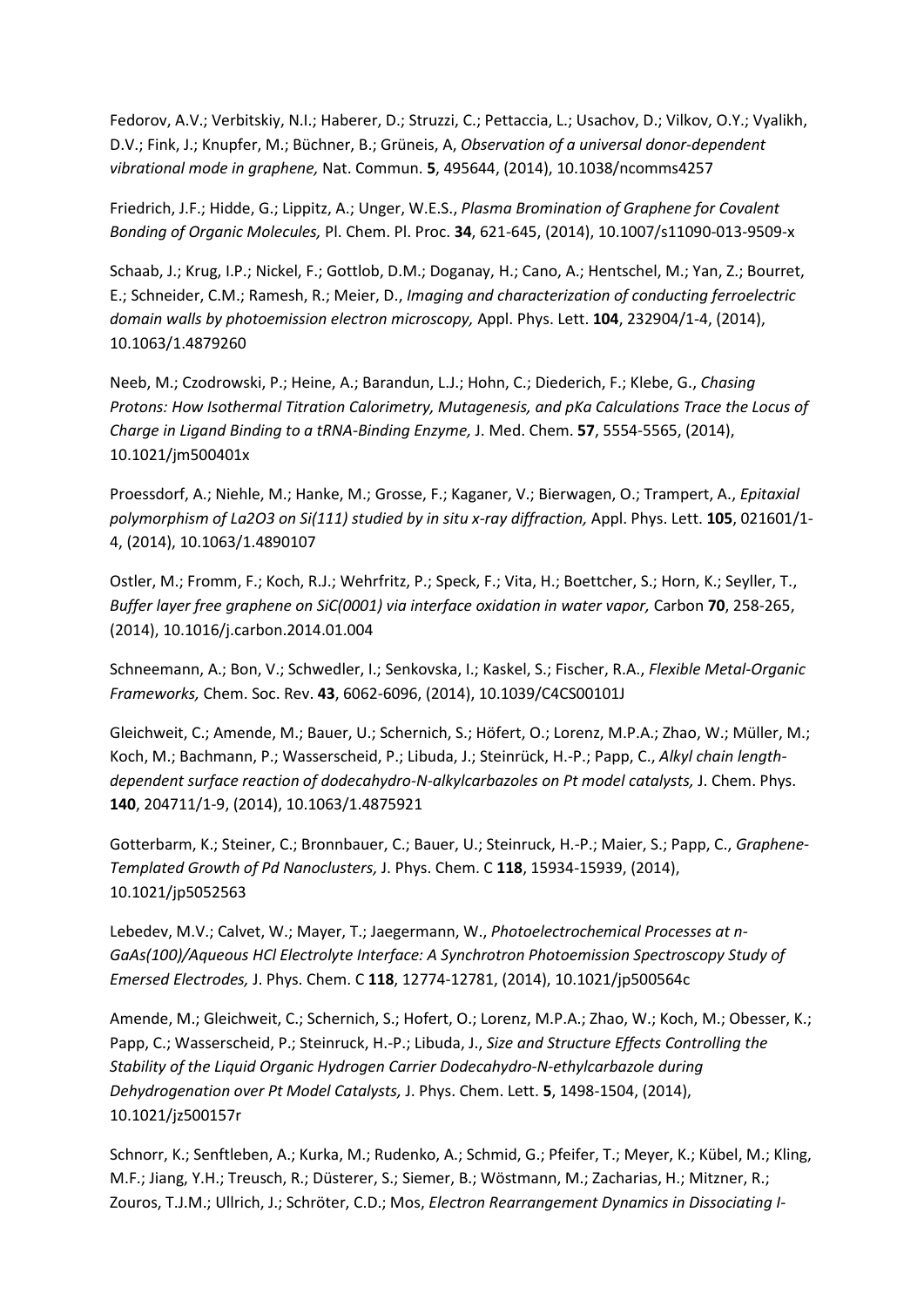Fedorov, A.V.; Verbitskiy, N.I.; Haberer, D.; Struzzi, C.; Pettaccia, L.; Usachov, D.; Vilkov, O.Y.; Vyalikh, D.V.; Fink, J.; Knupfer, M.; Büchner, B.; Grüneis, A, *Observation of a universal donor-dependent vibrational mode in graphene,* Nat. Commun. **5**, 495644, (2014), 10.1038/ncomms4257

Friedrich, J.F.; Hidde, G.; Lippitz, A.; Unger, W.E.S., *Plasma Bromination of Graphene for Covalent Bonding of Organic Molecules,* Pl. Chem. Pl. Proc. **34**, 621-645, (2014), 10.1007/s11090-013-9509-x

Schaab, J.; Krug, I.P.; Nickel, F.; Gottlob, D.M.; Doganay, H.; Cano, A.; Hentschel, M.; Yan, Z.; Bourret, E.; Schneider, C.M.; Ramesh, R.; Meier, D., *Imaging and characterization of conducting ferroelectric domain walls by photoemission electron microscopy,* Appl. Phys. Lett. **104**, 232904/1-4, (2014), 10.1063/1.4879260

Neeb, M.; Czodrowski, P.; Heine, A.; Barandun, L.J.; Hohn, C.; Diederich, F.; Klebe, G., *Chasing Protons: How Isothermal Titration Calorimetry, Mutagenesis, and pKa Calculations Trace the Locus of Charge in Ligand Binding to a tRNA-Binding Enzyme,* J. Med. Chem. **57**, 5554-5565, (2014), 10.1021/jm500401x

Proessdorf, A.; Niehle, M.; Hanke, M.; Grosse, F.; Kaganer, V.; Bierwagen, O.; Trampert, A., *Epitaxial polymorphism of La2O3 on Si(111) studied by in situ x-ray diffraction,* Appl. Phys. Lett. **105**, 021601/1-4, (2014), 10.1063/1.4890107

Ostler, M.; Fromm, F.; Koch, R.J.; Wehrfritz, P.; Speck, F.; Vita, H.; Boettcher, S.; Horn, K.; Seyller, T., *Buffer layer free graphene on SiC(0001) via interface oxidation in water vapor,* Carbon **70**, 258-265, (2014), 10.1016/j.carbon.2014.01.004

Schneemann, A.; Bon, V.; Schwedler, I.; Senkovska, I.; Kaskel, S.; Fischer, R.A., *Flexible Metal-Organic Frameworks,* Chem. Soc. Rev. **43**, 6062-6096, (2014), 10.1039/C4CS00101J

Gleichweit, C.; Amende, M.; Bauer, U.; Schernich, S.; Höfert, O.; Lorenz, M.P.A.; Zhao, W.; Müller, M.; Koch, M.; Bachmann, P.; Wasserscheid, P.; Libuda, J.; Steinrück, H.-P.; Papp, C., *Alkyl chain length-dependent surface reaction of dodecahydro-N-alkylcarbazoles on Pt model catalysts,* J. Chem. Phys. **140**, 204711/1-9, (2014), 10.1063/1.4875921

Gotterbarm, K.; Steiner, C.; Bronnbauer, C.; Bauer, U.; Steinruck, H.-P.; Maier, S.; Papp, C., *Graphene-Templated Growth of Pd Nanoclusters,* J. Phys. Chem. C **118**, 15934-15939, (2014), 10.1021/jp5052563

Lebedev, M.V.; Calvet, W.; Mayer, T.; Jaegermann, W., *Photoelectrochemical Processes at n-GaAs(100)/Aqueous HCl Electrolyte Interface: A Synchrotron Photoemission Spectroscopy Study of Emersed Electrodes,* J. Phys. Chem. C **118**, 12774-12781, (2014), 10.1021/jp500564c

Amende, M.; Gleichweit, C.; Schernich, S.; Hofert, O.; Lorenz, M.P.A.; Zhao, W.; Koch, M.; Obesser, K.; Papp, C.; Wasserscheid, P.; Steinruck, H.-P.; Libuda, J., *Size and Structure Effects Controlling the Stability of the Liquid Organic Hydrogen Carrier Dodecahydro-N-ethylcarbazole during Dehydrogenation over Pt Model Catalysts,* J. Phys. Chem. Lett. **5**, 1498-1504, (2014), 10.1021/jz500157r

Schnorr, K.; Senftleben, A.; Kurka, M.; Rudenko, A.; Schmid, G.; Pfeifer, T.; Meyer, K.; Kübel, M.; Kling, M.F.; Jiang, Y.H.; Treusch, R.; Düsterer, S.; Siemer, B.; Wöstmann, M.; Zacharias, H.; Mitzner, R.; Zouros, T.J.M.; Ullrich, J.; Schröter, C.D.; Mos, *Electron Rearrangement Dynamics in Dissociating I-*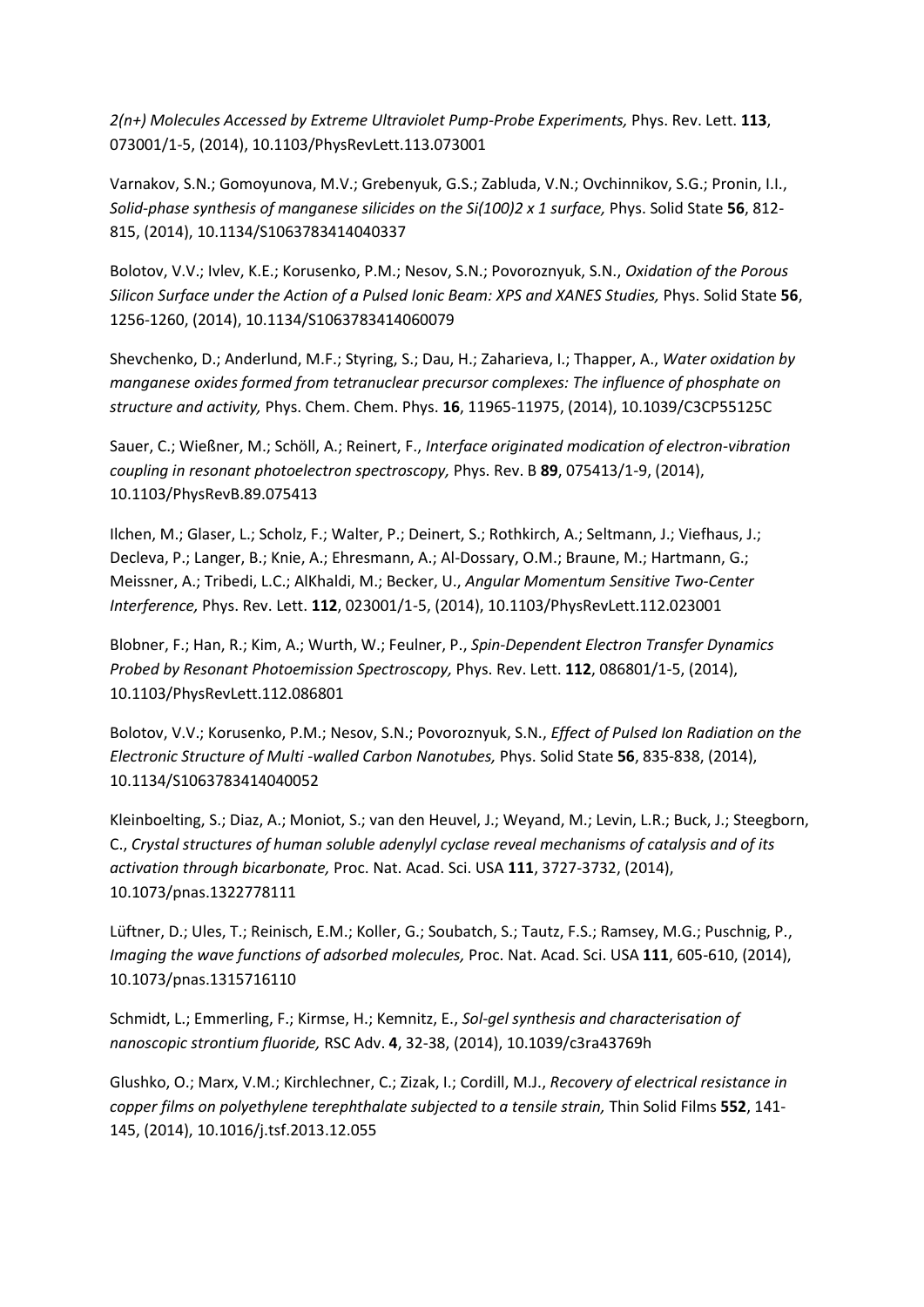*2(n+) Molecules Accessed by Extreme Ultraviolet Pump-Probe Experiments,* Phys. Rev. Lett. **113**, 073001/1-5, (2014), 10.1103/PhysRevLett.113.073001

Varnakov, S.N.; Gomoyunova, M.V.; Grebenyuk, G.S.; Zabluda, V.N.; Ovchinnikov, S.G.; Pronin, I.I., *Solid-phase synthesis of manganese silicides on the Si(100)2 x 1 surface,* Phys. Solid State **56**, 812-815, (2014), 10.1134/S1063783414040337

Bolotov, V.V.; Ivlev, K.E.; Korusenko, P.M.; Nesov, S.N.; Povoroznyuk, S.N., *Oxidation of the Porous Silicon Surface under the Action of a Pulsed Ionic Beam: XPS and XANES Studies,* Phys. Solid State **56**, 1256-1260, (2014), 10.1134/S1063783414060079

Shevchenko, D.; Anderlund, M.F.; Styring, S.; Dau, H.; Zaharieva, I.; Thapper, A., *Water oxidation by manganese oxides formed from tetranuclear precursor complexes: The influence of phosphate on structure and activity,* Phys. Chem. Chem. Phys. **16**, 11965-11975, (2014), 10.1039/C3CP55125C

Sauer, C.; Wießner, M.; Schöll, A.; Reinert, F., *Interface originated modication of electron-vibration coupling in resonant photoelectron spectroscopy,* Phys. Rev. B **89**, 075413/1-9, (2014), 10.1103/PhysRevB.89.075413

Ilchen, M.; Glaser, L.; Scholz, F.; Walter, P.; Deinert, S.; Rothkirch, A.; Seltmann, J.; Viefhaus, J.; Decleva, P.; Langer, B.; Knie, A.; Ehresmann, A.; Al-Dossary, O.M.; Braune, M.; Hartmann, G.; Meissner, A.; Tribedi, L.C.; AlKhaldi, M.; Becker, U., *Angular Momentum Sensitive Two-Center Interference,* Phys. Rev. Lett. **112**, 023001/1-5, (2014), 10.1103/PhysRevLett.112.023001

Blobner, F.; Han, R.; Kim, A.; Wurth, W.; Feulner, P., *Spin-Dependent Electron Transfer Dynamics Probed by Resonant Photoemission Spectroscopy,* Phys. Rev. Lett. **112**, 086801/1-5, (2014), 10.1103/PhysRevLett.112.086801

Bolotov, V.V.; Korusenko, P.M.; Nesov, S.N.; Povoroznyuk, S.N., *Effect of Pulsed Ion Radiation on the Electronic Structure of Multi -walled Carbon Nanotubes,* Phys. Solid State **56**, 835-838, (2014), 10.1134/S1063783414040052

Kleinboelting, S.; Diaz, A.; Moniot, S.; van den Heuvel, J.; Weyand, M.; Levin, L.R.; Buck, J.; Steegborn, C., *Crystal structures of human soluble adenylyl cyclase reveal mechanisms of catalysis and of its activation through bicarbonate,* Proc. Nat. Acad. Sci. USA **111**, 3727-3732, (2014), 10.1073/pnas.1322778111

Lüftner, D.; Ules, T.; Reinisch, E.M.; Koller, G.; Soubatch, S.; Tautz, F.S.; Ramsey, M.G.; Puschnig, P., *Imaging the wave functions of adsorbed molecules,* Proc. Nat. Acad. Sci. USA **111**, 605-610, (2014), 10.1073/pnas.1315716110

Schmidt, L.; Emmerling, F.; Kirmse, H.; Kemnitz, E., *Sol-gel synthesis and characterisation of nanoscopic strontium fluoride,* RSC Adv. **4**, 32-38, (2014), 10.1039/c3ra43769h

Glushko, O.; Marx, V.M.; Kirchlechner, C.; Zizak, I.; Cordill, M.J., *Recovery of electrical resistance in copper films on polyethylene terephthalate subjected to a tensile strain,* Thin Solid Films **552**, 141-145, (2014), 10.1016/j.tsf.2013.12.055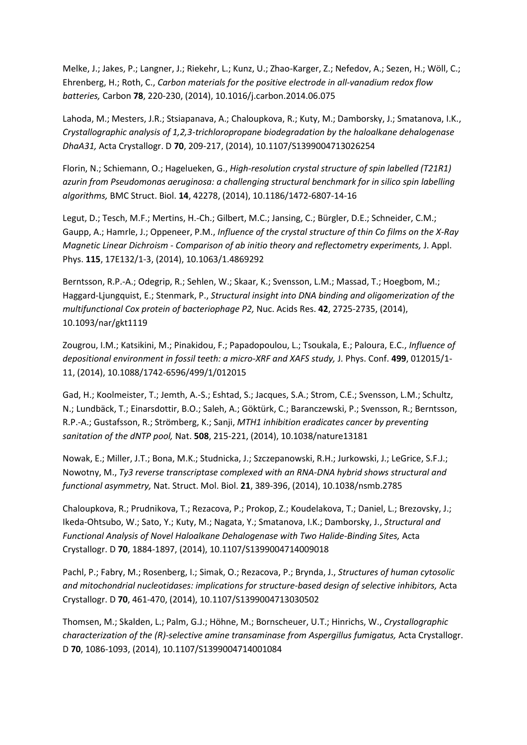Melke, J.; Jakes, P.; Langner, J.; Riekehr, L.; Kunz, U.; Zhao-Karger, Z.; Nefedov, A.; Sezen, H.; Wöll, C.; Ehrenberg, H.; Roth, C., *Carbon materials for the positive electrode in all-vanadium redox flow batteries,* Carbon **78**, 220-230, (2014), 10.1016/j.carbon.2014.06.075

Lahoda, M.; Mesters, J.R.; Stsiapanava, A.; Chaloupkova, R.; Kuty, M.; Damborsky, J.; Smatanova, I.K., *Crystallographic analysis of 1,2,3-trichloropropane biodegradation by the haloalkane dehalogenase DhaA31,* Acta Crystallogr. D **70**, 209-217, (2014), 10.1107/S1399004713026254

Florin, N.; Schiemann, O.; Hagelueken, G., *High-resolution crystal structure of spin labelled (T21R1) azurin from Pseudomonas aeruginosa: a challenging structural benchmark for in silico spin labelling algorithms,* BMC Struct. Biol. **14**, 42278, (2014), 10.1186/1472-6807-14-16

Legut, D.; Tesch, M.F.; Mertins, H.-Ch.; Gilbert, M.C.; Jansing, C.; Bürgler, D.E.; Schneider, C.M.; Gaupp, A.; Hamrle, J.; Oppeneer, P.M., *Influence of the crystal structure of thin Co films on the X-Ray Magnetic Linear Dichroism - Comparison of ab initio theory and reflectometry experiments,* J. Appl. Phys. **115**, 17E132/1-3, (2014), 10.1063/1.4869292

Berntsson, R.P.-A.; Odegrip, R.; Sehlen, W.; Skaar, K.; Svensson, L.M.; Massad, T.; Hoegbom, M.; Haggard-Ljungquist, E.; Stenmark, P., *Structural insight into DNA binding and oligomerization of the multifunctional Cox protein of bacteriophage P2,* Nuc. Acids Res. **42**, 2725-2735, (2014), 10.1093/nar/gkt1119

Zougrou, I.M.; Katsikini, M.; Pinakidou, F.; Papadopoulou, L.; Tsoukala, E.; Paloura, E.C., *Influence of depositional environment in fossil teeth: a micro-XRF and XAFS study,* J. Phys. Conf. **499**, 012015/1-11, (2014), 10.1088/1742-6596/499/1/012015

Gad, H.; Koolmeister, T.; Jemth, A.-S.; Eshtad, S.; Jacques, S.A.; Strom, C.E.; Svensson, L.M.; Schultz, N.; Lundbäck, T.; Einarsdottir, B.O.; Saleh, A.; Göktürk, C.; Baranczewski, P.; Svensson, R.; Berntsson, R.P.-A.; Gustafsson, R.; Strömberg, K.; Sanji, *MTH1 inhibition eradicates cancer by preventing sanitation of the dNTP pool,* Nat. **508**, 215-221, (2014), 10.1038/nature13181

Nowak, E.; Miller, J.T.; Bona, M.K.; Studnicka, J.; Szczepanowski, R.H.; Jurkowski, J.; LeGrice, S.F.J.; Nowotny, M., *Ty3 reverse transcriptase complexed with an RNA-DNA hybrid shows structural and functional asymmetry,* Nat. Struct. Mol. Biol. **21**, 389-396, (2014), 10.1038/nsmb.2785

Chaloupkova, R.; Prudnikova, T.; Rezacova, P.; Prokop, Z.; Koudelakova, T.; Daniel, L.; Brezovsky, J.; Ikeda-Ohtsubo, W.; Sato, Y.; Kuty, M.; Nagata, Y.; Smatanova, I.K.; Damborsky, J., *Structural and Functional Analysis of Novel Haloalkane Dehalogenase with Two Halide-Binding Sites,* Acta Crystallogr. D **70**, 1884-1897, (2014), 10.1107/S1399004714009018

Pachl, P.; Fabry, M.; Rosenberg, I.; Simak, O.; Rezacova, P.; Brynda, J., *Structures of human cytosolic and mitochondrial nucleotidases: implications for structure-based design of selective inhibitors,* Acta Crystallogr. D **70**, 461-470, (2014), 10.1107/S1399004713030502

Thomsen, M.; Skalden, L.; Palm, G.J.; Höhne, M.; Bornscheuer, U.T.; Hinrichs, W., *Crystallographic characterization of the (R)-selective amine transaminase from Aspergillus fumigatus,* Acta Crystallogr. D **70**, 1086-1093, (2014), 10.1107/S1399004714001084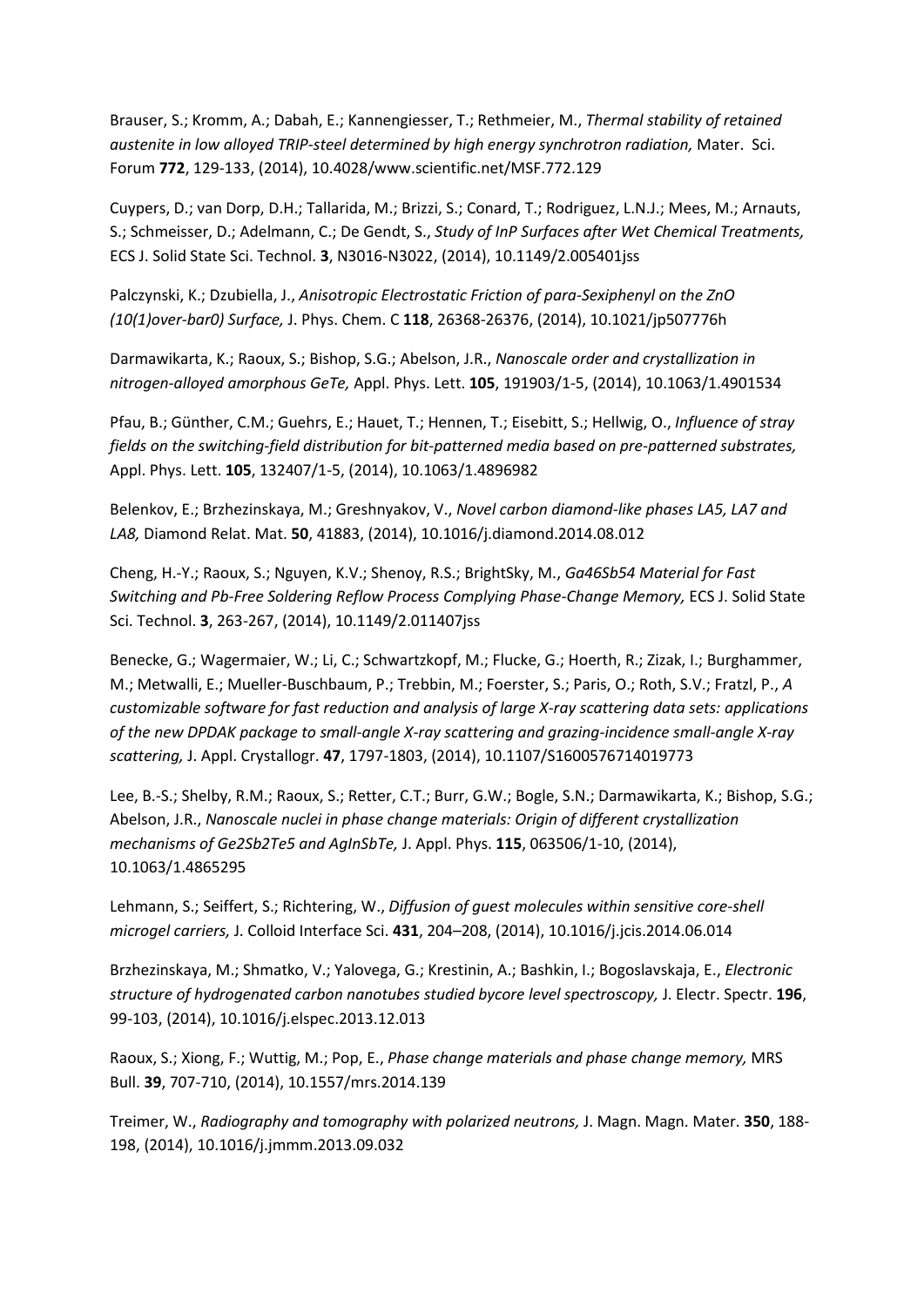Brauser, S.; Kromm, A.; Dabah, E.; Kannengiesser, T.; Rethmeier, M., *Thermal stability of retained austenite in low alloyed TRIP-steel determined by high energy synchrotron radiation,* Mater. Sci. Forum **772**, 129-133, (2014), 10.4028/www.scientific.net/MSF.772.129

Cuypers, D.; van Dorp, D.H.; Tallarida, M.; Brizzi, S.; Conard, T.; Rodriguez, L.N.J.; Mees, M.; Arnauts, S.; Schmeisser, D.; Adelmann, C.; De Gendt, S., *Study of InP Surfaces after Wet Chemical Treatments,* ECS J. Solid State Sci. Technol. **3**, N3016-N3022, (2014), 10.1149/2.005401jss

Palczynski, K.; Dzubiella, J., *Anisotropic Electrostatic Friction of para-Sexiphenyl on the ZnO (10(1)over-bar0) Surface,* J. Phys. Chem. C **118**, 26368-26376, (2014), 10.1021/jp507776h

Darmawikarta, K.; Raoux, S.; Bishop, S.G.; Abelson, J.R., *Nanoscale order and crystallization in nitrogen-alloyed amorphous GeTe,* Appl. Phys. Lett. **105**, 191903/1-5, (2014), 10.1063/1.4901534

Pfau, B.; Günther, C.M.; Guehrs, E.; Hauet, T.; Hennen, T.; Eisebitt, S.; Hellwig, O., *Influence of stray fields on the switching-field distribution for bit-patterned media based on pre-patterned substrates,* Appl. Phys. Lett. **105**, 132407/1-5, (2014), 10.1063/1.4896982

Belenkov, E.; Brzhezinskaya, M.; Greshnyakov, V., *Novel carbon diamond-like phases LA5, LA7 and LA8,* Diamond Relat. Mat. **50**, 41883, (2014), 10.1016/j.diamond.2014.08.012

Cheng, H.-Y.; Raoux, S.; Nguyen, K.V.; Shenoy, R.S.; BrightSky, M., *Ga46Sb54 Material for Fast Switching and Pb-Free Soldering Reflow Process Complying Phase-Change Memory,* ECS J. Solid State Sci. Technol. **3**, 263-267, (2014), 10.1149/2.011407jss

Benecke, G.; Wagermaier, W.; Li, C.; Schwartzkopf, M.; Flucke, G.; Hoerth, R.; Zizak, I.; Burghammer, M.; Metwalli, E.; Mueller-Buschbaum, P.; Trebbin, M.; Foerster, S.; Paris, O.; Roth, S.V.; Fratzl, P., *A customizable software for fast reduction and analysis of large X-ray scattering data sets: applications of the new DPDAK package to small-angle X-ray scattering and grazing-incidence small-angle X-ray scattering,* J. Appl. Crystallogr. **47**, 1797-1803, (2014), 10.1107/S1600576714019773

Lee, B.-S.; Shelby, R.M.; Raoux, S.; Retter, C.T.; Burr, G.W.; Bogle, S.N.; Darmawikarta, K.; Bishop, S.G.; Abelson, J.R., *Nanoscale nuclei in phase change materials: Origin of different crystallization mechanisms of Ge2Sb2Te5 and AgInSbTe,* J. Appl. Phys. **115**, 063506/1-10, (2014), 10.1063/1.4865295

Lehmann, S.; Seiffert, S.; Richtering, W., *Diffusion of guest molecules within sensitive core-shell microgel carriers,* J. Colloid Interface Sci. **431**, 204–208, (2014), 10.1016/j.jcis.2014.06.014

Brzhezinskaya, M.; Shmatko, V.; Yalovega, G.; Krestinin, A.; Bashkin, I.; Bogoslavskaja, E., *Electronic structure of hydrogenated carbon nanotubes studied bycore level spectroscopy,* J. Electr. Spectr. **196**, 99-103, (2014), 10.1016/j.elspec.2013.12.013

Raoux, S.; Xiong, F.; Wuttig, M.; Pop, E., *Phase change materials and phase change memory,* MRS Bull. **39**, 707-710, (2014), 10.1557/mrs.2014.139

Treimer, W., *Radiography and tomography with polarized neutrons,* J. Magn. Magn. Mater. **350**, 188-198, (2014), 10.1016/j.jmmm.2013.09.032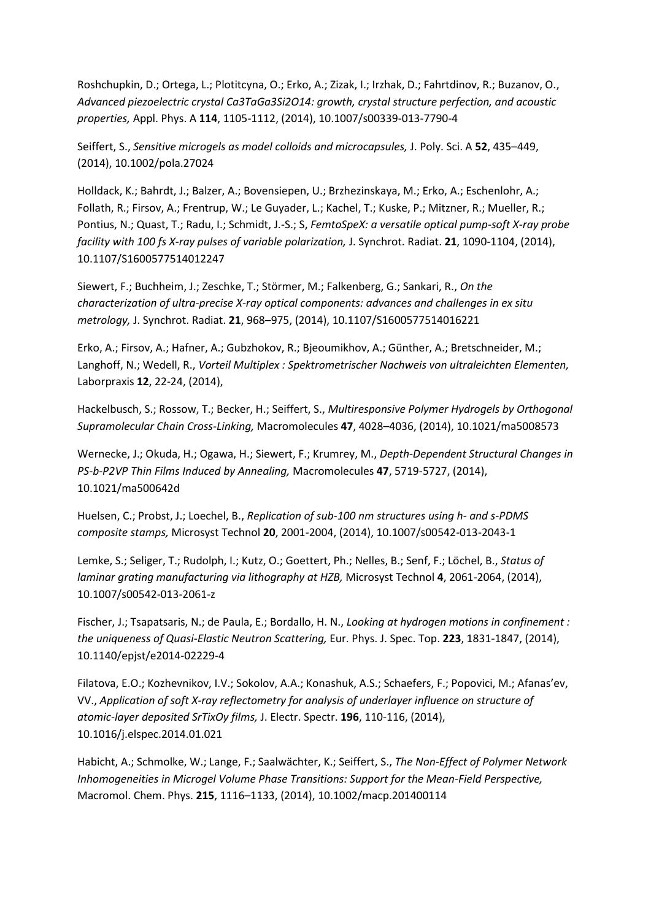Roshchupkin, D.; Ortega, L.; Plotitcyna, O.; Erko, A.; Zizak, I.; Irzhak, D.; Fahrtdinov, R.; Buzanov, O., *Advanced piezoelectric crystal Ca3TaGa3Si2O14: growth, crystal structure perfection, and acoustic properties,* Appl. Phys. A **114**, 1105-1112, (2014), 10.1007/s00339-013-7790-4

Seiffert, S., *Sensitive microgels as model colloids and microcapsules,* J. Poly. Sci. A **52**, 435–449, (2014), 10.1002/pola.27024

Holldack, K.; Bahrdt, J.; Balzer, A.; Bovensiepen, U.; Brzhezinskaya, M.; Erko, A.; Eschenlohr, A.; Follath, R.; Firsov, A.; Frentrup, W.; Le Guyader, L.; Kachel, T.; Kuske, P.; Mitzner, R.; Mueller, R.; Pontius, N.; Quast, T.; Radu, I.; Schmidt, J.-S.; S, *FemtoSpeX: a versatile optical pump-soft X-ray probe facility with 100 fs X-ray pulses of variable polarization,* J. Synchrot. Radiat. **21**, 1090-1104, (2014), 10.1107/S1600577514012247

Siewert, F.; Buchheim, J.; Zeschke, T.; Störmer, M.; Falkenberg, G.; Sankari, R., *On the characterization of ultra-precise X-ray optical components: advances and challenges in ex situ metrology,* J. Synchrot. Radiat. **21**, 968–975, (2014), 10.1107/S1600577514016221

Erko, A.; Firsov, A.; Hafner, A.; Gubzhokov, R.; Bjeoumikhov, A.; Günther, A.; Bretschneider, M.; Langhoff, N.; Wedell, R., *Vorteil Multiplex : Spektrometrischer Nachweis von ultraleichten Elementen,* Laborpraxis **12**, 22-24, (2014),

Hackelbusch, S.; Rossow, T.; Becker, H.; Seiffert, S., *Multiresponsive Polymer Hydrogels by Orthogonal Supramolecular Chain Cross-Linking,* Macromolecules **47**, 4028–4036, (2014), 10.1021/ma5008573

Wernecke, J.; Okuda, H.; Ogawa, H.; Siewert, F.; Krumrey, M., *Depth-Dependent Structural Changes in PS-b-P2VP Thin Films Induced by Annealing,* Macromolecules **47**, 5719-5727, (2014), 10.1021/ma500642d

Huelsen, C.; Probst, J.; Loechel, B., *Replication of sub-100 nm structures using h- and s-PDMS composite stamps,* Microsyst Technol **20**, 2001-2004, (2014), 10.1007/s00542-013-2043-1

Lemke, S.; Seliger, T.; Rudolph, I.; Kutz, O.; Goettert, Ph.; Nelles, B.; Senf, F.; Löchel, B., *Status of laminar grating manufacturing via lithography at HZB,* Microsyst Technol **4**, 2061-2064, (2014), 10.1007/s00542-013-2061-z

Fischer, J.; Tsapatsaris, N.; de Paula, E.; Bordallo, H. N., *Looking at hydrogen motions in confinement : the uniqueness of Quasi-Elastic Neutron Scattering,* Eur. Phys. J. Spec. Top. **223**, 1831-1847, (2014), 10.1140/epjst/e2014-02229-4

Filatova, E.O.; Kozhevnikov, I.V.; Sokolov, A.A.; Konashuk, A.S.; Schaefers, F.; Popovici, M.; Afanas'ev, VV., *Application of soft X-ray reflectometry for analysis of underlayer influence on structure of atomic-layer deposited SrTixOy films,* J. Electr. Spectr. **196**, 110-116, (2014), 10.1016/j.elspec.2014.01.021

Habicht, A.; Schmolke, W.; Lange, F.; Saalwächter, K.; Seiffert, S., *The Non-Effect of Polymer Network Inhomogeneities in Microgel Volume Phase Transitions: Support for the Mean-Field Perspective,* Macromol. Chem. Phys. **215**, 1116–1133, (2014), 10.1002/macp.201400114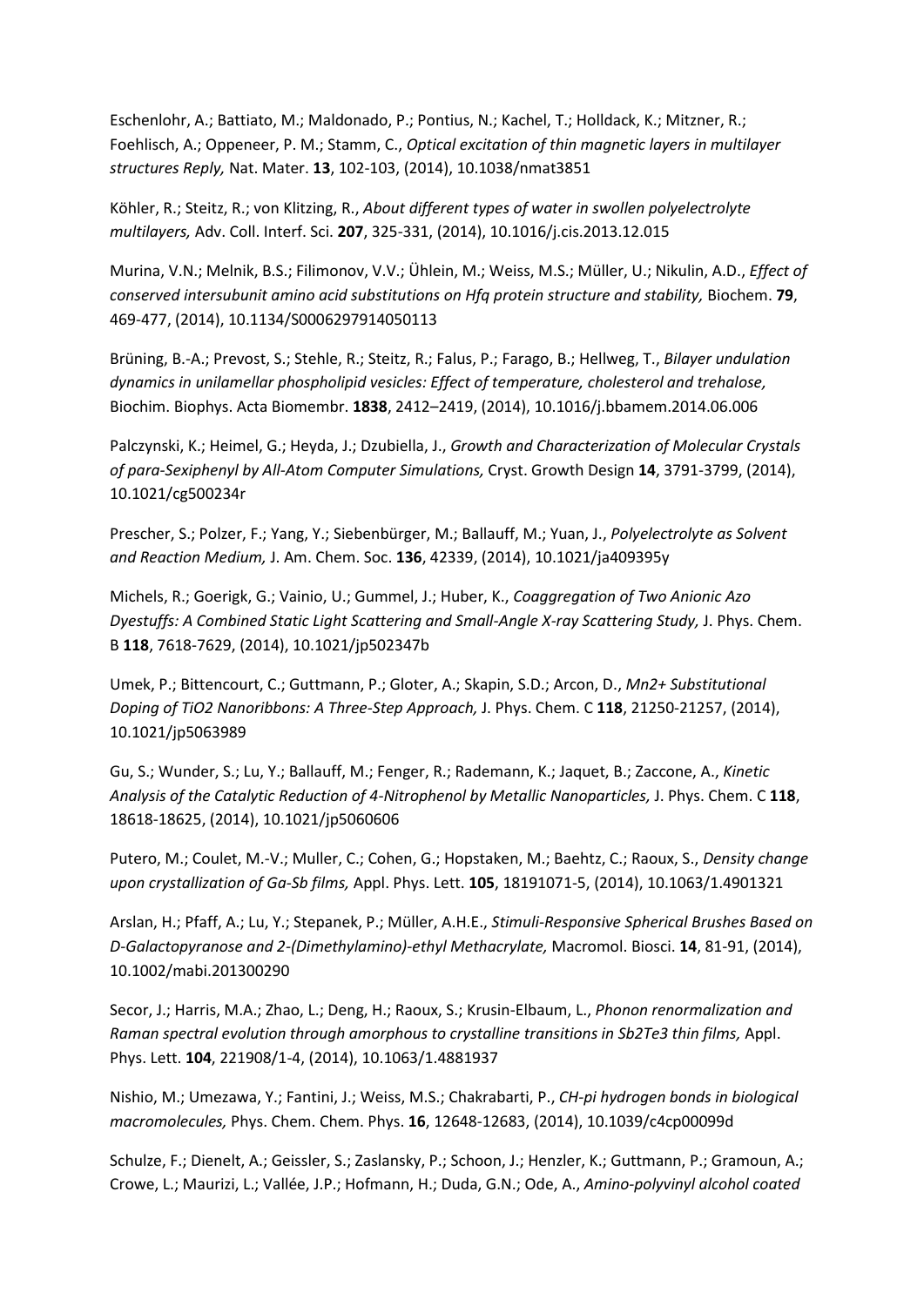Eschenlohr, A.; Battiato, M.; Maldonado, P.; Pontius, N.; Kachel, T.; Holldack, K.; Mitzner, R.; Foehlisch, A.; Oppeneer, P. M.; Stamm, C., *Optical excitation of thin magnetic layers in multilayer structures Reply,* Nat. Mater. **13**, 102-103, (2014), 10.1038/nmat3851

Köhler, R.; Steitz, R.; von Klitzing, R., *About different types of water in swollen polyelectrolyte multilayers,* Adv. Coll. Interf. Sci. **207**, 325-331, (2014), 10.1016/j.cis.2013.12.015

Murina, V.N.; Melnik, B.S.; Filimonov, V.V.; Ühlein, M.; Weiss, M.S.; Müller, U.; Nikulin, A.D., *Effect of conserved intersubunit amino acid substitutions on Hfq protein structure and stability,* Biochem. **79**, 469-477, (2014), 10.1134/S0006297914050113

Brüning, B.-A.; Prevost, S.; Stehle, R.; Steitz, R.; Falus, P.; Farago, B.; Hellweg, T., *Bilayer undulation dynamics in unilamellar phospholipid vesicles: Effect of temperature, cholesterol and trehalose,* Biochim. Biophys. Acta Biomembr. **1838**, 2412–2419, (2014), 10.1016/j.bbamem.2014.06.006

Palczynski, K.; Heimel, G.; Heyda, J.; Dzubiella, J., *Growth and Characterization of Molecular Crystals of para-Sexiphenyl by All-Atom Computer Simulations,* Cryst. Growth Design **14**, 3791-3799, (2014), 10.1021/cg500234r

Prescher, S.; Polzer, F.; Yang, Y.; Siebenbürger, M.; Ballauff, M.; Yuan, J., *Polyelectrolyte as Solvent and Reaction Medium,* J. Am. Chem. Soc. **136**, 42339, (2014), 10.1021/ja409395y

Michels, R.; Goerigk, G.; Vainio, U.; Gummel, J.; Huber, K., *Coaggregation of Two Anionic Azo Dyestuffs: A Combined Static Light Scattering and Small-Angle X-ray Scattering Study,* J. Phys. Chem. B **118**, 7618-7629, (2014), 10.1021/jp502347b

Umek, P.; Bittencourt, C.; Guttmann, P.; Gloter, A.; Skapin, S.D.; Arcon, D., *Mn2+ Substitutional Doping of TiO2 Nanoribbons: A Three-Step Approach,* J. Phys. Chem. C **118**, 21250-21257, (2014), 10.1021/jp5063989

Gu, S.; Wunder, S.; Lu, Y.; Ballauff, M.; Fenger, R.; Rademann, K.; Jaquet, B.; Zaccone, A., *Kinetic Analysis of the Catalytic Reduction of 4-Nitrophenol by Metallic Nanoparticles,* J. Phys. Chem. C **118**, 18618-18625, (2014), 10.1021/jp5060606

Putero, M.; Coulet, M.-V.; Muller, C.; Cohen, G.; Hopstaken, M.; Baehtz, C.; Raoux, S., *Density change upon crystallization of Ga-Sb films,* Appl. Phys. Lett. **105**, 18191071-5, (2014), 10.1063/1.4901321

Arslan, H.; Pfaff, A.; Lu, Y.; Stepanek, P.; Müller, A.H.E., *Stimuli-Responsive Spherical Brushes Based on D-Galactopyranose and 2-(Dimethylamino)-ethyl Methacrylate,* Macromol. Biosci. **14**, 81-91, (2014), 10.1002/mabi.201300290

Secor, J.; Harris, M.A.; Zhao, L.; Deng, H.; Raoux, S.; Krusin-Elbaum, L., *Phonon renormalization and Raman spectral evolution through amorphous to crystalline transitions in Sb2Te3 thin films,* Appl. Phys. Lett. **104**, 221908/1-4, (2014), 10.1063/1.4881937

Nishio, M.; Umezawa, Y.; Fantini, J.; Weiss, M.S.; Chakrabarti, P., *CH-pi hydrogen bonds in biological macromolecules,* Phys. Chem. Chem. Phys. **16**, 12648-12683, (2014), 10.1039/c4cp00099d

Schulze, F.; Dienelt, A.; Geissler, S.; Zaslansky, P.; Schoon, J.; Henzler, K.; Guttmann, P.; Gramoun, A.; Crowe, L.; Maurizi, L.; Vallée, J.P.; Hofmann, H.; Duda, G.N.; Ode, A., *Amino-polyvinyl alcohol coated*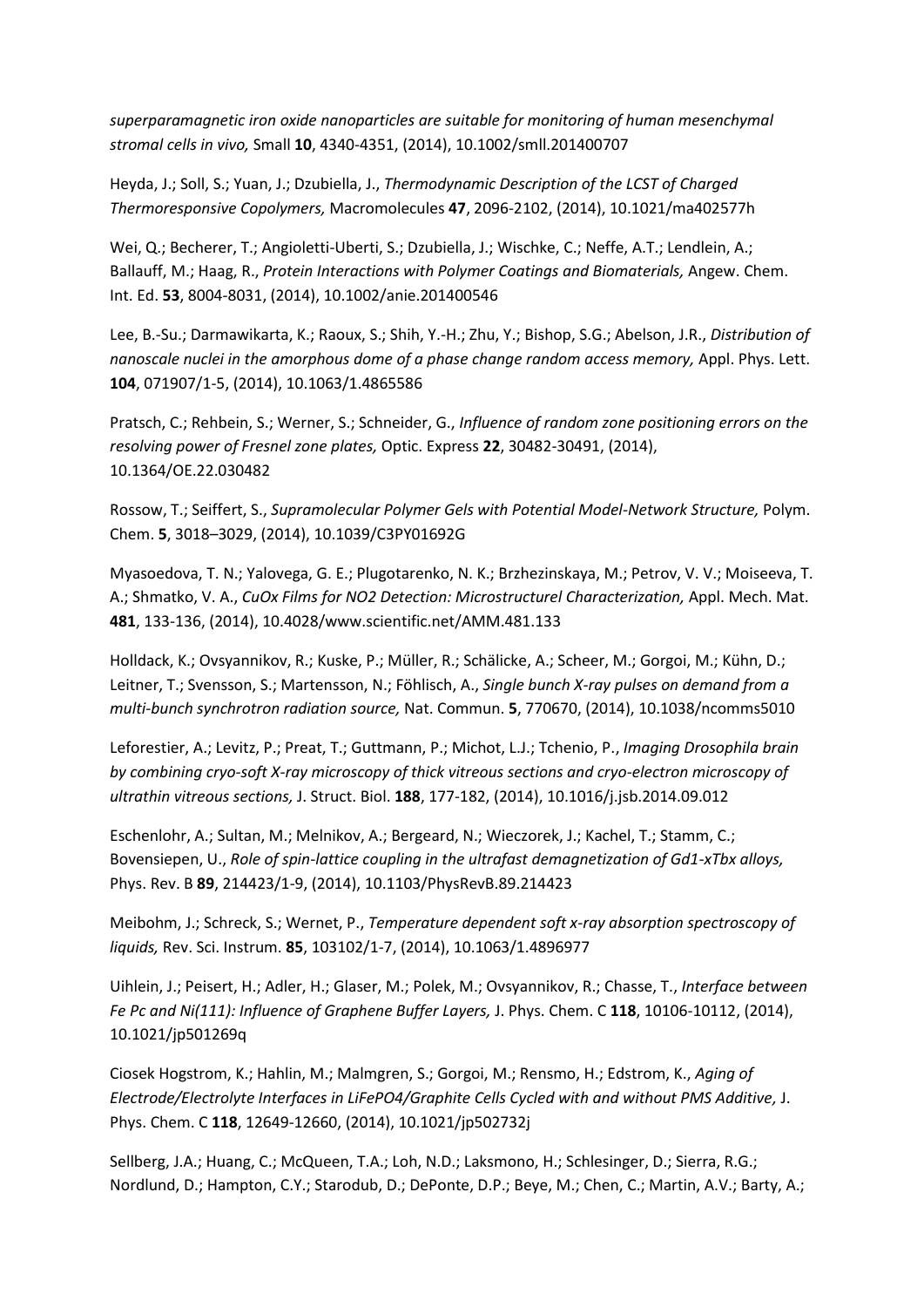*superparamagnetic iron oxide nanoparticles are suitable for monitoring of human mesenchymal stromal cells in vivo,* Small **10**, 4340-4351, (2014), 10.1002/smll.201400707

Heyda, J.; Soll, S.; Yuan, J.; Dzubiella, J., *Thermodynamic Description of the LCST of Charged Thermoresponsive Copolymers,* Macromolecules **47**, 2096-2102, (2014), 10.1021/ma402577h

Wei, Q.; Becherer, T.; Angioletti-Uberti, S.; Dzubiella, J.; Wischke, C.; Neffe, A.T.; Lendlein, A.; Ballauff, M.; Haag, R., *Protein Interactions with Polymer Coatings and Biomaterials,* Angew. Chem. Int. Ed. **53**, 8004-8031, (2014), 10.1002/anie.201400546

Lee, B.-Su.; Darmawikarta, K.; Raoux, S.; Shih, Y.-H.; Zhu, Y.; Bishop, S.G.; Abelson, J.R., *Distribution of nanoscale nuclei in the amorphous dome of a phase change random access memory,* Appl. Phys. Lett. **104**, 071907/1-5, (2014), 10.1063/1.4865586

Pratsch, C.; Rehbein, S.; Werner, S.; Schneider, G., *Influence of random zone positioning errors on the resolving power of Fresnel zone plates,* Optic. Express **22**, 30482-30491, (2014), 10.1364/OE.22.030482

Rossow, T.; Seiffert, S., *Supramolecular Polymer Gels with Potential Model-Network Structure,* Polym. Chem. **5**, 3018–3029, (2014), 10.1039/C3PY01692G

Myasoedova, T. N.; Yalovega, G. E.; Plugotarenko, N. K.; Brzhezinskaya, M.; Petrov, V. V.; Moiseeva, T. A.; Shmatko, V. A., *CuOx Films for NO2 Detection: Microstructurel Characterization,* Appl. Mech. Mat. **481**, 133-136, (2014), 10.4028/www.scientific.net/AMM.481.133

Holldack, K.; Ovsyannikov, R.; Kuske, P.; Müller, R.; Schälicke, A.; Scheer, M.; Gorgoi, M.; Kühn, D.; Leitner, T.; Svensson, S.; Martensson, N.; Föhlisch, A., *Single bunch X-ray pulses on demand from a multi-bunch synchrotron radiation source,* Nat. Commun. **5**, 770670, (2014), 10.1038/ncomms5010

Leforestier, A.; Levitz, P.; Preat, T.; Guttmann, P.; Michot, L.J.; Tchenio, P., *Imaging Drosophila brain by combining cryo-soft X-ray microscopy of thick vitreous sections and cryo-electron microscopy of ultrathin vitreous sections,* J. Struct. Biol. **188**, 177-182, (2014), 10.1016/j.jsb.2014.09.012

Eschenlohr, A.; Sultan, M.; Melnikov, A.; Bergeard, N.; Wieczorek, J.; Kachel, T.; Stamm, C.; Bovensiepen, U., *Role of spin-lattice coupling in the ultrafast demagnetization of Gd1-xTbx alloys,* Phys. Rev. B **89**, 214423/1-9, (2014), 10.1103/PhysRevB.89.214423

Meibohm, J.; Schreck, S.; Wernet, P., *Temperature dependent soft x-ray absorption spectroscopy of liquids,* Rev. Sci. Instrum. **85**, 103102/1-7, (2014), 10.1063/1.4896977

Uihlein, J.; Peisert, H.; Adler, H.; Glaser, M.; Polek, M.; Ovsyannikov, R.; Chasse, T., *Interface between Fe Pc and Ni(111): Influence of Graphene Buffer Layers,* J. Phys. Chem. C **118**, 10106-10112, (2014), 10.1021/jp501269q

Ciosek Hogstrom, K.; Hahlin, M.; Malmgren, S.; Gorgoi, M.; Rensmo, H.; Edstrom, K., *Aging of Electrode/Electrolyte Interfaces in LiFePO4/Graphite Cells Cycled with and without PMS Additive,* J. Phys. Chem. C **118**, 12649-12660, (2014), 10.1021/jp502732j

Sellberg, J.A.; Huang, C.; McQueen, T.A.; Loh, N.D.; Laksmono, H.; Schlesinger, D.; Sierra, R.G.; Nordlund, D.; Hampton, C.Y.; Starodub, D.; DePonte, D.P.; Beye, M.; Chen, C.; Martin, A.V.; Barty, A.;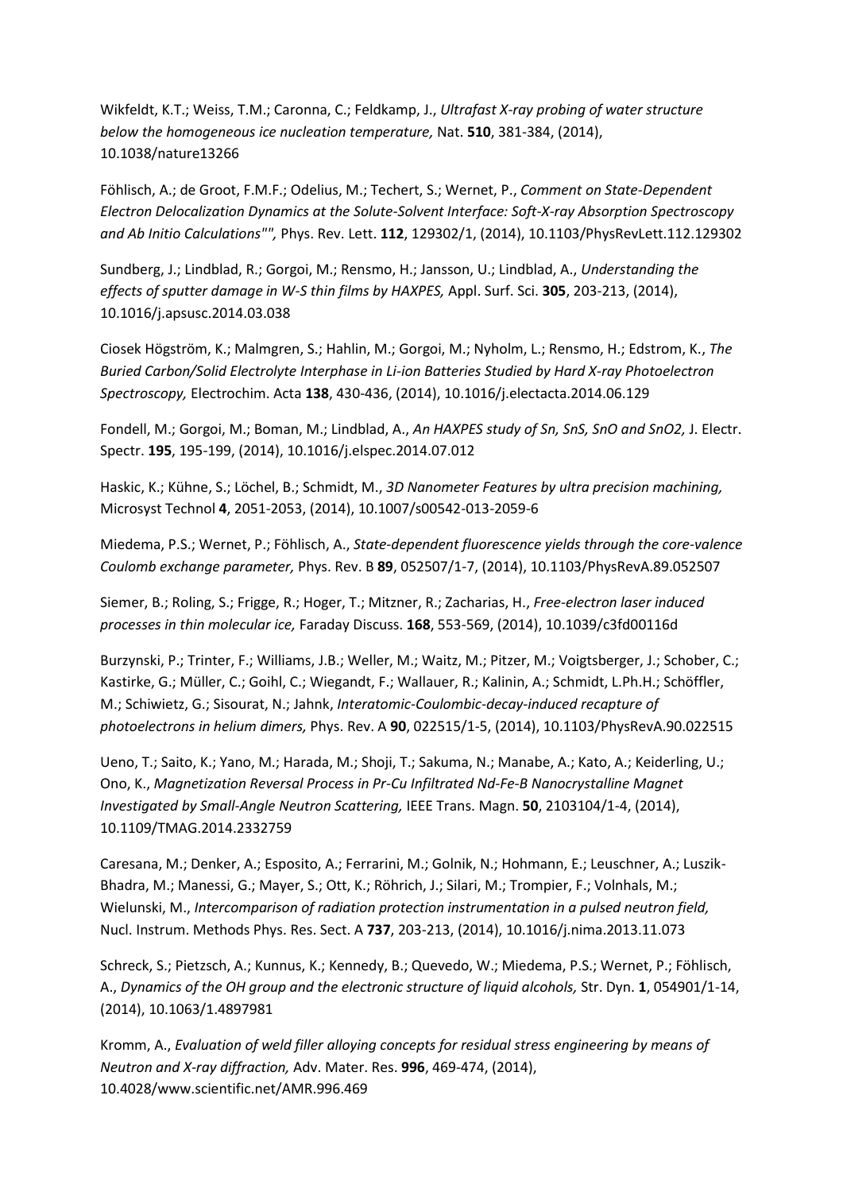Wikfeldt, K.T.; Weiss, T.M.; Caronna, C.; Feldkamp, J., *Ultrafast X-ray probing of water structure below the homogeneous ice nucleation temperature,* Nat. **510**, 381-384, (2014), 10.1038/nature13266

Föhlisch, A.; de Groot, F.M.F.; Odelius, M.; Techert, S.; Wernet, P., *Comment on State-Dependent Electron Delocalization Dynamics at the Solute-Solvent Interface: Soft-X-ray Absorption Spectroscopy and Ab Initio Calculations"",* Phys. Rev. Lett. **112**, 129302/1, (2014), 10.1103/PhysRevLett.112.129302

Sundberg, J.; Lindblad, R.; Gorgoi, M.; Rensmo, H.; Jansson, U.; Lindblad, A., *Understanding the effects of sputter damage in W-S thin films by HAXPES,* Appl. Surf. Sci. **305**, 203-213, (2014), 10.1016/j.apsusc.2014.03.038

Ciosek Högström, K.; Malmgren, S.; Hahlin, M.; Gorgoi, M.; Nyholm, L.; Rensmo, H.; Edstrom, K., *The Buried Carbon/Solid Electrolyte Interphase in Li-ion Batteries Studied by Hard X-ray Photoelectron Spectroscopy,* Electrochim. Acta **138**, 430-436, (2014), 10.1016/j.electacta.2014.06.129

Fondell, M.; Gorgoi, M.; Boman, M.; Lindblad, A., *An HAXPES study of Sn, SnS, SnO and SnO2,* J. Electr. Spectr. **195**, 195-199, (2014), 10.1016/j.elspec.2014.07.012

Haskic, K.; Kühne, S.; Löchel, B.; Schmidt, M., *3D Nanometer Features by ultra precision machining,* Microsyst Technol **4**, 2051-2053, (2014), 10.1007/s00542-013-2059-6

Miedema, P.S.; Wernet, P.; Föhlisch, A., *State-dependent fluorescence yields through the core-valence Coulomb exchange parameter,* Phys. Rev. B **89**, 052507/1-7, (2014), 10.1103/PhysRevA.89.052507

Siemer, B.; Roling, S.; Frigge, R.; Hoger, T.; Mitzner, R.; Zacharias, H., *Free-electron laser induced processes in thin molecular ice,* Faraday Discuss. **168**, 553-569, (2014), 10.1039/c3fd00116d

Burzynski, P.; Trinter, F.; Williams, J.B.; Weller, M.; Waitz, M.; Pitzer, M.; Voigtsberger, J.; Schober, C.; Kastirke, G.; Müller, C.; Goihl, C.; Wiegandt, F.; Wallauer, R.; Kalinin, A.; Schmidt, L.Ph.H.; Schöffler, M.; Schiwietz, G.; Sisourat, N.; Jahnk, *Interatomic-Coulombic-decay-induced recapture of photoelectrons in helium dimers,* Phys. Rev. A **90**, 022515/1-5, (2014), 10.1103/PhysRevA.90.022515

Ueno, T.; Saito, K.; Yano, M.; Harada, M.; Shoji, T.; Sakuma, N.; Manabe, A.; Kato, A.; Keiderling, U.; Ono, K., *Magnetization Reversal Process in Pr-Cu Infiltrated Nd-Fe-B Nanocrystalline Magnet Investigated by Small-Angle Neutron Scattering,* IEEE Trans. Magn. **50**, 2103104/1-4, (2014), 10.1109/TMAG.2014.2332759

Caresana, M.; Denker, A.; Esposito, A.; Ferrarini, M.; Golnik, N.; Hohmann, E.; Leuschner, A.; Luszik-Bhadra, M.; Manessi, G.; Mayer, S.; Ott, K.; Röhrich, J.; Silari, M.; Trompier, F.; Volnhals, M.; Wielunski, M., *Intercomparison of radiation protection instrumentation in a pulsed neutron field,* Nucl. Instrum. Methods Phys. Res. Sect. A **737**, 203-213, (2014), 10.1016/j.nima.2013.11.073

Schreck, S.; Pietzsch, A.; Kunnus, K.; Kennedy, B.; Quevedo, W.; Miedema, P.S.; Wernet, P.; Föhlisch, A., *Dynamics of the OH group and the electronic structure of liquid alcohols,* Str. Dyn. **1**, 054901/1-14, (2014), 10.1063/1.4897981

Kromm, A., *Evaluation of weld filler alloying concepts for residual stress engineering by means of Neutron and X-ray diffraction,* Adv. Mater. Res. **996**, 469-474, (2014), 10.4028/www.scientific.net/AMR.996.469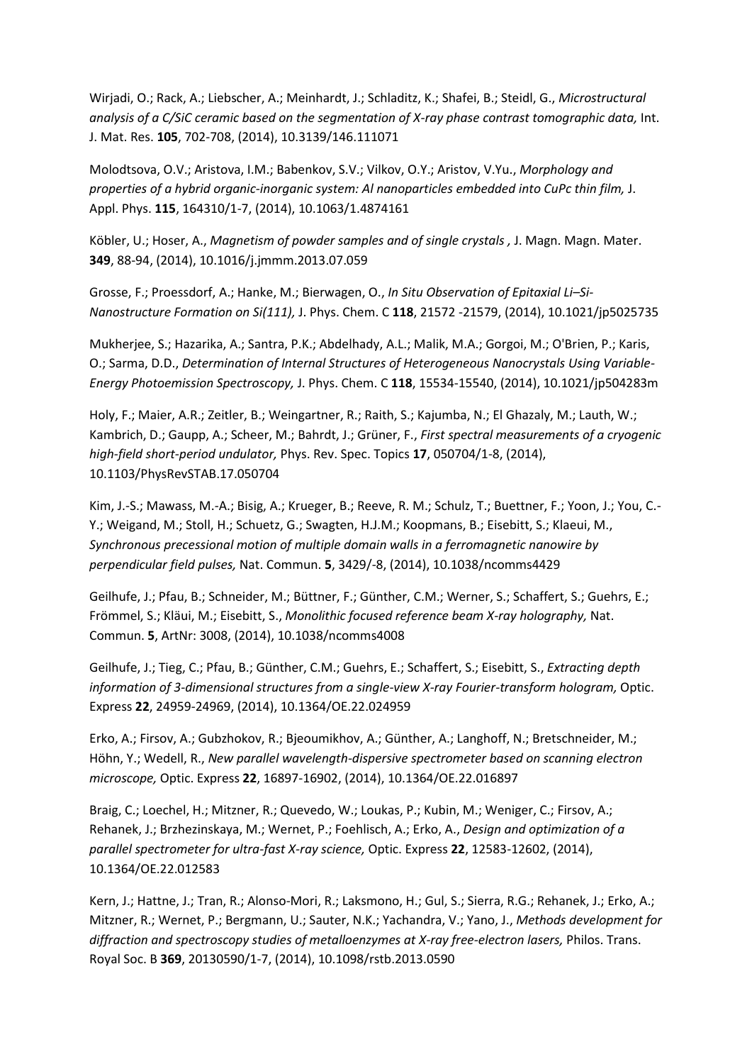Wirjadi, O.; Rack, A.; Liebscher, A.; Meinhardt, J.; Schladitz, K.; Shafei, B.; Steidl, G., *Microstructural analysis of a C/SiC ceramic based on the segmentation of X-ray phase contrast tomographic data,* Int. J. Mat. Res. **105**, 702-708, (2014), 10.3139/146.111071

Molodtsova, O.V.; Aristova, I.M.; Babenkov, S.V.; Vilkov, O.Y.; Aristov, V.Yu., *Morphology and properties of a hybrid organic-inorganic system: Al nanoparticles embedded into CuPc thin film,* J. Appl. Phys. **115**, 164310/1-7, (2014), 10.1063/1.4874161

Köbler, U.; Hoser, A., *Magnetism of powder samples and of single crystals ,* J. Magn. Magn. Mater. **349**, 88-94, (2014), 10.1016/j.jmmm.2013.07.059

Grosse, F.; Proessdorf, A.; Hanke, M.; Bierwagen, O., *In Situ Observation of Epitaxial Li–Si-Nanostructure Formation on Si(111),* J. Phys. Chem. C **118**, 21572 -21579, (2014), 10.1021/jp5025735

Mukherjee, S.; Hazarika, A.; Santra, P.K.; Abdelhady, A.L.; Malik, M.A.; Gorgoi, M.; O'Brien, P.; Karis, O.; Sarma, D.D., *Determination of Internal Structures of Heterogeneous Nanocrystals Using Variable-Energy Photoemission Spectroscopy,* J. Phys. Chem. C **118**, 15534-15540, (2014), 10.1021/jp504283m

Holy, F.; Maier, A.R.; Zeitler, B.; Weingartner, R.; Raith, S.; Kajumba, N.; El Ghazaly, M.; Lauth, W.; Kambrich, D.; Gaupp, A.; Scheer, M.; Bahrdt, J.; Grüner, F., *First spectral measurements of a cryogenic high-field short-period undulator,* Phys. Rev. Spec. Topics **17**, 050704/1-8, (2014), 10.1103/PhysRevSTAB.17.050704

Kim, J.-S.; Mawass, M.-A.; Bisig, A.; Krueger, B.; Reeve, R. M.; Schulz, T.; Buettner, F.; Yoon, J.; You, C.-Y.; Weigand, M.; Stoll, H.; Schuetz, G.; Swagten, H.J.M.; Koopmans, B.; Eisebitt, S.; Klaeui, M., *Synchronous precessional motion of multiple domain walls in a ferromagnetic nanowire by perpendicular field pulses,* Nat. Commun. **5**, 3429/-8, (2014), 10.1038/ncomms4429

Geilhufe, J.; Pfau, B.; Schneider, M.; Büttner, F.; Günther, C.M.; Werner, S.; Schaffert, S.; Guehrs, E.; Frömmel, S.; Kläui, M.; Eisebitt, S., *Monolithic focused reference beam X-ray holography,* Nat. Commun. **5**, ArtNr: 3008, (2014), 10.1038/ncomms4008

Geilhufe, J.; Tieg, C.; Pfau, B.; Günther, C.M.; Guehrs, E.; Schaffert, S.; Eisebitt, S., *Extracting depth information of 3-dimensional structures from a single-view X-ray Fourier-transform hologram,* Optic. Express **22**, 24959-24969, (2014), 10.1364/OE.22.024959

Erko, A.; Firsov, A.; Gubzhokov, R.; Bjeoumikhov, A.; Günther, A.; Langhoff, N.; Bretschneider, M.; Höhn, Y.; Wedell, R., *New parallel wavelength-dispersive spectrometer based on scanning electron microscope,* Optic. Express **22**, 16897-16902, (2014), 10.1364/OE.22.016897

Braig, C.; Loechel, H.; Mitzner, R.; Quevedo, W.; Loukas, P.; Kubin, M.; Weniger, C.; Firsov, A.; Rehanek, J.; Brzhezinskaya, M.; Wernet, P.; Foehlisch, A.; Erko, A., *Design and optimization of a parallel spectrometer for ultra-fast X-ray science,* Optic. Express **22**, 12583-12602, (2014), 10.1364/OE.22.012583

Kern, J.; Hattne, J.; Tran, R.; Alonso-Mori, R.; Laksmono, H.; Gul, S.; Sierra, R.G.; Rehanek, J.; Erko, A.; Mitzner, R.; Wernet, P.; Bergmann, U.; Sauter, N.K.; Yachandra, V.; Yano, J., *Methods development for diffraction and spectroscopy studies of metalloenzymes at X-ray free-electron lasers,* Philos. Trans. Royal Soc. B **369**, 20130590/1-7, (2014), 10.1098/rstb.2013.0590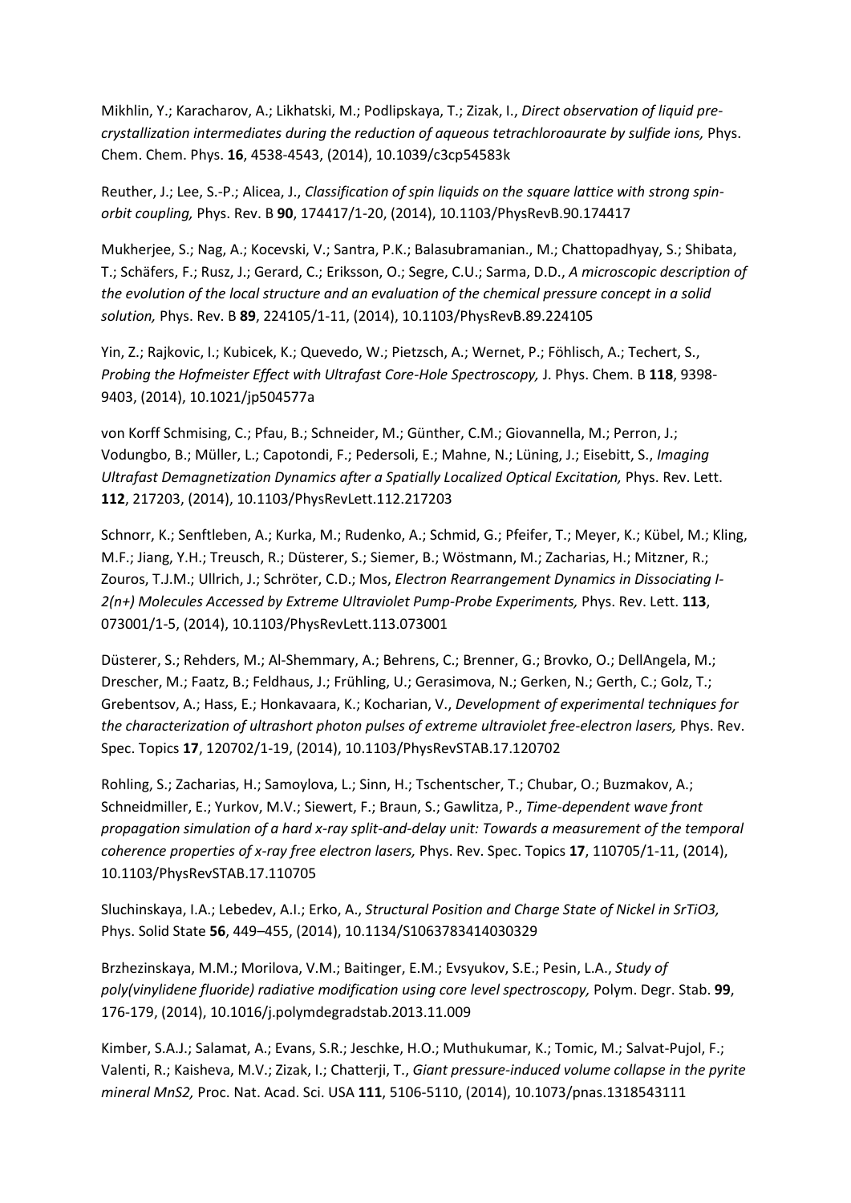Mikhlin, Y.; Karacharov, A.; Likhatski, M.; Podlipskaya, T.; Zizak, I., *Direct observation of liquid pre-crystallization intermediates during the reduction of aqueous tetrachloroaurate by sulfide ions,* Phys. Chem. Chem. Phys. **16**, 4538-4543, (2014), 10.1039/c3cp54583k

Reuther, J.; Lee, S.-P.; Alicea, J., *Classification of spin liquids on the square lattice with strong spin-orbit coupling,* Phys. Rev. B **90**, 174417/1-20, (2014), 10.1103/PhysRevB.90.174417

Mukherjee, S.; Nag, A.; Kocevski, V.; Santra, P.K.; Balasubramanian., M.; Chattopadhyay, S.; Shibata, T.; Schäfers, F.; Rusz, J.; Gerard, C.; Eriksson, O.; Segre, C.U.; Sarma, D.D., *A microscopic description of the evolution of the local structure and an evaluation of the chemical pressure concept in a solid solution,* Phys. Rev. B **89**, 224105/1-11, (2014), 10.1103/PhysRevB.89.224105

Yin, Z.; Rajkovic, I.; Kubicek, K.; Quevedo, W.; Pietzsch, A.; Wernet, P.; Föhlisch, A.; Techert, S., *Probing the Hofmeister Effect with Ultrafast Core-Hole Spectroscopy,* J. Phys. Chem. B **118**, 9398-9403, (2014), 10.1021/jp504577a

von Korff Schmising, C.; Pfau, B.; Schneider, M.; Günther, C.M.; Giovannella, M.; Perron, J.; Vodungbo, B.; Müller, L.; Capotondi, F.; Pedersoli, E.; Mahne, N.; Lüning, J.; Eisebitt, S., *Imaging Ultrafast Demagnetization Dynamics after a Spatially Localized Optical Excitation,* Phys. Rev. Lett. **112**, 217203, (2014), 10.1103/PhysRevLett.112.217203

Schnorr, K.; Senftleben, A.; Kurka, M.; Rudenko, A.; Schmid, G.; Pfeifer, T.; Meyer, K.; Kübel, M.; Kling, M.F.; Jiang, Y.H.; Treusch, R.; Düsterer, S.; Siemer, B.; Wöstmann, M.; Zacharias, H.; Mitzner, R.; Zouros, T.J.M.; Ullrich, J.; Schröter, C.D.; Mos, *Electron Rearrangement Dynamics in Dissociating I-2(n+) Molecules Accessed by Extreme Ultraviolet Pump-Probe Experiments,* Phys. Rev. Lett. **113**, 073001/1-5, (2014), 10.1103/PhysRevLett.113.073001

Düsterer, S.; Rehders, M.; Al-Shemmary, A.; Behrens, C.; Brenner, G.; Brovko, O.; DellAngela, M.; Drescher, M.; Faatz, B.; Feldhaus, J.; Frühling, U.; Gerasimova, N.; Gerken, N.; Gerth, C.; Golz, T.; Grebentsov, A.; Hass, E.; Honkavaara, K.; Kocharian, V., *Development of experimental techniques for the characterization of ultrashort photon pulses of extreme ultraviolet free-electron lasers,* Phys. Rev. Spec. Topics **17**, 120702/1-19, (2014), 10.1103/PhysRevSTAB.17.120702

Rohling, S.; Zacharias, H.; Samoylova, L.; Sinn, H.; Tschentscher, T.; Chubar, O.; Buzmakov, A.; Schneidmiller, E.; Yurkov, M.V.; Siewert, F.; Braun, S.; Gawlitza, P., *Time-dependent wave front propagation simulation of a hard x-ray split-and-delay unit: Towards a measurement of the temporal coherence properties of x-ray free electron lasers,* Phys. Rev. Spec. Topics **17**, 110705/1-11, (2014), 10.1103/PhysRevSTAB.17.110705

Sluchinskaya, I.A.; Lebedev, A.I.; Erko, A., *Structural Position and Charge State of Nickel in SrTiO3,* Phys. Solid State **56**, 449–455, (2014), 10.1134/S1063783414030329

Brzhezinskaya, M.M.; Morilova, V.M.; Baitinger, E.M.; Evsyukov, S.E.; Pesin, L.A., *Study of poly(vinylidene fluoride) radiative modification using core level spectroscopy,* Polym. Degr. Stab. **99**, 176-179, (2014), 10.1016/j.polymdegradstab.2013.11.009

Kimber, S.A.J.; Salamat, A.; Evans, S.R.; Jeschke, H.O.; Muthukumar, K.; Tomic, M.; Salvat-Pujol, F.; Valenti, R.; Kaisheva, M.V.; Zizak, I.; Chatterji, T., *Giant pressure-induced volume collapse in the pyrite mineral MnS2,* Proc. Nat. Acad. Sci. USA **111**, 5106-5110, (2014), 10.1073/pnas.1318543111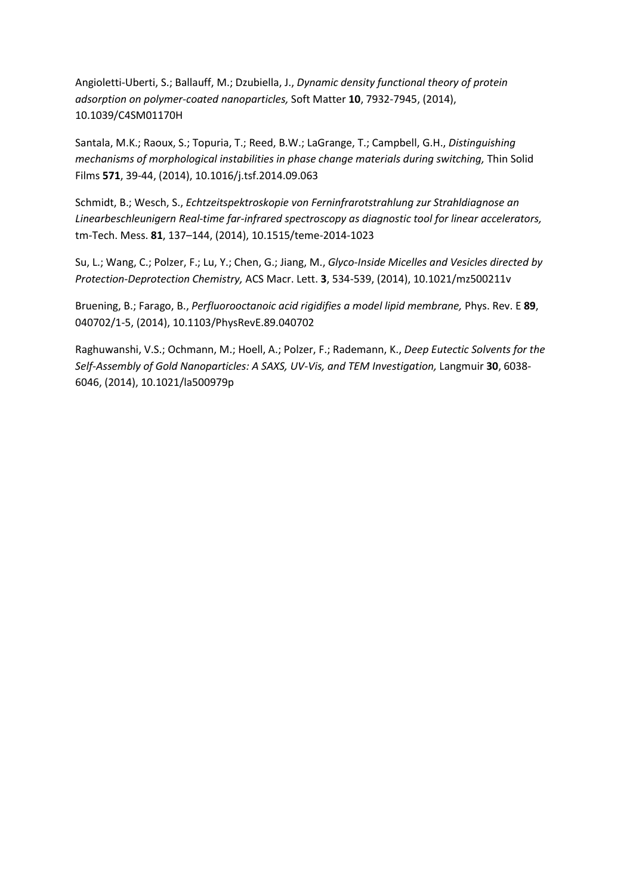Angioletti-Uberti, S.; Ballauff, M.; Dzubiella, J., *Dynamic density functional theory of protein adsorption on polymer-coated nanoparticles,* Soft Matter **10**, 7932-7945, (2014), 10.1039/C4SM01170H

Santala, M.K.; Raoux, S.; Topuria, T.; Reed, B.W.; LaGrange, T.; Campbell, G.H., *Distinguishing mechanisms of morphological instabilities in phase change materials during switching,* Thin Solid Films **571**, 39-44, (2014), 10.1016/j.tsf.2014.09.063

Schmidt, B.; Wesch, S., *Echtzeitspektroskopie von Ferninfrarotstrahlung zur Strahldiagnose an Linearbeschleunigern Real-time far-infrared spectroscopy as diagnostic tool for linear accelerators,* tm-Tech. Mess. **81**, 137–144, (2014), 10.1515/teme-2014-1023

Su, L.; Wang, C.; Polzer, F.; Lu, Y.; Chen, G.; Jiang, M., *Glyco-Inside Micelles and Vesicles directed by Protection-Deprotection Chemistry,* ACS Macr. Lett. **3**, 534-539, (2014), 10.1021/mz500211v

Bruening, B.; Farago, B., *Perfluorooctanoic acid rigidifies a model lipid membrane,* Phys. Rev. E **89**, 040702/1-5, (2014), 10.1103/PhysRevE.89.040702

Raghuwanshi, V.S.; Ochmann, M.; Hoell, A.; Polzer, F.; Rademann, K., *Deep Eutectic Solvents for the Self-Assembly of Gold Nanoparticles: A SAXS, UV-Vis, and TEM Investigation,* Langmuir **30**, 6038-6046, (2014), 10.1021/la500979p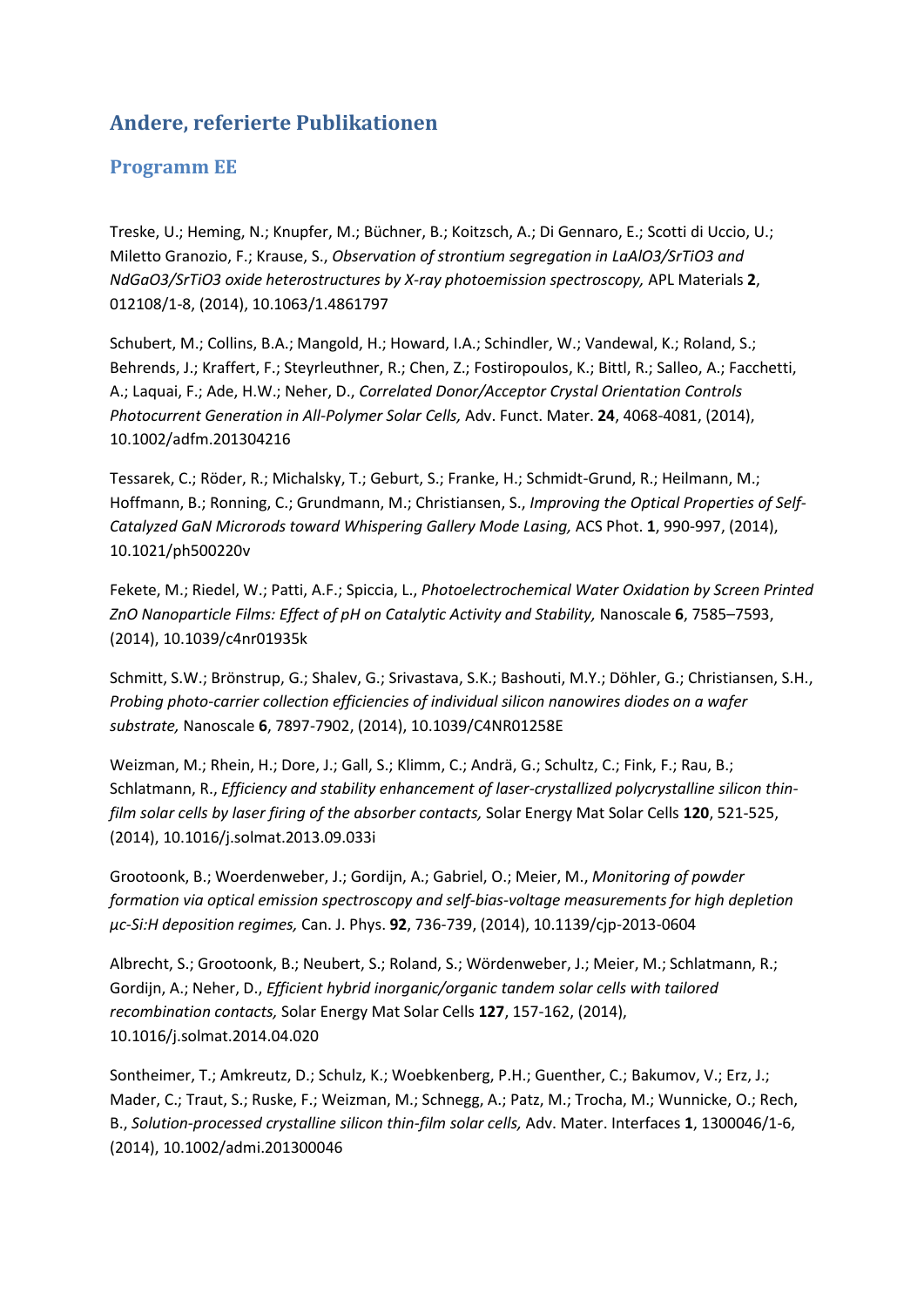## Andere, referierte Publikationen

### Programm EE

Treske, U.; Heming, N.; Knupfer, M.; Büchner, B.; Koitzsch, A.; Di Gennaro, E.; Scotti di Uccio, U.; Miletto Granozio, F.; Krause, S., *Observation of strontium segregation in LaAlO3/SrTiO3 and NdGaO3/SrTiO3 oxide heterostructures by X-ray photoemission spectroscopy,* APL Materials **2**, 012108/1-8, (2014), 10.1063/1.4861797

Schubert, M.; Collins, B.A.; Mangold, H.; Howard, I.A.; Schindler, W.; Vandewal, K.; Roland, S.; Behrends, J.; Kraffert, F.; Steyrleuthner, R.; Chen, Z.; Fostiropoulos, K.; Bittl, R.; Salleo, A.; Facchetti, A.; Laquai, F.; Ade, H.W.; Neher, D., *Correlated Donor/Acceptor Crystal Orientation Controls Photocurrent Generation in All-Polymer Solar Cells,* Adv. Funct. Mater. **24**, 4068-4081, (2014), 10.1002/adfm.201304216

Tessarek, C.; Röder, R.; Michalsky, T.; Geburt, S.; Franke, H.; Schmidt-Grund, R.; Heilmann, M.; Hoffmann, B.; Ronning, C.; Grundmann, M.; Christiansen, S., *Improving the Optical Properties of Self-Catalyzed GaN Microrods toward Whispering Gallery Mode Lasing,* ACS Phot. **1**, 990-997, (2014), 10.1021/ph500220v

Fekete, M.; Riedel, W.; Patti, A.F.; Spiccia, L., *Photoelectrochemical Water Oxidation by Screen Printed ZnO Nanoparticle Films: Effect of pH on Catalytic Activity and Stability,* Nanoscale **6**, 7585–7593, (2014), 10.1039/c4nr01935k

Schmitt, S.W.; Brönstrup, G.; Shalev, G.; Srivastava, S.K.; Bashouti, M.Y.; Döhler, G.; Christiansen, S.H., *Probing photo-carrier collection efficiencies of individual silicon nanowires diodes on a wafer substrate,* Nanoscale **6**, 7897-7902, (2014), 10.1039/C4NR01258E

Weizman, M.; Rhein, H.; Dore, J.; Gall, S.; Klimm, C.; Andrä, G.; Schultz, C.; Fink, F.; Rau, B.; Schlatmann, R., *Efficiency and stability enhancement of laser-crystallized polycrystalline silicon thin-film solar cells by laser firing of the absorber contacts,* Solar Energy Mat Solar Cells **120**, 521-525, (2014), 10.1016/j.solmat.2013.09.033i

Grootoonk, B.; Woerdenweber, J.; Gordijn, A.; Gabriel, O.; Meier, M., *Monitoring of powder formation via optical emission spectroscopy and self-bias-voltage measurements for high depletion µc-Si:H deposition regimes,* Can. J. Phys. **92**, 736-739, (2014), 10.1139/cjp-2013-0604

Albrecht, S.; Grootoonk, B.; Neubert, S.; Roland, S.; Wördenweber, J.; Meier, M.; Schlatmann, R.; Gordijn, A.; Neher, D., *Efficient hybrid inorganic/organic tandem solar cells with tailored recombination contacts,* Solar Energy Mat Solar Cells **127**, 157-162, (2014), 10.1016/j.solmat.2014.04.020

Sontheimer, T.; Amkreutz, D.; Schulz, K.; Woebkenberg, P.H.; Guenther, C.; Bakumov, V.; Erz, J.; Mader, C.; Traut, S.; Ruske, F.; Weizman, M.; Schnegg, A.; Patz, M.; Trocha, M.; Wunnicke, O.; Rech, B., *Solution-processed crystalline silicon thin-film solar cells,* Adv. Mater. Interfaces **1**, 1300046/1-6, (2014), 10.1002/admi.201300046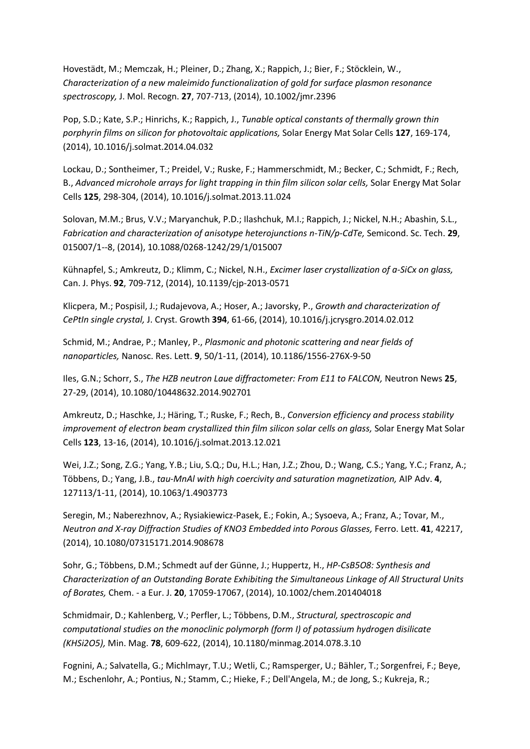Hovestädt, M.; Memczak, H.; Pleiner, D.; Zhang, X.; Rappich, J.; Bier, F.; Stöcklein, W., *Characterization of a new maleimido functionalization of gold for surface plasmon resonance spectroscopy,* J. Mol. Recogn. **27**, 707-713, (2014), 10.1002/jmr.2396

Pop, S.D.; Kate, S.P.; Hinrichs, K.; Rappich, J., *Tunable optical constants of thermally grown thin porphyrin films on silicon for photovoltaic applications,* Solar Energy Mat Solar Cells **127**, 169-174, (2014), 10.1016/j.solmat.2014.04.032

Lockau, D.; Sontheimer, T.; Preidel, V.; Ruske, F.; Hammerschmidt, M.; Becker, C.; Schmidt, F.; Rech, B., *Advanced microhole arrays for light trapping in thin film silicon solar cells,* Solar Energy Mat Solar Cells **125**, 298-304, (2014), 10.1016/j.solmat.2013.11.024

Solovan, M.M.; Brus, V.V.; Maryanchuk, P.D.; Ilashchuk, M.I.; Rappich, J.; Nickel, N.H.; Abashin, S.L., *Fabrication and characterization of anisotype heterojunctions n-TiN/p-CdTe,* Semicond. Sc. Tech. **29**, 015007/1--8, (2014), 10.1088/0268-1242/29/1/015007

Kühnapfel, S.; Amkreutz, D.; Klimm, C.; Nickel, N.H., *Excimer laser crystallization of a-SiCx on glass,* Can. J. Phys. **92**, 709-712, (2014), 10.1139/cjp-2013-0571

Klicpera, M.; Pospisil, J.; Rudajevova, A.; Hoser, A.; Javorsky, P., *Growth and characterization of CePtIn single crystal,* J. Cryst. Growth **394**, 61-66, (2014), 10.1016/j.jcrysgro.2014.02.012

Schmid, M.; Andrae, P.; Manley, P., *Plasmonic and photonic scattering and near fields of nanoparticles,* Nanosc. Res. Lett. **9**, 50/1-11, (2014), 10.1186/1556-276X-9-50

Iles, G.N.; Schorr, S., *The HZB neutron Laue diffractometer: From E11 to FALCON,* Neutron News **25**, 27-29, (2014), 10.1080/10448632.2014.902701

Amkreutz, D.; Haschke, J.; Häring, T.; Ruske, F.; Rech, B., *Conversion efficiency and process stability improvement of electron beam crystallized thin film silicon solar cells on glass,* Solar Energy Mat Solar Cells **123**, 13-16, (2014), 10.1016/j.solmat.2013.12.021

Wei, J.Z.; Song, Z.G.; Yang, Y.B.; Liu, S.Q.; Du, H.L.; Han, J.Z.; Zhou, D.; Wang, C.S.; Yang, Y.C.; Franz, A.; Többens, D.; Yang, J.B., *tau-MnAl with high coercivity and saturation magnetization,* AIP Adv. **4**, 127113/1-11, (2014), 10.1063/1.4903773

Seregin, M.; Naberezhnov, A.; Rysiakiewicz-Pasek, E.; Fokin, A.; Sysoeva, A.; Franz, A.; Tovar, M., *Neutron and X-ray Diffraction Studies of KNO3 Embedded into Porous Glasses,* Ferro. Lett. **41**, 42217, (2014), 10.1080/07315171.2014.908678

Sohr, G.; Többens, D.M.; Schmedt auf der Günne, J.; Huppertz, H., *HP-CsB5O8: Synthesis and Characterization of an Outstanding Borate Exhibiting the Simultaneous Linkage of All Structural Units of Borates,* Chem. - a Eur. J. **20**, 17059-17067, (2014), 10.1002/chem.201404018

Schmidmair, D.; Kahlenberg, V.; Perfler, L.; Többens, D.M., *Structural, spectroscopic and computational studies on the monoclinic polymorph (form I) of potassium hydrogen disilicate (KHSi2O5),* Min. Mag. **78**, 609-622, (2014), 10.1180/minmag.2014.078.3.10

Fognini, A.; Salvatella, G.; Michlmayr, T.U.; Wetli, C.; Ramsperger, U.; Bähler, T.; Sorgenfrei, F.; Beye, M.; Eschenlohr, A.; Pontius, N.; Stamm, C.; Hieke, F.; Dell'Angela, M.; de Jong, S.; Kukreja, R.;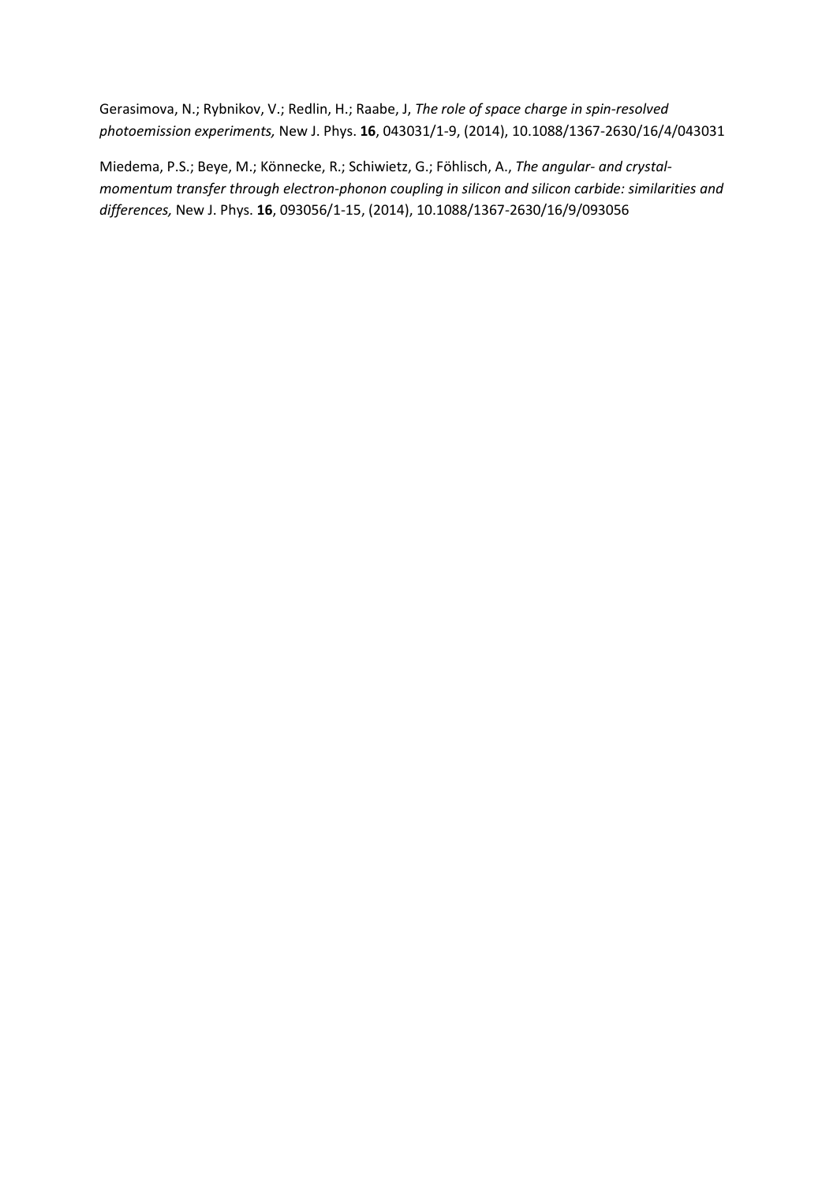Gerasimova, N.; Rybnikov, V.; Redlin, H.; Raabe, J, *The role of space charge in spin-resolved photoemission experiments,* New J. Phys. **16**, 043031/1-9, (2014), 10.1088/1367-2630/16/4/043031

Miedema, P.S.; Beye, M.; Könnecke, R.; Schiwietz, G.; Föhlisch, A., *The angular- and crystal-momentum transfer through electron-phonon coupling in silicon and silicon carbide: similarities and differences,* New J. Phys. **16**, 093056/1-15, (2014), 10.1088/1367-2630/16/9/093056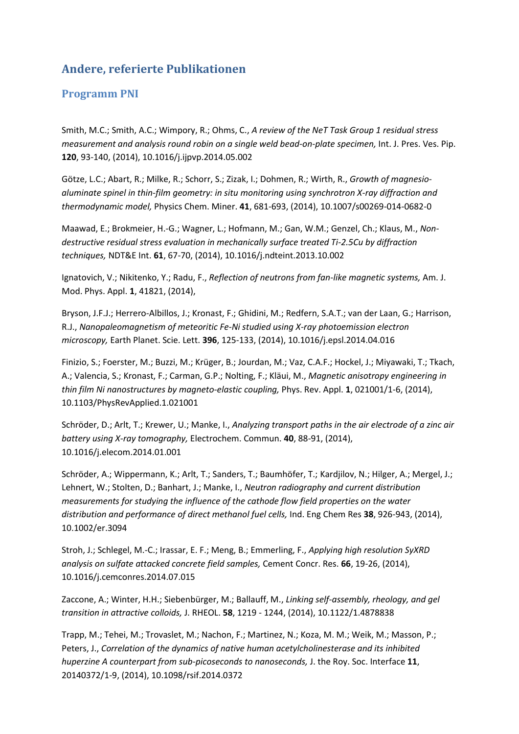## Andere, referierte Publikationen

### Programm PNI

Smith, M.C.; Smith, A.C.; Wimpory, R.; Ohms, C., *A review of the NeT Task Group 1 residual stress measurement and analysis round robin on a single weld bead-on-plate specimen,* Int. J. Pres. Ves. Pip. **120**, 93-140, (2014), 10.1016/j.ijpvp.2014.05.002

Götze, L.C.; Abart, R.; Milke, R.; Schorr, S.; Zizak, I.; Dohmen, R.; Wirth, R., *Growth of magnesio-aluminate spinel in thin-film geometry: in situ monitoring using synchrotron X-ray diffraction and thermodynamic model,* Physics Chem. Miner. **41**, 681-693, (2014), 10.1007/s00269-014-0682-0

Maawad, E.; Brokmeier, H.-G.; Wagner, L.; Hofmann, M.; Gan, W.M.; Genzel, Ch.; Klaus, M., *Non-destructive residual stress evaluation in mechanically surface treated Ti-2.5Cu by diffraction techniques,* NDT&E Int. **61**, 67-70, (2014), 10.1016/j.ndteint.2013.10.002

Ignatovich, V.; Nikitenko, Y.; Radu, F., *Reflection of neutrons from fan-like magnetic systems,* Am. J. Mod. Phys. Appl. **1**, 41821, (2014),

Bryson, J.F.J.; Herrero-Albillos, J.; Kronast, F.; Ghidini, M.; Redfern, S.A.T.; van der Laan, G.; Harrison, R.J., *Nanopaleomagnetism of meteoritic Fe-Ni studied using X-ray photoemission electron microscopy,* Earth Planet. Scie. Lett. **396**, 125-133, (2014), 10.1016/j.epsl.2014.04.016

Finizio, S.; Foerster, M.; Buzzi, M.; Krüger, B.; Jourdan, M.; Vaz, C.A.F.; Hockel, J.; Miyawaki, T.; Tkach, A.; Valencia, S.; Kronast, F.; Carman, G.P.; Nolting, F.; Kläui, M., *Magnetic anisotropy engineering in thin film Ni nanostructures by magneto-elastic coupling,* Phys. Rev. Appl. **1**, 021001/1-6, (2014), 10.1103/PhysRevApplied.1.021001

Schröder, D.; Arlt, T.; Krewer, U.; Manke, I., *Analyzing transport paths in the air electrode of a zinc air battery using X-ray tomography,* Electrochem. Commun. **40**, 88-91, (2014), 10.1016/j.elecom.2014.01.001

Schröder, A.; Wippermann, K.; Arlt, T.; Sanders, T.; Baumhöfer, T.; Kardjilov, N.; Hilger, A.; Mergel, J.; Lehnert, W.; Stolten, D.; Banhart, J.; Manke, I., *Neutron radiography and current distribution measurements for studying the influence of the cathode flow field properties on the water distribution and performance of direct methanol fuel cells,* Ind. Eng Chem Res **38**, 926-943, (2014), 10.1002/er.3094

Stroh, J.; Schlegel, M.-C.; Irassar, E. F.; Meng, B.; Emmerling, F., *Applying high resolution SyXRD analysis on sulfate attacked concrete field samples,* Cement Concr. Res. **66**, 19-26, (2014), 10.1016/j.cemconres.2014.07.015

Zaccone, A.; Winter, H.H.; Siebenbürger, M.; Ballauff, M., *Linking self-assembly, rheology, and gel transition in attractive colloids,* J. RHEOL. **58**, 1219 - 1244, (2014), 10.1122/1.4878838

Trapp, M.; Tehei, M.; Trovaslet, M.; Nachon, F.; Martinez, N.; Koza, M. M.; Weik, M.; Masson, P.; Peters, J., *Correlation of the dynamics of native human acetylcholinesterase and its inhibited huperzine A counterpart from sub-picoseconds to nanoseconds,* J. the Roy. Soc. Interface **11**, 20140372/1-9, (2014), 10.1098/rsif.2014.0372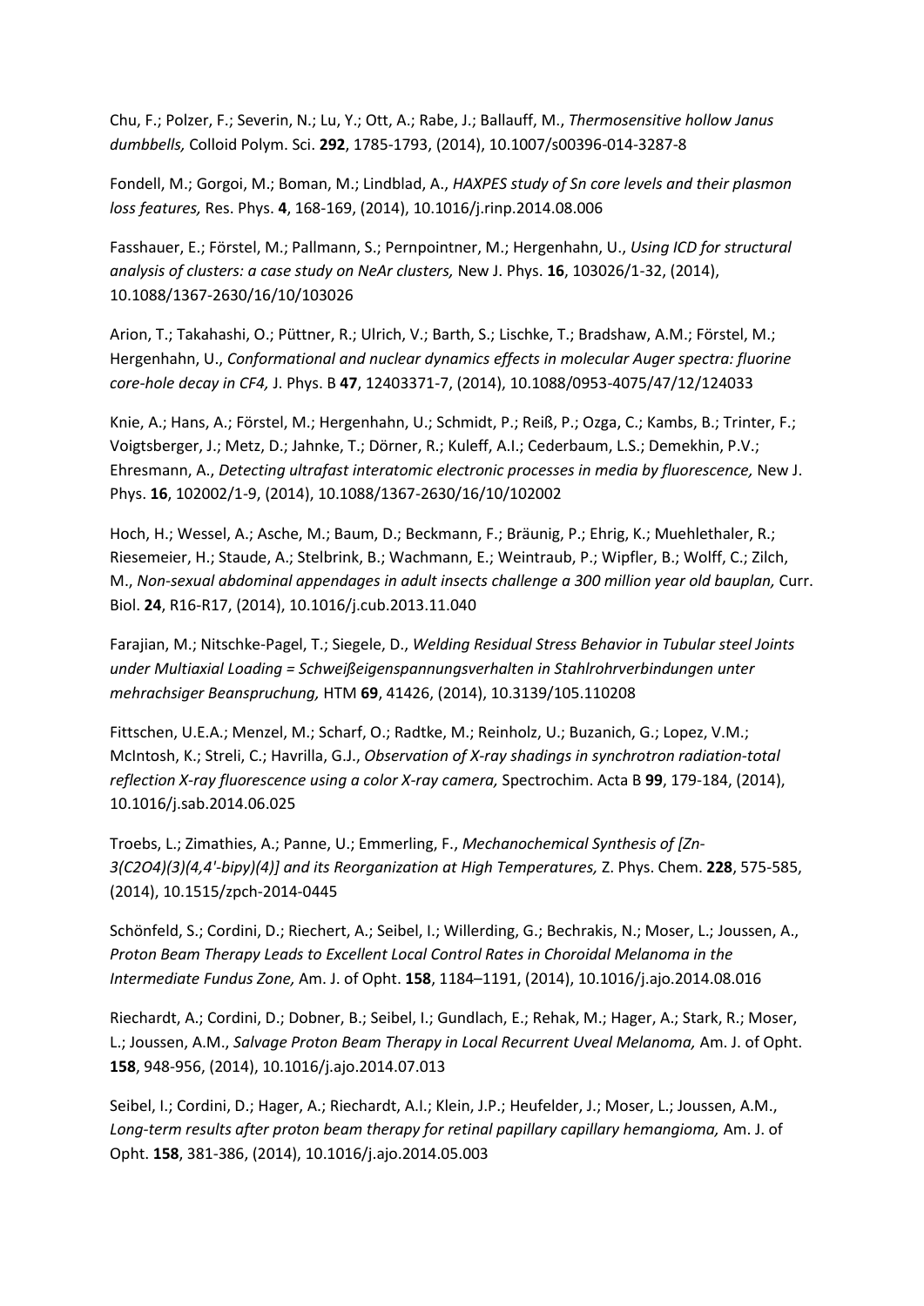Chu, F.; Polzer, F.; Severin, N.; Lu, Y.; Ott, A.; Rabe, J.; Ballauff, M., *Thermosensitive hollow Janus dumbbells,* Colloid Polym. Sci. **292**, 1785-1793, (2014), 10.1007/s00396-014-3287-8

Fondell, M.; Gorgoi, M.; Boman, M.; Lindblad, A., *HAXPES study of Sn core levels and their plasmon loss features,* Res. Phys. **4**, 168-169, (2014), 10.1016/j.rinp.2014.08.006

Fasshauer, E.; Förstel, M.; Pallmann, S.; Pernpointner, M.; Hergenhahn, U., *Using ICD for structural analysis of clusters: a case study on NeAr clusters,* New J. Phys. **16**, 103026/1-32, (2014), 10.1088/1367-2630/16/10/103026

Arion, T.; Takahashi, O.; Püttner, R.; Ulrich, V.; Barth, S.; Lischke, T.; Bradshaw, A.M.; Förstel, M.; Hergenhahn, U., *Conformational and nuclear dynamics effects in molecular Auger spectra: fluorine core-hole decay in CF4,* J. Phys. B **47**, 12403371-7, (2014), 10.1088/0953-4075/47/12/124033

Knie, A.; Hans, A.; Förstel, M.; Hergenhahn, U.; Schmidt, P.; Reiß, P.; Ozga, C.; Kambs, B.; Trinter, F.; Voigtsberger, J.; Metz, D.; Jahnke, T.; Dörner, R.; Kuleff, A.I.; Cederbaum, L.S.; Demekhin, P.V.; Ehresmann, A., *Detecting ultrafast interatomic electronic processes in media by fluorescence,* New J. Phys. **16**, 102002/1-9, (2014), 10.1088/1367-2630/16/10/102002

Hoch, H.; Wessel, A.; Asche, M.; Baum, D.; Beckmann, F.; Bräunig, P.; Ehrig, K.; Muehlethaler, R.; Riesemeier, H.; Staude, A.; Stelbrink, B.; Wachmann, E.; Weintraub, P.; Wipfler, B.; Wolff, C.; Zilch, M., *Non-sexual abdominal appendages in adult insects challenge a 300 million year old bauplan,* Curr. Biol. **24**, R16-R17, (2014), 10.1016/j.cub.2013.11.040

Farajian, M.; Nitschke-Pagel, T.; Siegele, D., *Welding Residual Stress Behavior in Tubular steel Joints under Multiaxial Loading = Schweißeigenspannungsverhalten in Stahlrohrverbindungen unter mehrachsiger Beanspruchung,* HTM **69**, 41426, (2014), 10.3139/105.110208

Fittschen, U.E.A.; Menzel, M.; Scharf, O.; Radtke, M.; Reinholz, U.; Buzanich, G.; Lopez, V.M.; McIntosh, K.; Streli, C.; Havrilla, G.J., *Observation of X-ray shadings in synchrotron radiation-total reflection X-ray fluorescence using a color X-ray camera,* Spectrochim. Acta B **99**, 179-184, (2014), 10.1016/j.sab.2014.06.025

Troebs, L.; Zimathies, A.; Panne, U.; Emmerling, F., *Mechanochemical Synthesis of [Zn-3(C2O4)(3)(4,4'-bipy)(4)] and its Reorganization at High Temperatures,* Z. Phys. Chem. **228**, 575-585, (2014), 10.1515/zpch-2014-0445

Schönfeld, S.; Cordini, D.; Riechert, A.; Seibel, I.; Willerding, G.; Bechrakis, N.; Moser, L.; Joussen, A., *Proton Beam Therapy Leads to Excellent Local Control Rates in Choroidal Melanoma in the Intermediate Fundus Zone,* Am. J. of Opht. **158**, 1184–1191, (2014), 10.1016/j.ajo.2014.08.016

Riechardt, A.; Cordini, D.; Dobner, B.; Seibel, I.; Gundlach, E.; Rehak, M.; Hager, A.; Stark, R.; Moser, L.; Joussen, A.M., *Salvage Proton Beam Therapy in Local Recurrent Uveal Melanoma,* Am. J. of Opht. **158**, 948-956, (2014), 10.1016/j.ajo.2014.07.013

Seibel, I.; Cordini, D.; Hager, A.; Riechardt, A.I.; Klein, J.P.; Heufelder, J.; Moser, L.; Joussen, A.M., *Long-term results after proton beam therapy for retinal papillary capillary hemangioma,* Am. J. of Opht. **158**, 381-386, (2014), 10.1016/j.ajo.2014.05.003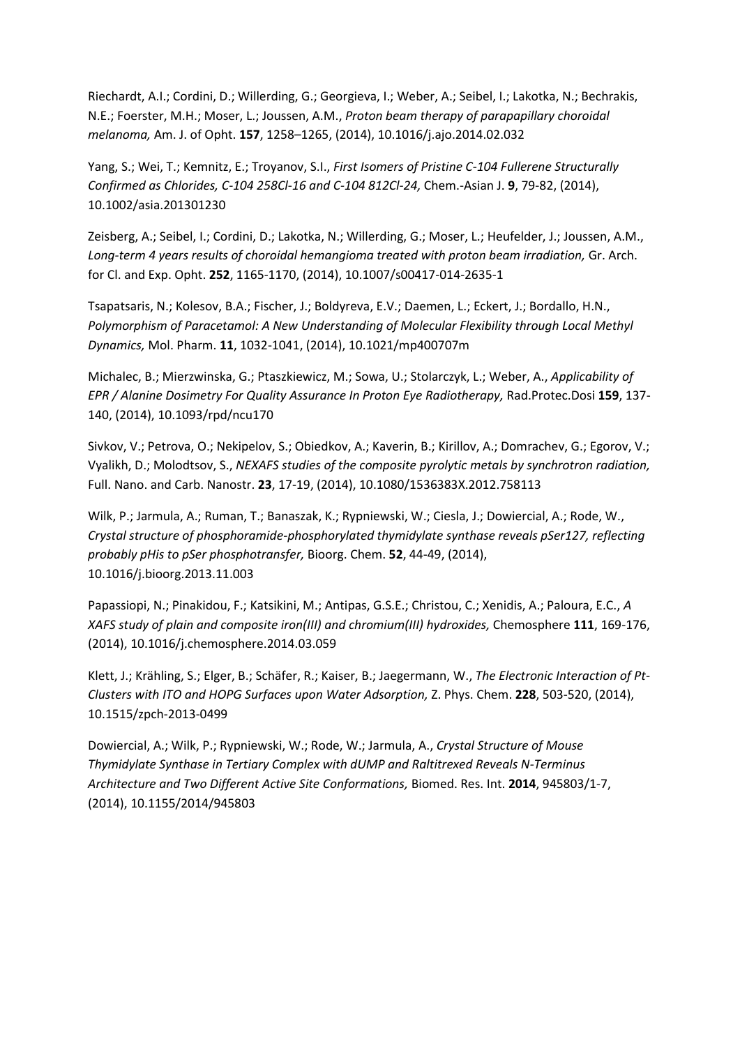Riechardt, A.I.; Cordini, D.; Willerding, G.; Georgieva, I.; Weber, A.; Seibel, I.; Lakotka, N.; Bechrakis, N.E.; Foerster, M.H.; Moser, L.; Joussen, A.M., *Proton beam therapy of parapapillary choroidal melanoma,* Am. J. of Opht. **157**, 1258–1265, (2014), 10.1016/j.ajo.2014.02.032

Yang, S.; Wei, T.; Kemnitz, E.; Troyanov, S.I., *First Isomers of Pristine C-104 Fullerene Structurally Confirmed as Chlorides, C-104 258Cl-16 and C-104 812Cl-24,* Chem.-Asian J. **9**, 79-82, (2014), 10.1002/asia.201301230

Zeisberg, A.; Seibel, I.; Cordini, D.; Lakotka, N.; Willerding, G.; Moser, L.; Heufelder, J.; Joussen, A.M., *Long-term 4 years results of choroidal hemangioma treated with proton beam irradiation,* Gr. Arch. for Cl. and Exp. Opht. **252**, 1165-1170, (2014), 10.1007/s00417-014-2635-1

Tsapatsaris, N.; Kolesov, B.A.; Fischer, J.; Boldyreva, E.V.; Daemen, L.; Eckert, J.; Bordallo, H.N., *Polymorphism of Paracetamol: A New Understanding of Molecular Flexibility through Local Methyl Dynamics,* Mol. Pharm. **11**, 1032-1041, (2014), 10.1021/mp400707m

Michalec, B.; Mierzwinska, G.; Ptaszkiewicz, M.; Sowa, U.; Stolarczyk, L.; Weber, A., *Applicability of EPR / Alanine Dosimetry For Quality Assurance In Proton Eye Radiotherapy,* Rad.Protec.Dosi **159**, 137-140, (2014), 10.1093/rpd/ncu170

Sivkov, V.; Petrova, O.; Nekipelov, S.; Obiedkov, A.; Kaverin, B.; Kirillov, A.; Domrachev, G.; Egorov, V.; Vyalikh, D.; Molodtsov, S., *NEXAFS studies of the composite pyrolytic metals by synchrotron radiation,* Full. Nano. and Carb. Nanostr. **23**, 17-19, (2014), 10.1080/1536383X.2012.758113

Wilk, P.; Jarmula, A.; Ruman, T.; Banaszak, K.; Rypniewski, W.; Ciesla, J.; Dowiercial, A.; Rode, W., *Crystal structure of phosphoramide-phosphorylated thymidylate synthase reveals pSer127, reflecting probably pHis to pSer phosphotransfer,* Bioorg. Chem. **52**, 44-49, (2014), 10.1016/j.bioorg.2013.11.003

Papassiopi, N.; Pinakidou, F.; Katsikini, M.; Antipas, G.S.E.; Christou, C.; Xenidis, A.; Paloura, E.C., *A XAFS study of plain and composite iron(III) and chromium(III) hydroxides,* Chemosphere **111**, 169-176, (2014), 10.1016/j.chemosphere.2014.03.059

Klett, J.; Krähling, S.; Elger, B.; Schäfer, R.; Kaiser, B.; Jaegermann, W., *The Electronic Interaction of Pt-Clusters with ITO and HOPG Surfaces upon Water Adsorption,* Z. Phys. Chem. **228**, 503-520, (2014), 10.1515/zpch-2013-0499

Dowiercial, A.; Wilk, P.; Rypniewski, W.; Rode, W.; Jarmula, A., *Crystal Structure of Mouse Thymidylate Synthase in Tertiary Complex with dUMP and Raltitrexed Reveals N-Terminus Architecture and Two Different Active Site Conformations,* Biomed. Res. Int. **2014**, 945803/1-7, (2014), 10.1155/2014/945803